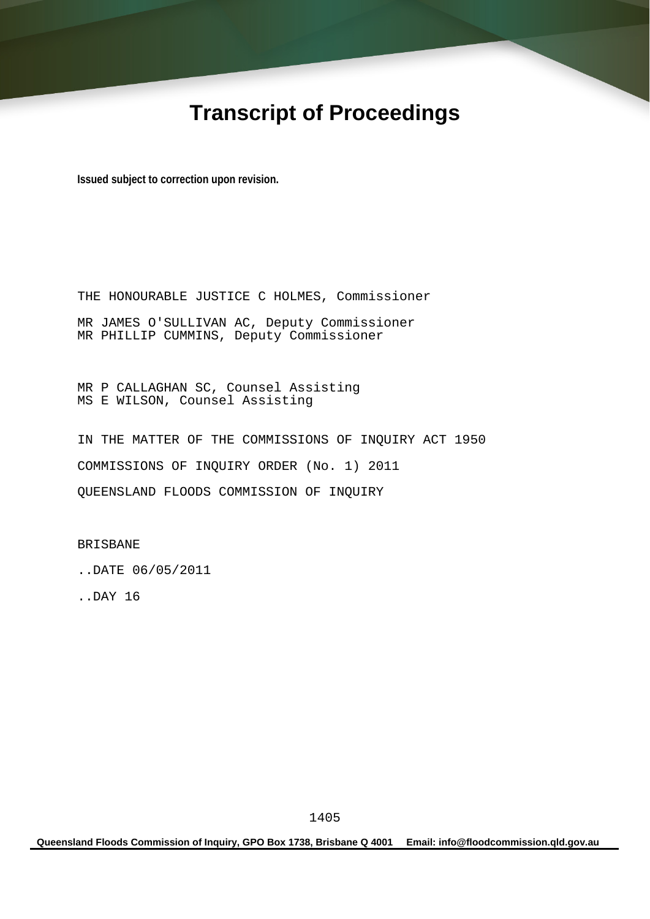# Transcript of Proceedings

**Issued subject to correction upon revision.**

THE HONOURABLE JUSTICE C HOLMES, Commissioner

MR JAMES O'SULLIVAN AC, Deputy Commissioner
MR PHILLIP CUMMINS, Deputy Commissioner

MR P CALLAGHAN SC, Counsel Assisting
MS E WILSON, Counsel Assisting

IN THE MATTER OF THE COMMISSIONS OF INQUIRY ACT 1950

COMMISSIONS OF INQUIRY ORDER (No. 1) 2011

QUEENSLAND FLOODS COMMISSION OF INQUIRY

BRISBANE

..DATE 06/05/2011

..DAY 16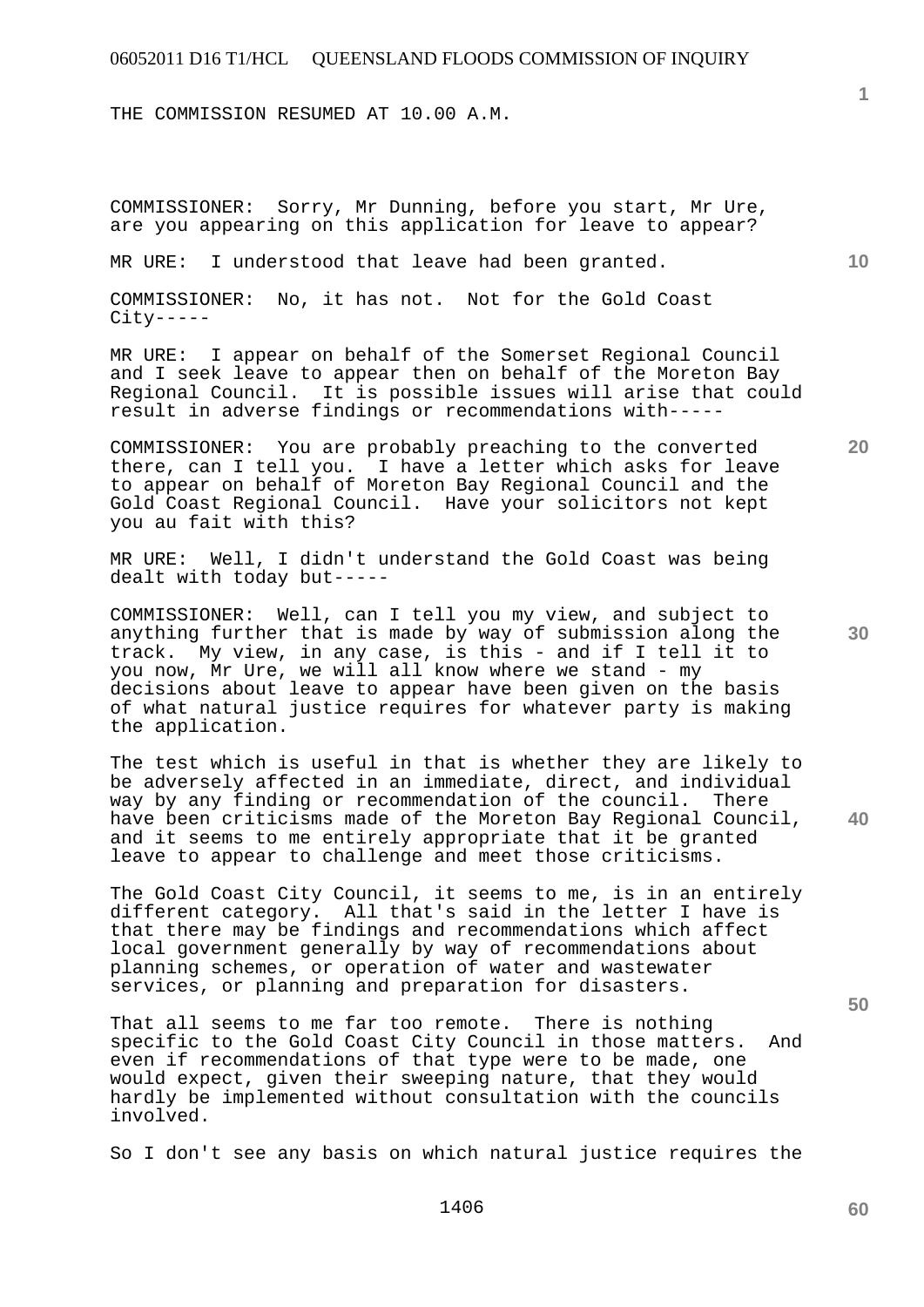THE COMMISSION RESUMED AT 10.00 A.M.

COMMISSIONER: Sorry, Mr Dunning, before you start, Mr Ure, are you appearing on this application for leave to appear?

MR URE: I understood that leave had been granted.

COMMISSIONER: No, it has not. Not for the Gold Coast City-----

MR URE: I appear on behalf of the Somerset Regional Council and I seek leave to appear then on behalf of the Moreton Bay Regional Council. It is possible issues will arise that could result in adverse findings or recommendations with-----

COMMISSIONER: You are probably preaching to the converted there, can I tell you. I have a letter which asks for leave to appear on behalf of Moreton Bay Regional Council and the Gold Coast Regional Council. Have your solicitors not kept you au fait with this?

MR URE: Well, I didn't understand the Gold Coast was being dealt with today but-----

COMMISSIONER: Well, can I tell you my view, and subject to anything further that is made by way of submission along the track. My view, in any case, is this - and if I tell it to you now, Mr Ure, we will all know where we stand - my decisions about leave to appear have been given on the basis of what natural justice requires for whatever party is making the application.

The test which is useful in that is whether they are likely to be adversely affected in an immediate, direct, and individual way by any finding or recommendation of the council. There have been criticisms made of the Moreton Bay Regional Council, and it seems to me entirely appropriate that it be granted leave to appear to challenge and meet those criticisms.

The Gold Coast City Council, it seems to me, is in an entirely different category. All that's said in the letter I have is that there may be findings and recommendations which affect local government generally by way of recommendations about planning schemes, or operation of water and wastewater services, or planning and preparation for disasters.

That all seems to me far too remote. There is nothing specific to the Gold Coast City Council in those matters. And even if recommendations of that type were to be made, one would expect, given their sweeping nature, that they would hardly be implemented without consultation with the councils involved.

So I don't see any basis on which natural justice requires the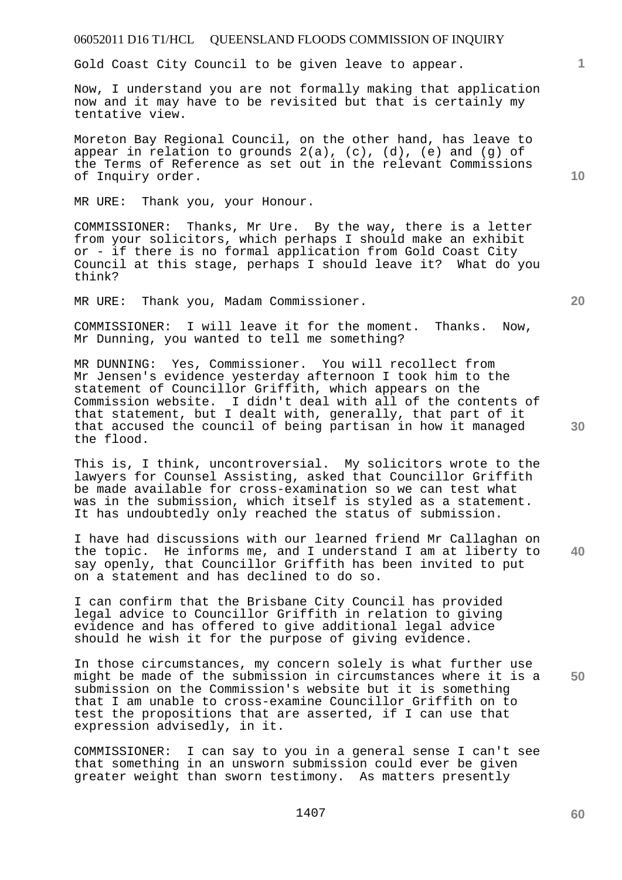Gold Coast City Council to be given leave to appear.

Now, I understand you are not formally making that application now and it may have to be revisited but that is certainly my tentative view.

Moreton Bay Regional Council, on the other hand, has leave to appear in relation to grounds 2(a), (c), (d), (e) and (g) of the Terms of Reference as set out in the relevant Commissions of Inquiry order.

MR URE: Thank you, your Honour.

COMMISSIONER: Thanks, Mr Ure. By the way, there is a letter from your solicitors, which perhaps I should make an exhibit or - if there is no formal application from Gold Coast City Council at this stage, perhaps I should leave it? What do you think?

MR URE: Thank you, Madam Commissioner.

COMMISSIONER: I will leave it for the moment. Thanks. Now, Mr Dunning, you wanted to tell me something?

MR DUNNING: Yes, Commissioner. You will recollect from Mr Jensen's evidence yesterday afternoon I took him to the statement of Councillor Griffith, which appears on the Commission website. I didn't deal with all of the contents of that statement, but I dealt with, generally, that part of it that accused the council of being partisan in how it managed the flood.

This is, I think, uncontroversial. My solicitors wrote to the lawyers for Counsel Assisting, asked that Councillor Griffith be made available for cross-examination so we can test what was in the submission, which itself is styled as a statement. It has undoubtedly only reached the status of submission.

I have had discussions with our learned friend Mr Callaghan on the topic. He informs me, and I understand I am at liberty to say openly, that Councillor Griffith has been invited to put on a statement and has declined to do so.

I can confirm that the Brisbane City Council has provided legal advice to Councillor Griffith in relation to giving evidence and has offered to give additional legal advice should he wish it for the purpose of giving evidence.

In those circumstances, my concern solely is what further use might be made of the submission in circumstances where it is a submission on the Commission's website but it is something that I am unable to cross-examine Councillor Griffith on to test the propositions that are asserted, if I can use that expression advisedly, in it.

COMMISSIONER: I can say to you in a general sense I can't see that something in an unsworn submission could ever be given greater weight than sworn testimony. As matters presently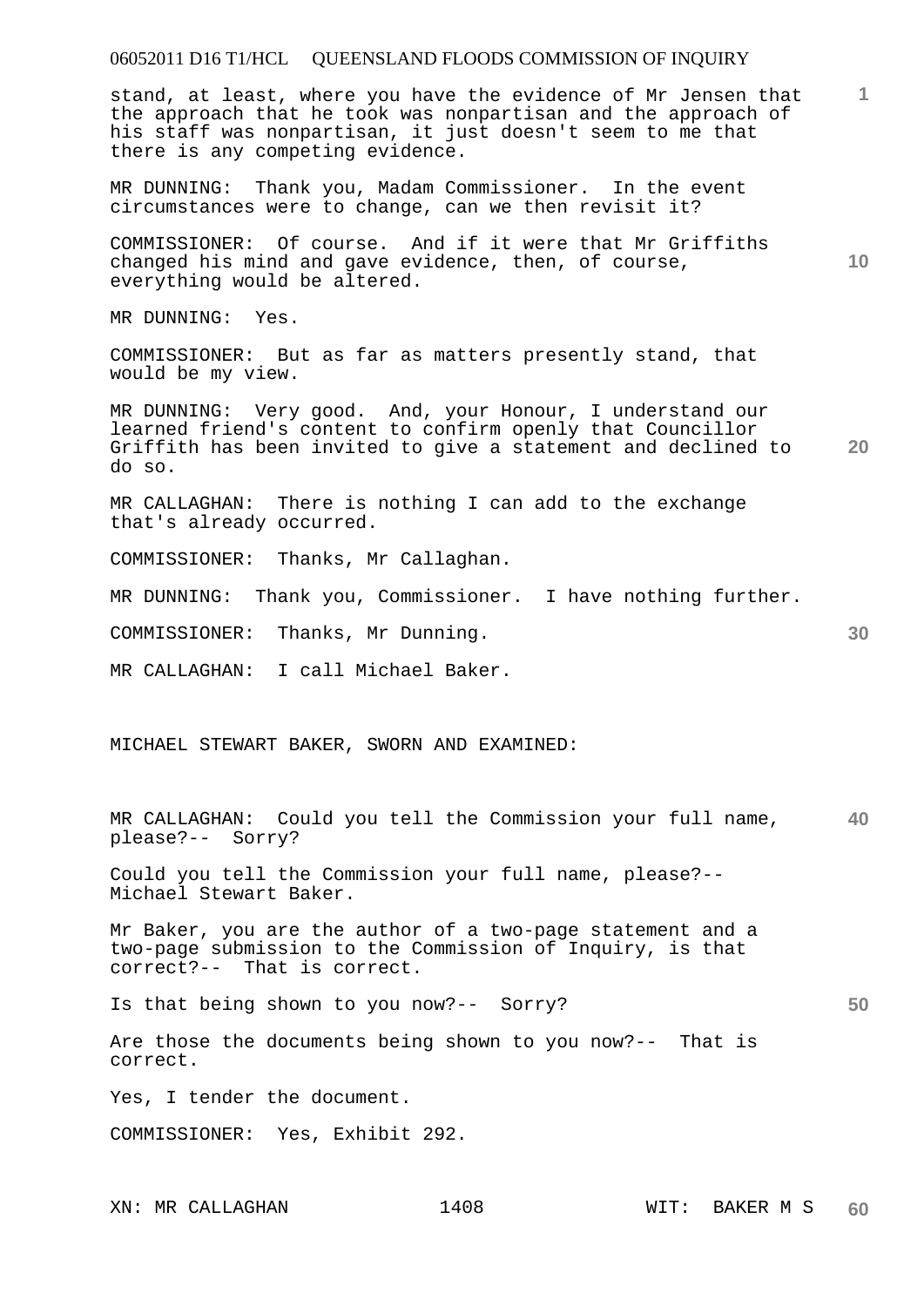stand, at least, where you have the evidence of Mr Jensen that the approach that he took was nonpartisan and the approach of his staff was nonpartisan, it just doesn't seem to me that there is any competing evidence.

MR DUNNING: Thank you, Madam Commissioner. In the event circumstances were to change, can we then revisit it?

COMMISSIONER: Of course. And if it were that Mr Griffiths changed his mind and gave evidence, then, of course, everything would be altered.

MR DUNNING: Yes.

COMMISSIONER: But as far as matters presently stand, that would be my view.

MR DUNNING: Very good. And, your Honour, I understand our learned friend's content to confirm openly that Councillor Griffith has been invited to give a statement and declined to do so.

MR CALLAGHAN: There is nothing I can add to the exchange that's already occurred.

COMMISSIONER: Thanks, Mr Callaghan.

MR DUNNING: Thank you, Commissioner. I have nothing further.

COMMISSIONER: Thanks, Mr Dunning.

MR CALLAGHAN: I call Michael Baker.

MICHAEL STEWART BAKER, SWORN AND EXAMINED:

MR CALLAGHAN: Could you tell the Commission your full name, please?-- Sorry?

Could you tell the Commission your full name, please?-- Michael Stewart Baker.

Mr Baker, you are the author of a two-page statement and a two-page submission to the Commission of Inquiry, is that correct?-- That is correct.

Is that being shown to you now?-- Sorry?

Are those the documents being shown to you now?-- That is correct.

Yes, I tender the document.

COMMISSIONER: Yes, Exhibit 292.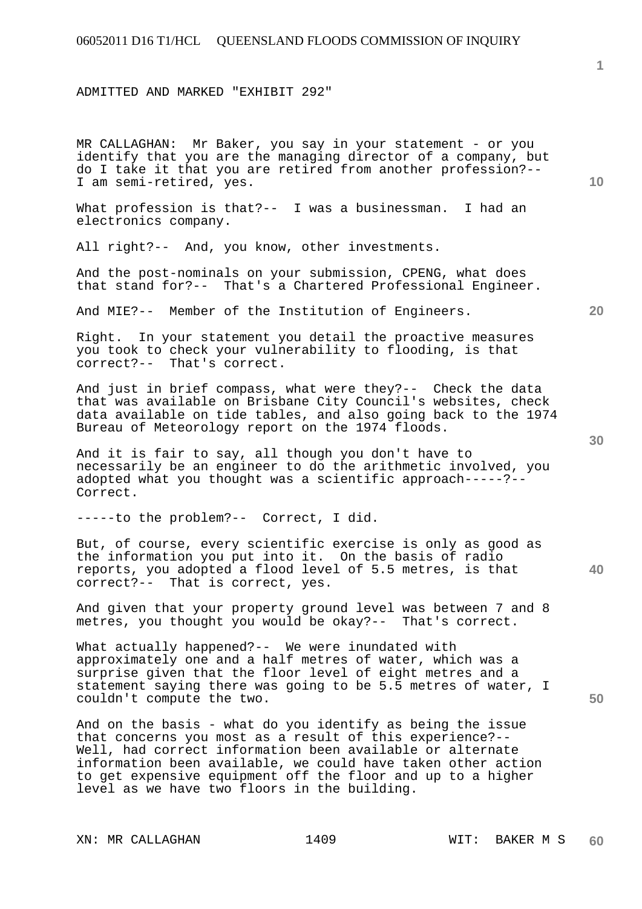ADMITTED AND MARKED "EXHIBIT 292"

MR CALLAGHAN: Mr Baker, you say in your statement - or you identify that you are the managing director of a company, but do I take it that you are retired from another profession?-- I am semi-retired, yes.

What profession is that?-- I was a businessman. I had an electronics company.

All right?-- And, you know, other investments.

And the post-nominals on your submission, CPENG, what does that stand for?-- That's a Chartered Professional Engineer.

And MIE?-- Member of the Institution of Engineers.

Right. In your statement you detail the proactive measures you took to check your vulnerability to flooding, is that correct?-- That's correct.

And just in brief compass, what were they?-- Check the data that was available on Brisbane City Council's websites, check data available on tide tables, and also going back to the 1974 Bureau of Meteorology report on the 1974 floods.

And it is fair to say, all though you don't have to necessarily be an engineer to do the arithmetic involved, you adopted what you thought was a scientific approach-----?-- Correct.

-----to the problem?-- Correct, I did.

But, of course, every scientific exercise is only as good as the information you put into it. On the basis of radio reports, you adopted a flood level of 5.5 metres, is that correct?-- That is correct, yes.

And given that your property ground level was between 7 and 8 metres, you thought you would be okay?-- That's correct.

What actually happened?-- We were inundated with approximately one and a half metres of water, which was a surprise given that the floor level of eight metres and a statement saying there was going to be 5.5 metres of water, I couldn't compute the two.

And on the basis - what do you identify as being the issue that concerns you most as a result of this experience?-- Well, had correct information been available or alternate information been available, we could have taken other action to get expensive equipment off the floor and up to a higher level as we have two floors in the building.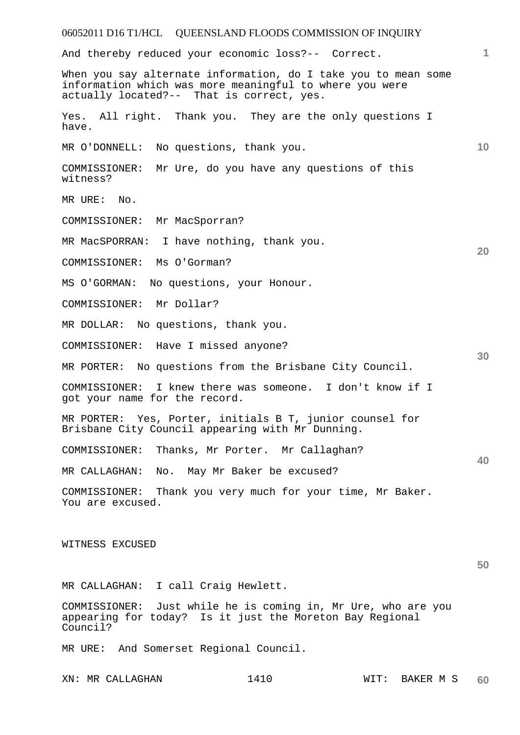And thereby reduced your economic loss?-- Correct.

When you say alternate information, do I take you to mean some information which was more meaningful to where you were actually located?-- That is correct, yes.

Yes. All right. Thank you. They are the only questions I have.

MR O'DONNELL: No questions, thank you.

COMMISSIONER: Mr Ure, do you have any questions of this witness?

MR URE: No.

COMMISSIONER: Mr MacSporran?

MR MacSPORRAN: I have nothing, thank you.

COMMISSIONER: Ms O'Gorman?

MS O'GORMAN: No questions, your Honour.

COMMISSIONER: Mr Dollar?

MR DOLLAR: No questions, thank you.

COMMISSIONER: Have I missed anyone?

MR PORTER: No questions from the Brisbane City Council.

COMMISSIONER: I knew there was someone. I don't know if I got your name for the record.

MR PORTER: Yes, Porter, initials B T, junior counsel for Brisbane City Council appearing with Mr Dunning.

COMMISSIONER: Thanks, Mr Porter. Mr Callaghan?

MR CALLAGHAN: No. May Mr Baker be excused?

COMMISSIONER: Thank you very much for your time, Mr Baker. You are excused.

WITNESS EXCUSED

MR CALLAGHAN: I call Craig Hewlett.

COMMISSIONER: Just while he is coming in, Mr Ure, who are you appearing for today? Is it just the Moreton Bay Regional Council?

MR URE: And Somerset Regional Council.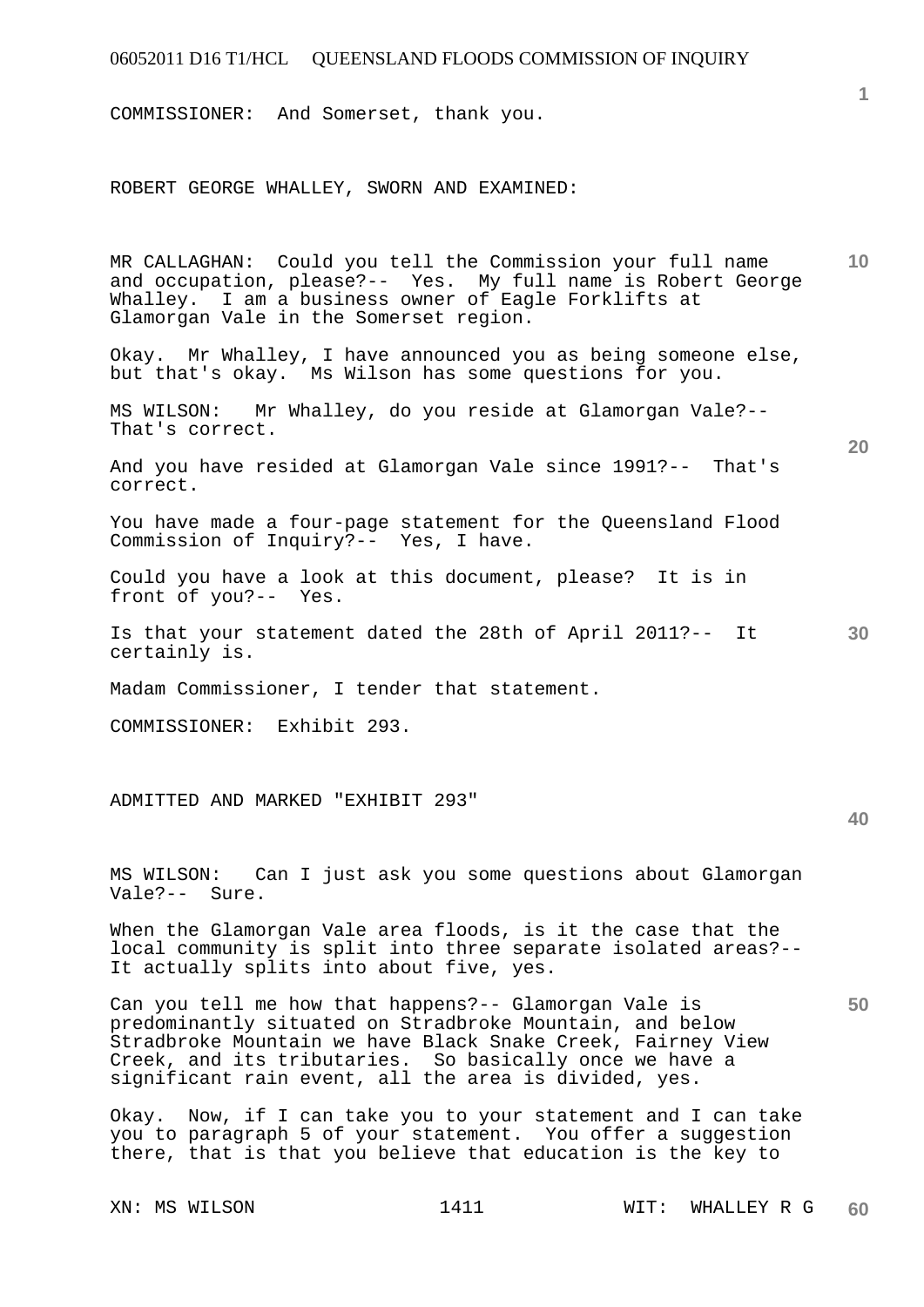COMMISSIONER: And Somerset, thank you.

ROBERT GEORGE WHALLEY, SWORN AND EXAMINED:

MR CALLAGHAN: Could you tell the Commission your full name and occupation, please?-- Yes. My full name is Robert George Whalley. I am a business owner of Eagle Forklifts at Glamorgan Vale in the Somerset region.

Okay. Mr Whalley, I have announced you as being someone else, but that's okay. Ms Wilson has some questions for you.

MS WILSON: Mr Whalley, do you reside at Glamorgan Vale?-- That's correct.

And you have resided at Glamorgan Vale since 1991?-- That's correct.

You have made a four-page statement for the Queensland Flood Commission of Inquiry?-- Yes, I have.

Could you have a look at this document, please? It is in front of you?-- Yes.

Is that your statement dated the 28th of April 2011?-- It certainly is.

Madam Commissioner, I tender that statement.

COMMISSIONER: Exhibit 293.

ADMITTED AND MARKED "EXHIBIT 293"

MS WILSON: Can I just ask you some questions about Glamorgan Vale?-- Sure.

When the Glamorgan Vale area floods, is it the case that the local community is split into three separate isolated areas?-- It actually splits into about five, yes.

Can you tell me how that happens?-- Glamorgan Vale is predominantly situated on Stradbroke Mountain, and below Stradbroke Mountain we have Black Snake Creek, Fairney View Creek, and its tributaries. So basically once we have a significant rain event, all the area is divided, yes.

Okay. Now, if I can take you to your statement and I can take you to paragraph 5 of your statement. You offer a suggestion there, that is that you believe that education is the key to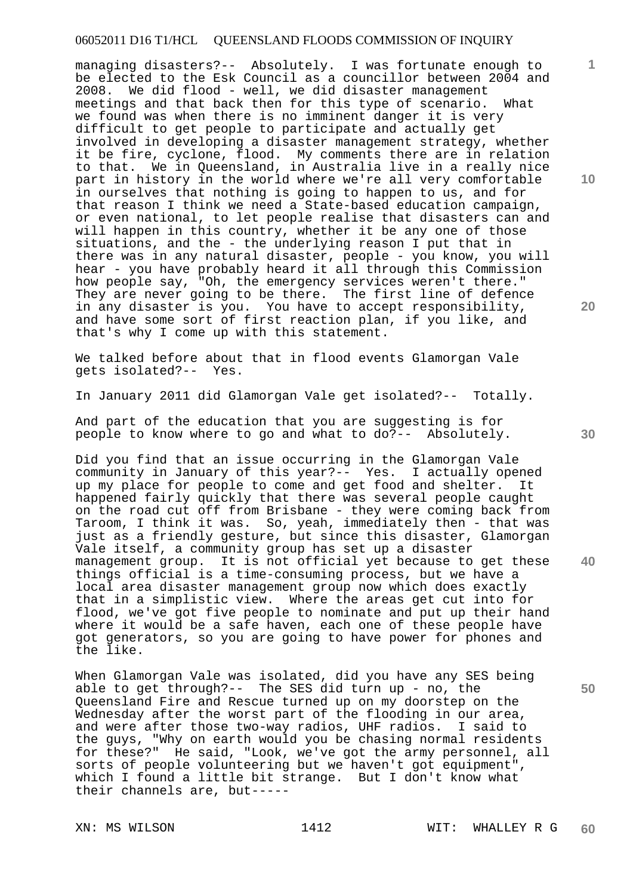managing disasters?-- Absolutely. I was fortunate enough to be elected to the Esk Council as a councillor between 2004 and 2008. We did flood - well, we did disaster management meetings and that back then for this type of scenario. What we found was when there is no imminent danger it is very difficult to get people to participate and actually get involved in developing a disaster management strategy, whether it be fire, cyclone, flood. My comments there are in relation to that. We in Queensland, in Australia live in a really nice part in history in the world where we're all very comfortable in ourselves that nothing is going to happen to us, and for that reason I think we need a State-based education campaign, or even national, to let people realise that disasters can and will happen in this country, whether it be any one of those situations, and the - the underlying reason I put that in there was in any natural disaster, people - you know, you will hear - you have probably heard it all through this Commission how people say, "Oh, the emergency services weren't there." They are never going to be there. The first line of defence in any disaster is you. You have to accept responsibility, and have some sort of first reaction plan, if you like, and that's why I come up with this statement.

We talked before about that in flood events Glamorgan Vale gets isolated?-- Yes.

In January 2011 did Glamorgan Vale get isolated?-- Totally.

And part of the education that you are suggesting is for people to know where to go and what to do?-- Absolutely.

Did you find that an issue occurring in the Glamorgan Vale community in January of this year?-- Yes. I actually opened up my place for people to come and get food and shelter. It happened fairly quickly that there was several people caught on the road cut off from Brisbane - they were coming back from Taroom, I think it was. So, yeah, immediately then - that was just as a friendly gesture, but since this disaster, Glamorgan Vale itself, a community group has set up a disaster management group. It is not official yet because to get these things official is a time-consuming process, but we have a local area disaster management group now which does exactly that in a simplistic view. Where the areas get cut into for flood, we've got five people to nominate and put up their hand where it would be a safe haven, each one of these people have got generators, so you are going to have power for phones and the like.

When Glamorgan Vale was isolated, did you have any SES being able to get through?-- The SES did turn up - no, the Queensland Fire and Rescue turned up on my doorstep on the Wednesday after the worst part of the flooding in our area, and were after those two-way radios, UHF radios. I said to the guys, "Why on earth would you be chasing normal residents for these?" He said, "Look, we've got the army personnel, all sorts of people volunteering but we haven't got equipment", which I found a little bit strange. But I don't know what their channels are, but-----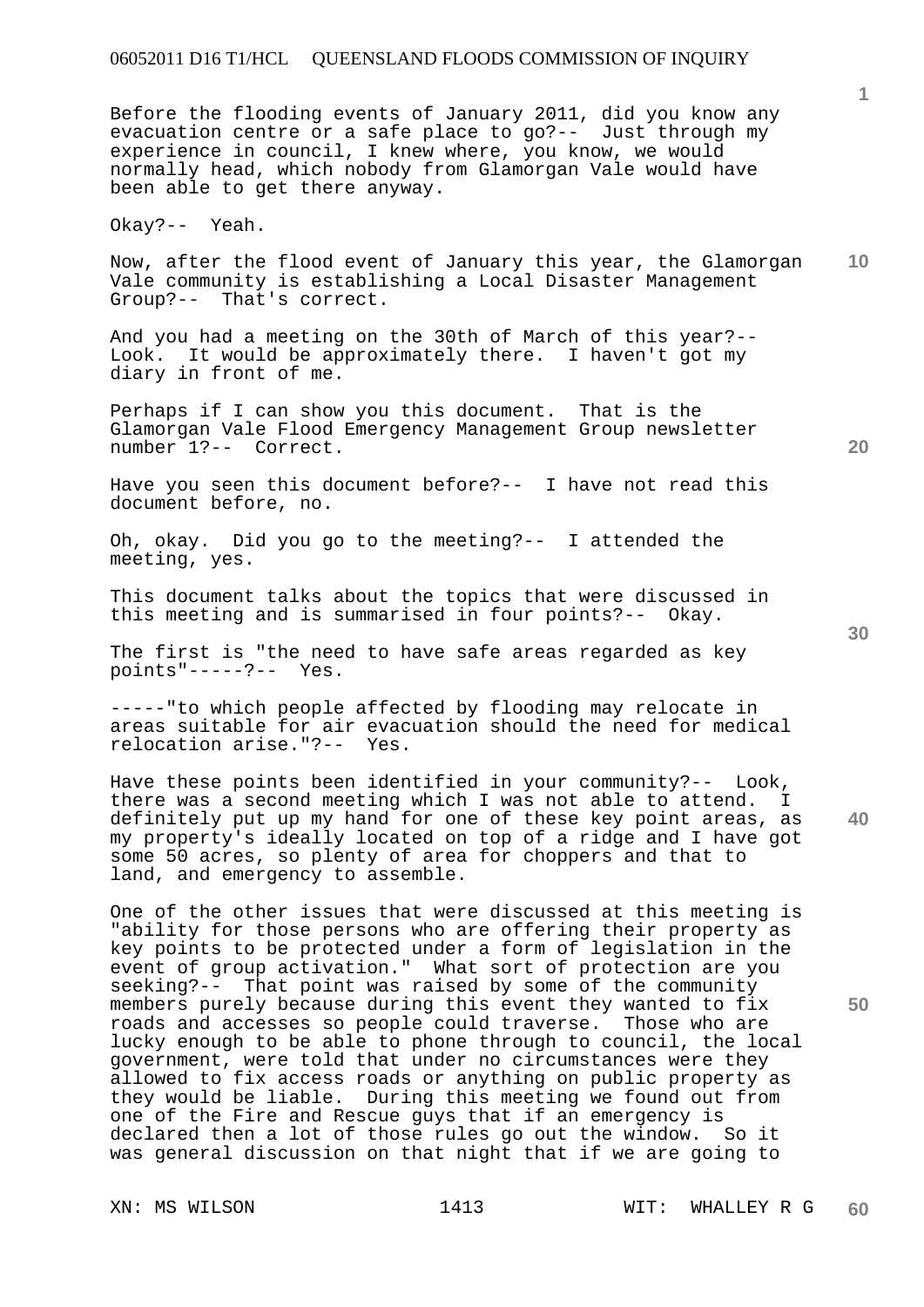Before the flooding events of January 2011, did you know any evacuation centre or a safe place to go?-- Just through my experience in council, I knew where, you know, we would normally head, which nobody from Glamorgan Vale would have been able to get there anyway.

Okay?-- Yeah.

Now, after the flood event of January this year, the Glamorgan Vale community is establishing a Local Disaster Management Group?-- That's correct.

And you had a meeting on the 30th of March of this year?-- Look. It would be approximately there. I haven't got my diary in front of me.

Perhaps if I can show you this document. That is the Glamorgan Vale Flood Emergency Management Group newsletter number 1?-- Correct.

Have you seen this document before?-- I have not read this document before, no.

Oh, okay. Did you go to the meeting?-- I attended the meeting, yes.

This document talks about the topics that were discussed in this meeting and is summarised in four points?-- Okay.

The first is "the need to have safe areas regarded as key points"-----?-- Yes.

-----"to which people affected by flooding may relocate in areas suitable for air evacuation should the need for medical relocation arise."?-- Yes.

Have these points been identified in your community?-- Look, there was a second meeting which I was not able to attend. I definitely put up my hand for one of these key point areas, as my property's ideally located on top of a ridge and I have got some 50 acres, so plenty of area for choppers and that to land, and emergency to assemble.

One of the other issues that were discussed at this meeting is "ability for those persons who are offering their property as key points to be protected under a form of legislation in the event of group activation." What sort of protection are you seeking?-- That point was raised by some of the community members purely because during this event they wanted to fix roads and accesses so people could traverse. Those who are lucky enough to be able to phone through to council, the local government, were told that under no circumstances were they allowed to fix access roads or anything on public property as they would be liable. During this meeting we found out from one of the Fire and Rescue guys that if an emergency is declared then a lot of those rules go out the window. So it was general discussion on that night that if we are going to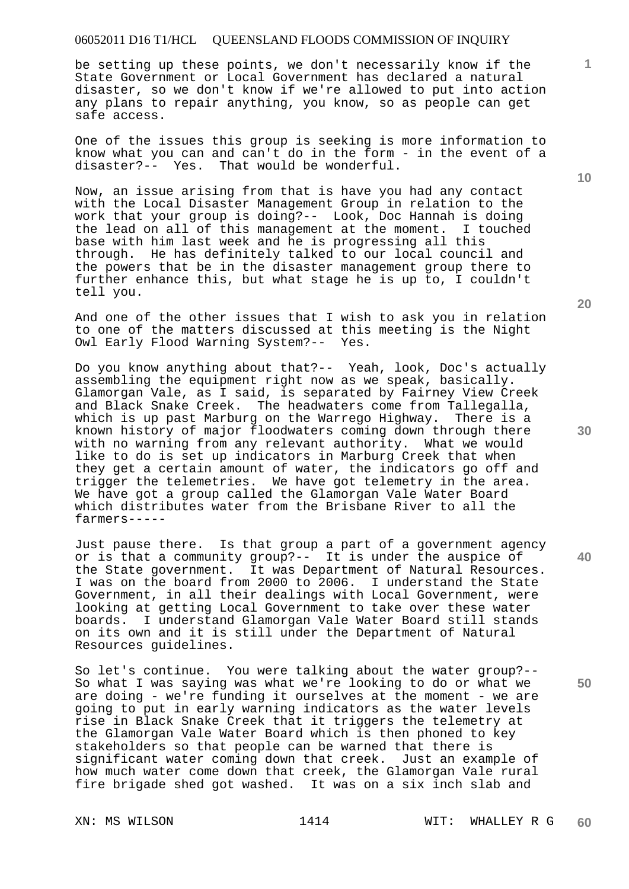be setting up these points, we don't necessarily know if the State Government or Local Government has declared a natural disaster, so we don't know if we're allowed to put into action any plans to repair anything, you know, so as people can get safe access.

One of the issues this group is seeking is more information to know what you can and can't do in the form - in the event of a disaster?-- Yes. That would be wonderful.

Now, an issue arising from that is have you had any contact with the Local Disaster Management Group in relation to the work that your group is doing?-- Look, Doc Hannah is doing the lead on all of this management at the moment. I touched base with him last week and he is progressing all this through. He has definitely talked to our local council and the powers that be in the disaster management group there to further enhance this, but what stage he is up to, I couldn't tell you.

And one of the other issues that I wish to ask you in relation to one of the matters discussed at this meeting is the Night Owl Early Flood Warning System?-- Yes.

Do you know anything about that?-- Yeah, look, Doc's actually assembling the equipment right now as we speak, basically. Glamorgan Vale, as I said, is separated by Fairney View Creek and Black Snake Creek. The headwaters come from Tallegalla, which is up past Marburg on the Warrego Highway. There is a known history of major floodwaters coming down through there with no warning from any relevant authority. What we would like to do is set up indicators in Marburg Creek that when they get a certain amount of water, the indicators go off and trigger the telemetries. We have got telemetry in the area. We have got a group called the Glamorgan Vale Water Board which distributes water from the Brisbane River to all the farmers-----

Just pause there. Is that group a part of a government agency or is that a community group?-- It is under the auspice of the State government. It was Department of Natural Resources. I was on the board from 2000 to 2006. I understand the State Government, in all their dealings with Local Government, were looking at getting Local Government to take over these water boards. I understand Glamorgan Vale Water Board still stands on its own and it is still under the Department of Natural Resources guidelines.

So let's continue. You were talking about the water group?-- So what I was saying was what we're looking to do or what we are doing - we're funding it ourselves at the moment - we are going to put in early warning indicators as the water levels rise in Black Snake Creek that it triggers the telemetry at the Glamorgan Vale Water Board which is then phoned to key stakeholders so that people can be warned that there is significant water coming down that creek. Just an example of how much water come down that creek, the Glamorgan Vale rural fire brigade shed got washed. It was on a six inch slab and

XN: MS WILSON 1414 WIT: WHALLEY R G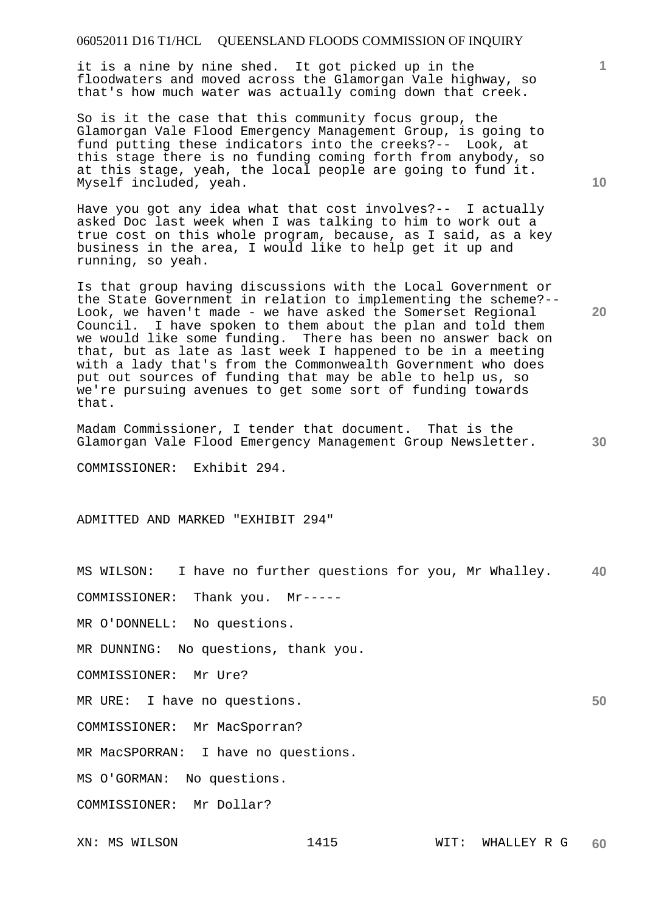it is a nine by nine shed. It got picked up in the floodwaters and moved across the Glamorgan Vale highway, so that's how much water was actually coming down that creek.

So is it the case that this community focus group, the Glamorgan Vale Flood Emergency Management Group, is going to fund putting these indicators into the creeks?-- Look, at this stage there is no funding coming forth from anybody, so at this stage, yeah, the local people are going to fund it. Myself included, yeah.

Have you got any idea what that cost involves?-- I actually asked Doc last week when I was talking to him to work out a true cost on this whole program, because, as I said, as a key business in the area, I would like to help get it up and running, so yeah.

Is that group having discussions with the Local Government or the State Government in relation to implementing the scheme?-- Look, we haven't made - we have asked the Somerset Regional Council. I have spoken to them about the plan and told them we would like some funding. There has been no answer back on that, but as late as last week I happened to be in a meeting with a lady that's from the Commonwealth Government who does put out sources of funding that may be able to help us, so we're pursuing avenues to get some sort of funding towards that.

Madam Commissioner, I tender that document. That is the Glamorgan Vale Flood Emergency Management Group Newsletter.

COMMISSIONER: Exhibit 294.

ADMITTED AND MARKED "EXHIBIT 294"

MS WILSON: I have no further questions for you, Mr Whalley.

COMMISSIONER: Thank you. Mr-----

MR O'DONNELL: No questions.

MR DUNNING: No questions, thank you.

COMMISSIONER: Mr Ure?

MR URE: I have no questions.

COMMISSIONER: Mr MacSporran?

MR MacSPORRAN: I have no questions.

MS O'GORMAN: No questions.

COMMISSIONER: Mr Dollar?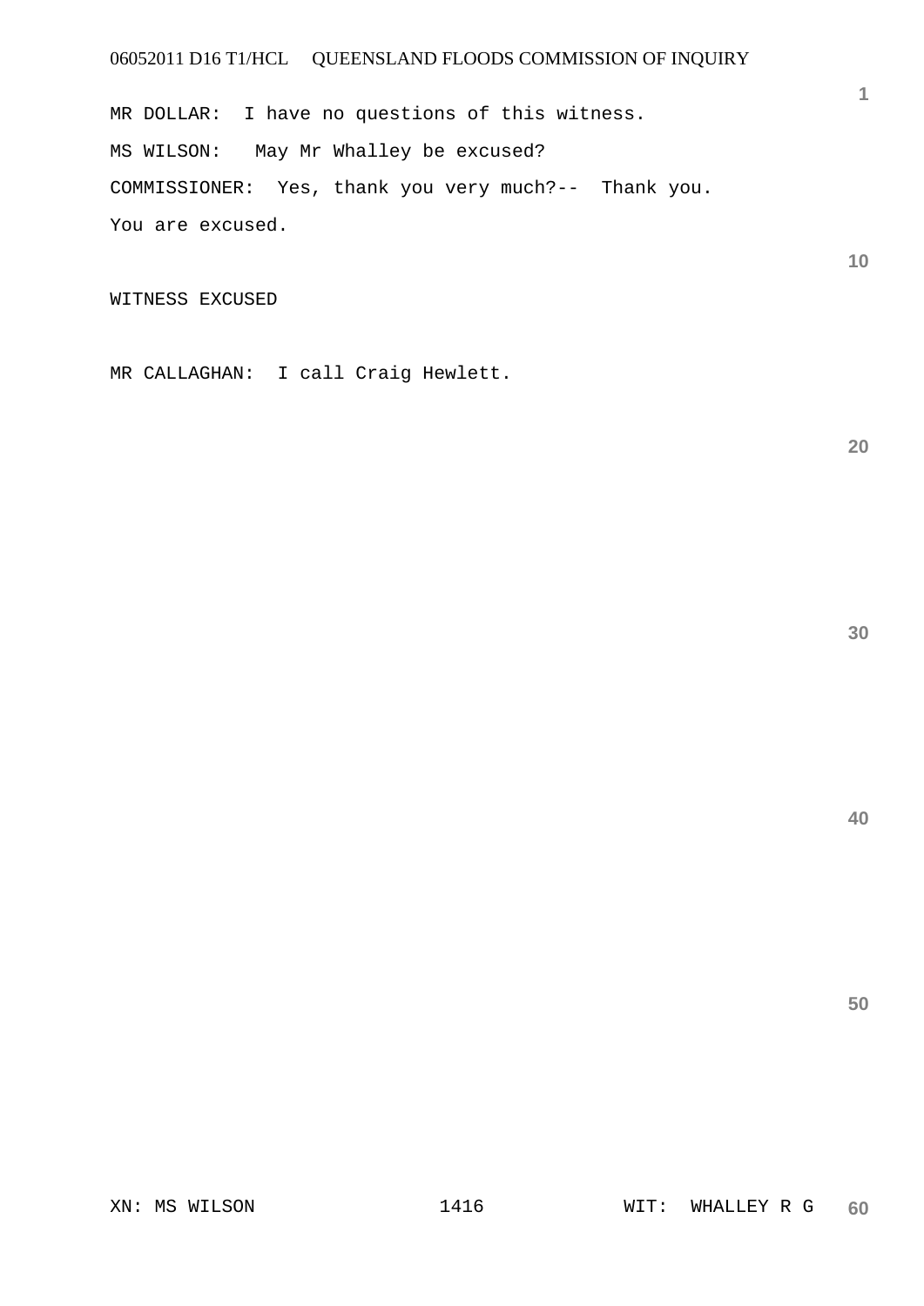MR DOLLAR: I have no questions of this witness.

MS WILSON: May Mr Whalley be excused?

COMMISSIONER: Yes, thank you very much?-- Thank you.

You are excused.

WITNESS EXCUSED

MR CALLAGHAN: I call Craig Hewlett.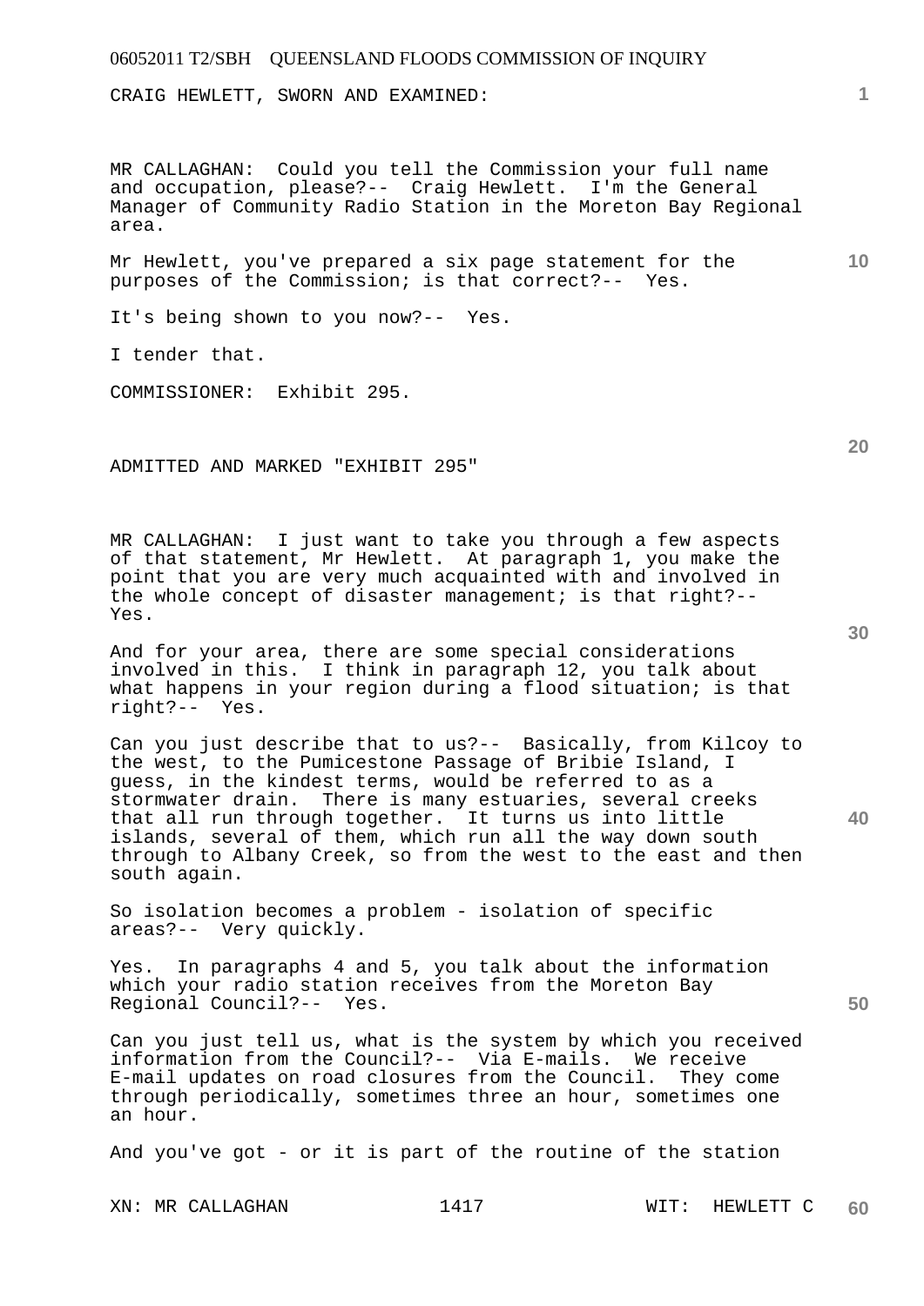CRAIG HEWLETT, SWORN AND EXAMINED:

MR CALLAGHAN: Could you tell the Commission your full name and occupation, please?-- Craig Hewlett. I'm the General Manager of Community Radio Station in the Moreton Bay Regional area.

Mr Hewlett, you've prepared a six page statement for the purposes of the Commission; is that correct?-- Yes.

It's being shown to you now?-- Yes.

I tender that.

COMMISSIONER: Exhibit 295.

ADMITTED AND MARKED "EXHIBIT 295"

MR CALLAGHAN: I just want to take you through a few aspects of that statement, Mr Hewlett. At paragraph 1, you make the point that you are very much acquainted with and involved in the whole concept of disaster management; is that right?-- Yes.

And for your area, there are some special considerations involved in this. I think in paragraph 12, you talk about what happens in your region during a flood situation; is that right?-- Yes.

Can you just describe that to us?-- Basically, from Kilcoy to the west, to the Pumicestone Passage of Bribie Island, I guess, in the kindest terms, would be referred to as a stormwater drain. There is many estuaries, several creeks that all run through together. It turns us into little islands, several of them, which run all the way down south through to Albany Creek, so from the west to the east and then south again.

So isolation becomes a problem - isolation of specific areas?-- Very quickly.

Yes. In paragraphs 4 and 5, you talk about the information which your radio station receives from the Moreton Bay Regional Council?-- Yes.

Can you just tell us, what is the system by which you received information from the Council?-- Via E-mails. We receive E-mail updates on road closures from the Council. They come through periodically, sometimes three an hour, sometimes one an hour.

And you've got - or it is part of the routine of the station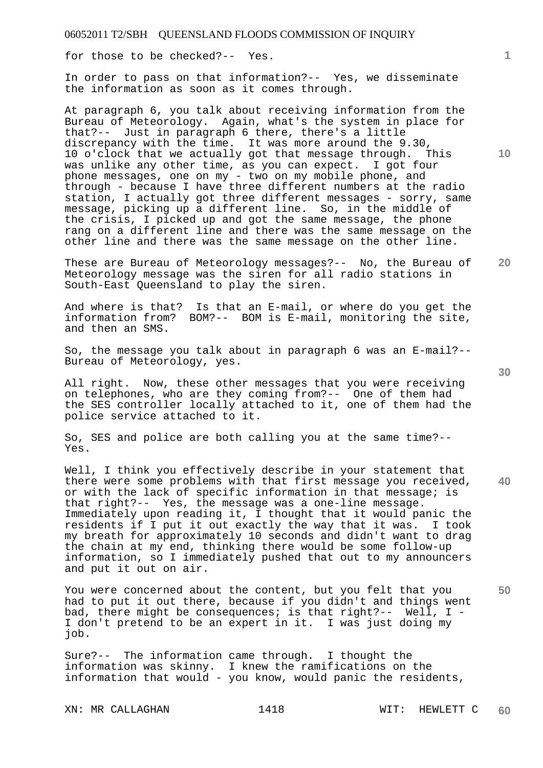for those to be checked?-- Yes.

In order to pass on that information?-- Yes, we disseminate the information as soon as it comes through.

At paragraph 6, you talk about receiving information from the Bureau of Meteorology. Again, what's the system in place for that?-- Just in paragraph 6 there, there's a little discrepancy with the time. It was more around the 9.30, 10 o'clock that we actually got that message through. This was unlike any other time, as you can expect. I got four phone messages, one on my - two on my mobile phone, and through - because I have three different numbers at the radio station, I actually got three different messages - sorry, same message, picking up a different line. So, in the middle of the crisis, I picked up and got the same message, the phone rang on a different line and there was the same message on the other line and there was the same message on the other line.

These are Bureau of Meteorology messages?-- No, the Bureau of Meteorology message was the siren for all radio stations in South-East Queensland to play the siren.

And where is that? Is that an E-mail, or where do you get the information from? BOM?-- BOM is E-mail, monitoring the site, and then an SMS.

So, the message you talk about in paragraph 6 was an E-mail?-- Bureau of Meteorology, yes.

All right. Now, these other messages that you were receiving on telephones, who are they coming from?-- One of them had the SES controller locally attached to it, one of them had the police service attached to it.

So, SES and police are both calling you at the same time?-- Yes.

Well, I think you effectively describe in your statement that there were some problems with that first message you received, or with the lack of specific information in that message; is that right?-- Yes, the message was a one-line message. Immediately upon reading it, I thought that it would panic the residents if I put it out exactly the way that it was. I took my breath for approximately 10 seconds and didn't want to drag the chain at my end, thinking there would be some follow-up information, so I immediately pushed that out to my announcers and put it out on air.

You were concerned about the content, but you felt that you had to put it out there, because if you didn't and things went bad, there might be consequences; is that right?-- Well, I - I don't pretend to be an expert in it. I was just doing my job.

Sure?-- The information came through. I thought the information was skinny. I knew the ramifications on the information that would - you know, would panic the residents,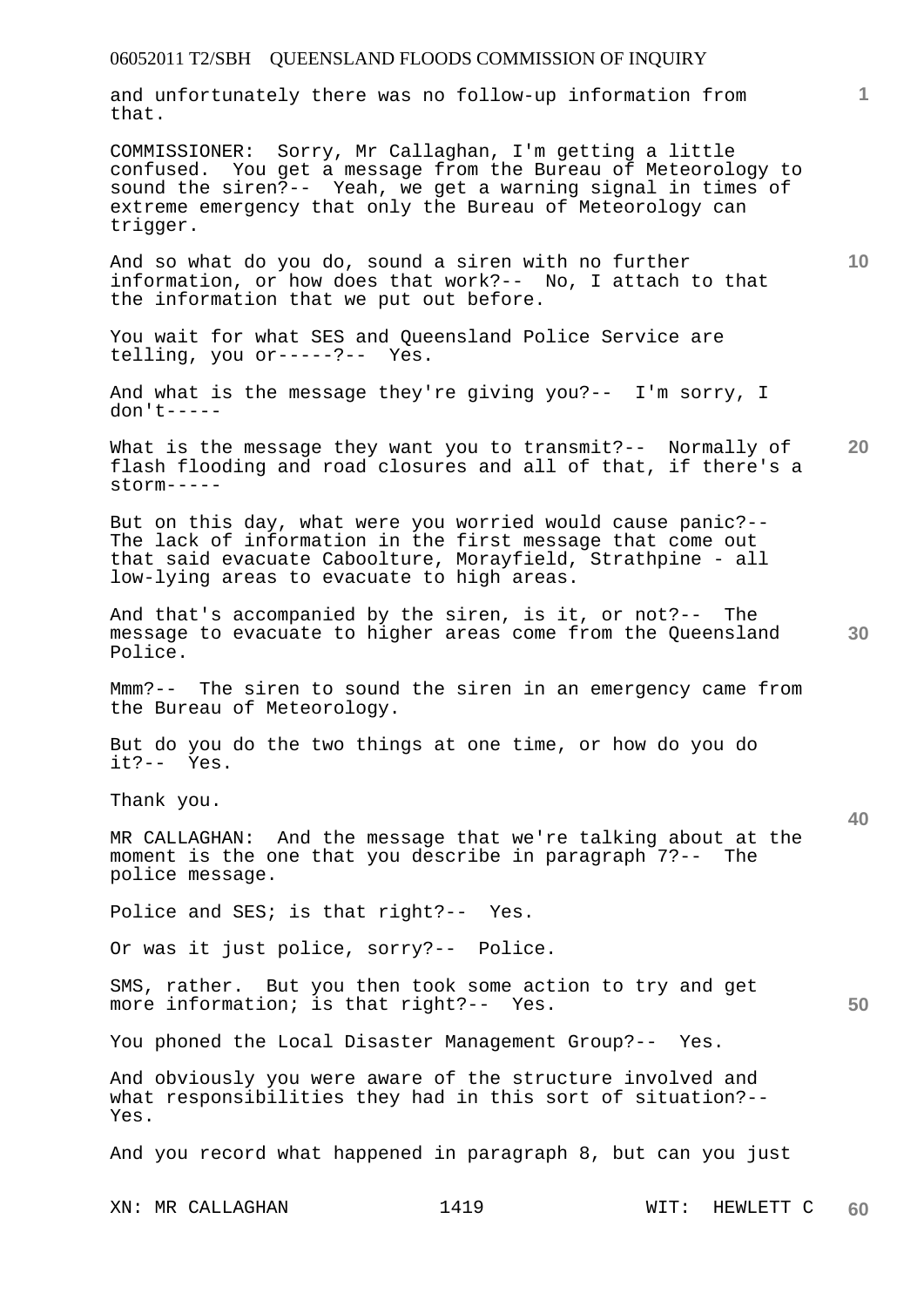and unfortunately there was no follow-up information from that.

COMMISSIONER: Sorry, Mr Callaghan, I'm getting a little confused. You get a message from the Bureau of Meteorology to sound the siren?-- Yeah, we get a warning signal in times of extreme emergency that only the Bureau of Meteorology can trigger.

And so what do you do, sound a siren with no further information, or how does that work?-- No, I attach to that the information that we put out before.

You wait for what SES and Queensland Police Service are telling, you or-----?-- Yes.

And what is the message they're giving you?-- I'm sorry, I don't-----

What is the message they want you to transmit?-- Normally of flash flooding and road closures and all of that, if there's a storm-----

But on this day, what were you worried would cause panic?-- The lack of information in the first message that come out that said evacuate Caboolture, Morayfield, Strathpine - all low-lying areas to evacuate to high areas.

And that's accompanied by the siren, is it, or not?-- The message to evacuate to higher areas come from the Queensland Police.

Mmm?-- The siren to sound the siren in an emergency came from the Bureau of Meteorology.

But do you do the two things at one time, or how do you do it?-- Yes.

Thank you.

MR CALLAGHAN: And the message that we're talking about at the moment is the one that you describe in paragraph 7?-- The police message.

Police and SES; is that right?-- Yes.

Or was it just police, sorry?-- Police.

SMS, rather. But you then took some action to try and get more information; is that right?-- Yes.

You phoned the Local Disaster Management Group?-- Yes.

And obviously you were aware of the structure involved and what responsibilities they had in this sort of situation?-- Yes.

And you record what happened in paragraph 8, but can you just

XN: MR CALLAGHAN WIT: HEWLETT C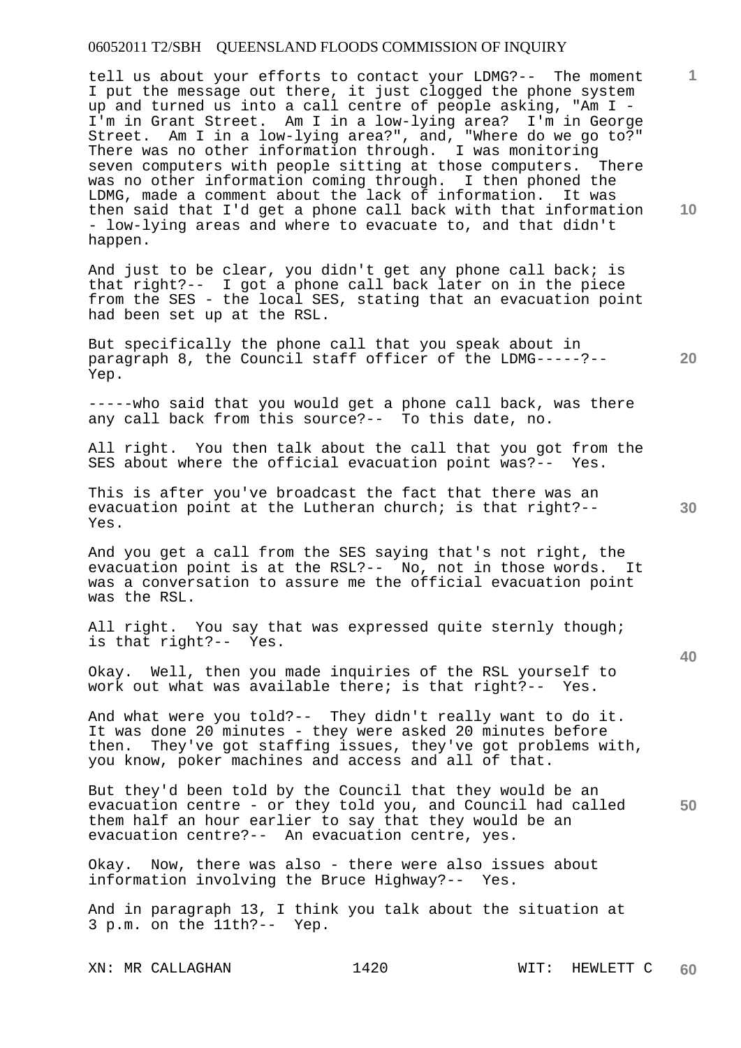tell us about your efforts to contact your LDMG?-- The moment I put the message out there, it just clogged the phone system up and turned us into a call centre of people asking, "Am I - I'm in Grant Street. Am I in a low-lying area? I'm in George Street. Am I in a low-lying area?", and, "Where do we go to?" There was no other information through. I was monitoring seven computers with people sitting at those computers. There was no other information coming through. I then phoned the LDMG, made a comment about the lack of information. It was then said that I'd get a phone call back with that information - low-lying areas and where to evacuate to, and that didn't happen.

And just to be clear, you didn't get any phone call back; is that right?-- I got a phone call back later on in the piece from the SES - the local SES, stating that an evacuation point had been set up at the RSL.

But specifically the phone call that you speak about in paragraph 8, the Council staff officer of the LDMG-----?-- Yep.

-----who said that you would get a phone call back, was there any call back from this source?-- To this date, no.

All right. You then talk about the call that you got from the SES about where the official evacuation point was?-- Yes.

This is after you've broadcast the fact that there was an evacuation point at the Lutheran church; is that right?-- Yes.

And you get a call from the SES saying that's not right, the evacuation point is at the RSL?-- No, not in those words. It was a conversation to assure me the official evacuation point was the RSL.

All right. You say that was expressed quite sternly though; is that right?-- Yes.

Okay. Well, then you made inquiries of the RSL yourself to work out what was available there; is that right?-- Yes.

And what were you told?-- They didn't really want to do it. It was done 20 minutes - they were asked 20 minutes before then. They've got staffing issues, they've got problems with, you know, poker machines and access and all of that.

But they'd been told by the Council that they would be an evacuation centre - or they told you, and Council had called them half an hour earlier to say that they would be an evacuation centre?-- An evacuation centre, yes.

Okay. Now, there was also - there were also issues about information involving the Bruce Highway?-- Yes.

And in paragraph 13, I think you talk about the situation at 3 p.m. on the 11th?-- Yep.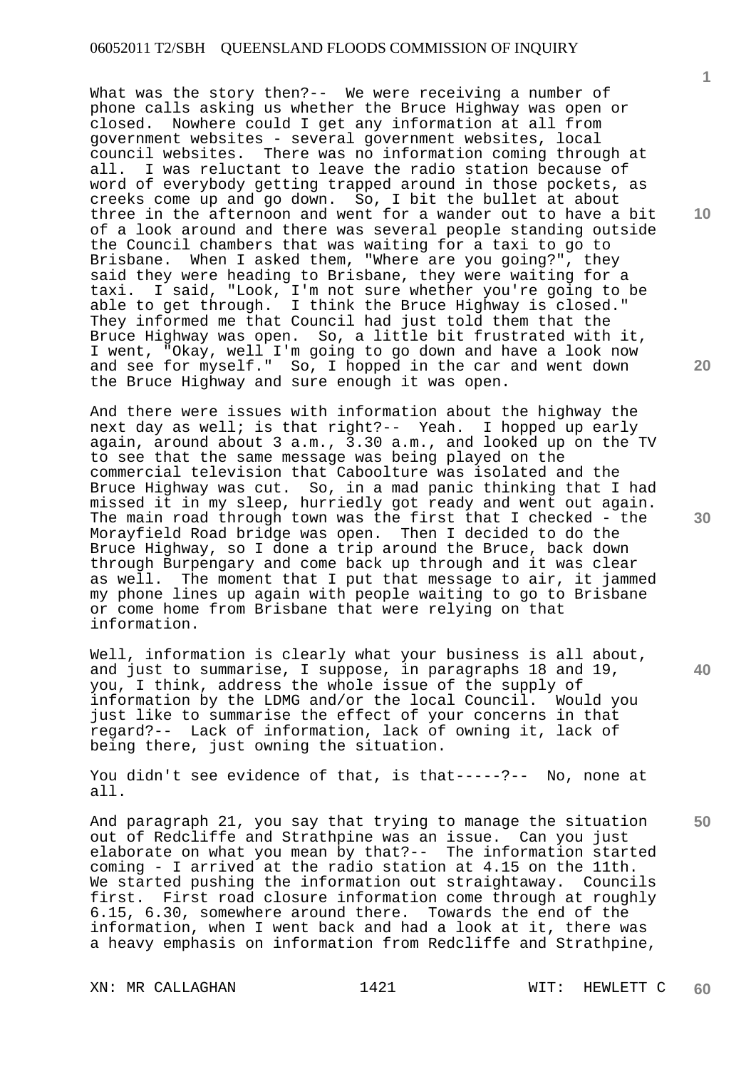What was the story then?-- We were receiving a number of phone calls asking us whether the Bruce Highway was open or closed. Nowhere could I get any information at all from government websites - several government websites, local council websites. There was no information coming through at all. I was reluctant to leave the radio station because of word of everybody getting trapped around in those pockets, as creeks come up and go down. So, I bit the bullet at about three in the afternoon and went for a wander out to have a bit of a look around and there was several people standing outside the Council chambers that was waiting for a taxi to go to Brisbane. When I asked them, "Where are you going?", they said they were heading to Brisbane, they were waiting for a taxi. I said, "Look, I'm not sure whether you're going to be able to get through. I think the Bruce Highway is closed." They informed me that Council had just told them that the Bruce Highway was open. So, a little bit frustrated with it, I went, "Okay, well I'm going to go down and have a look now and see for myself." So, I hopped in the car and went down the Bruce Highway and sure enough it was open.

And there were issues with information about the highway the next day as well; is that right?-- Yeah. I hopped up early again, around about 3 a.m., 3.30 a.m., and looked up on the TV to see that the same message was being played on the commercial television that Caboolture was isolated and the Bruce Highway was cut. So, in a mad panic thinking that I had missed it in my sleep, hurriedly got ready and went out again. The main road through town was the first that I checked - the Morayfield Road bridge was open. Then I decided to do the Bruce Highway, so I done a trip around the Bruce, back down through Burpengary and come back up through and it was clear as well. The moment that I put that message to air, it jammed my phone lines up again with people waiting to go to Brisbane or come home from Brisbane that were relying on that information.

Well, information is clearly what your business is all about, and just to summarise, I suppose, in paragraphs 18 and 19, you, I think, address the whole issue of the supply of information by the LDMG and/or the local Council. Would you just like to summarise the effect of your concerns in that regard?-- Lack of information, lack of owning it, lack of being there, just owning the situation.

You didn't see evidence of that, is that-----?-- No, none at all.

And paragraph 21, you say that trying to manage the situation out of Redcliffe and Strathpine was an issue. Can you just elaborate on what you mean by that?-- The information started coming - I arrived at the radio station at 4.15 on the 11th. We started pushing the information out straightaway. Councils first. First road closure information come through at roughly 6.15, 6.30, somewhere around there. Towards the end of the information, when I went back and had a look at it, there was a heavy emphasis on information from Redcliffe and Strathpine,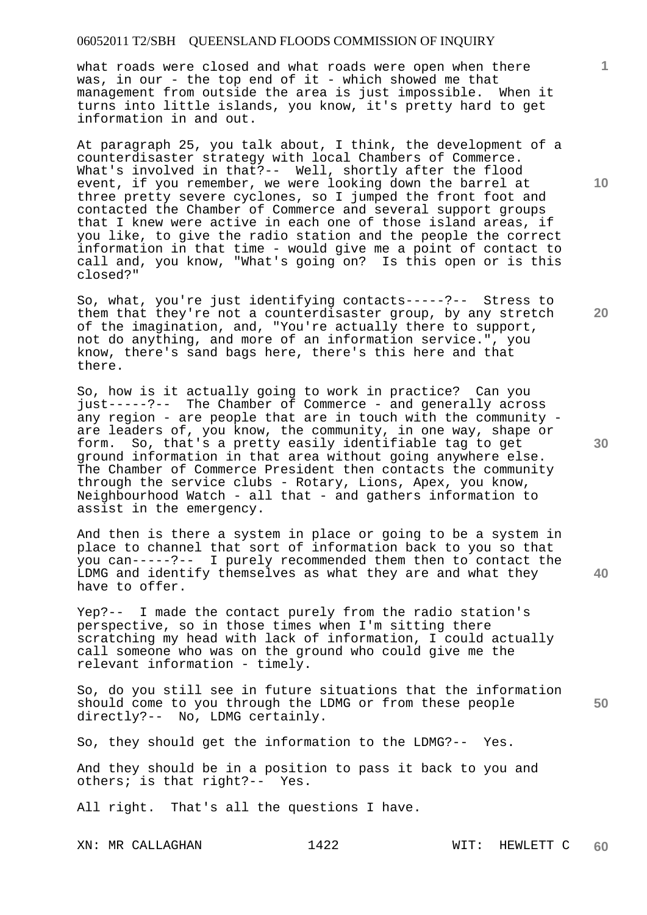what roads were closed and what roads were open when there was, in our - the top end of it - which showed me that management from outside the area is just impossible. When it turns into little islands, you know, it's pretty hard to get information in and out.

At paragraph 25, you talk about, I think, the development of a counterdisaster strategy with local Chambers of Commerce. What's involved in that?-- Well, shortly after the flood event, if you remember, we were looking down the barrel at three pretty severe cyclones, so I jumped the front foot and contacted the Chamber of Commerce and several support groups that I knew were active in each one of those island areas, if you like, to give the radio station and the people the correct information in that time - would give me a point of contact to call and, you know, "What's going on? Is this open or is this closed?"

So, what, you're just identifying contacts-----?-- Stress to them that they're not a counterdisaster group, by any stretch of the imagination, and, "You're actually there to support, not do anything, and more of an information service.", you know, there's sand bags here, there's this here and that there.

So, how is it actually going to work in practice? Can you just-----?-- The Chamber of Commerce - and generally across any region - are people that are in touch with the community - are leaders of, you know, the community, in one way, shape or form. So, that's a pretty easily identifiable tag to get ground information in that area without going anywhere else. The Chamber of Commerce President then contacts the community through the service clubs - Rotary, Lions, Apex, you know, Neighbourhood Watch - all that - and gathers information to assist in the emergency.

And then is there a system in place or going to be a system in place to channel that sort of information back to you so that you can-----?-- I purely recommended them then to contact the LDMG and identify themselves as what they are and what they have to offer.

Yep?-- I made the contact purely from the radio station's perspective, so in those times when I'm sitting there scratching my head with lack of information, I could actually call someone who was on the ground who could give me the relevant information - timely.

So, do you still see in future situations that the information should come to you through the LDMG or from these people directly?-- No, LDMG certainly.

So, they should get the information to the LDMG?-- Yes.

And they should be in a position to pass it back to you and others; is that right?-- Yes.

All right. That's all the questions I have.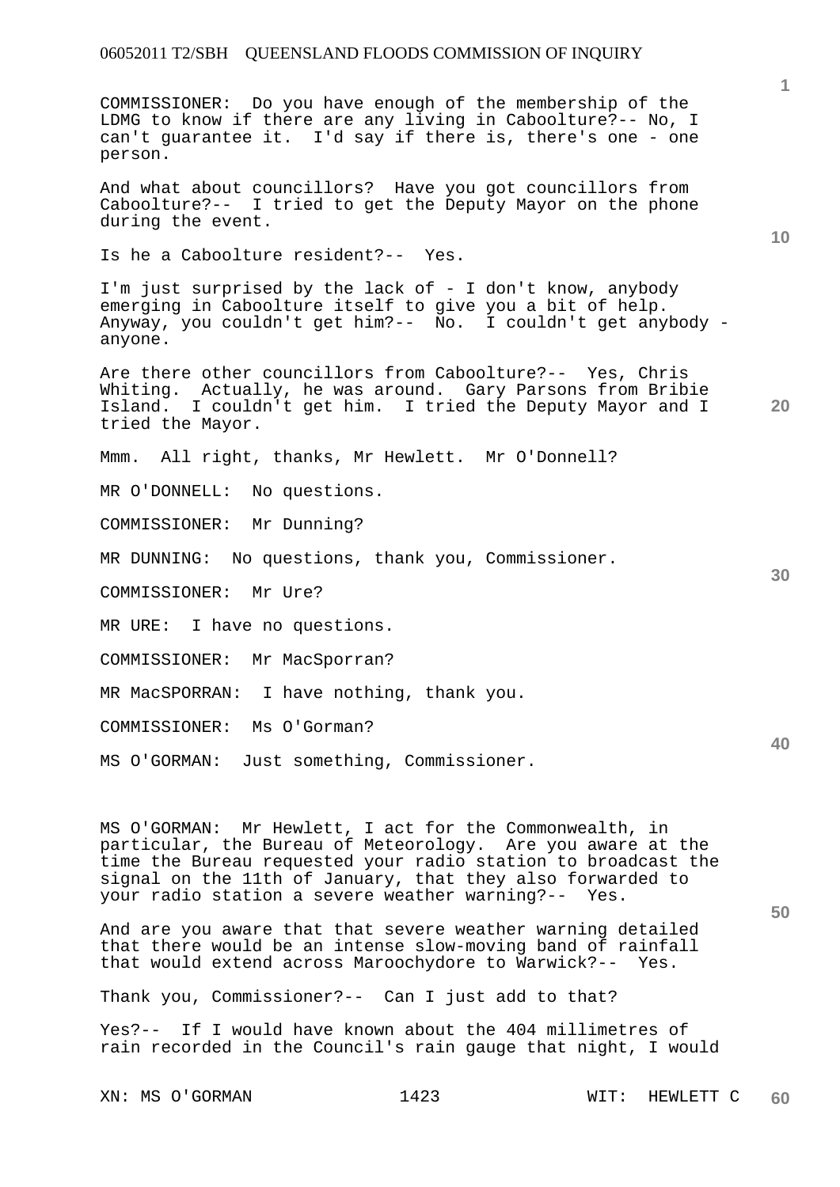COMMISSIONER: Do you have enough of the membership of the LDMG to know if there are any living in Caboolture?-- No, I can't guarantee it. I'd say if there is, there's one - one person.

And what about councillors? Have you got councillors from Caboolture?-- I tried to get the Deputy Mayor on the phone during the event.

Is he a Caboolture resident?-- Yes.

I'm just surprised by the lack of - I don't know, anybody emerging in Caboolture itself to give you a bit of help. Anyway, you couldn't get him?-- No. I couldn't get anybody - anyone.

Are there other councillors from Caboolture?-- Yes, Chris Whiting. Actually, he was around. Gary Parsons from Bribie Island. I couldn't get him. I tried the Deputy Mayor and I tried the Mayor.

Mmm. All right, thanks, Mr Hewlett. Mr O'Donnell?

MR O'DONNELL: No questions.

COMMISSIONER: Mr Dunning?

MR DUNNING: No questions, thank you, Commissioner.

COMMISSIONER: Mr Ure?

MR URE: I have no questions.

COMMISSIONER: Mr MacSporran?

MR MacSPORRAN: I have nothing, thank you.

COMMISSIONER: Ms O'Gorman?

MS O'GORMAN: Just something, Commissioner.

MS O'GORMAN: Mr Hewlett, I act for the Commonwealth, in particular, the Bureau of Meteorology. Are you aware at the time the Bureau requested your radio station to broadcast the signal on the 11th of January, that they also forwarded to your radio station a severe weather warning?-- Yes.

And are you aware that that severe weather warning detailed that there would be an intense slow-moving band of rainfall that would extend across Maroochydore to Warwick?-- Yes.

Thank you, Commissioner?-- Can I just add to that?

Yes?-- If I would have known about the 404 millimetres of rain recorded in the Council's rain gauge that night, I would

XN: MS O'GORMAN WIT: HEWLETT C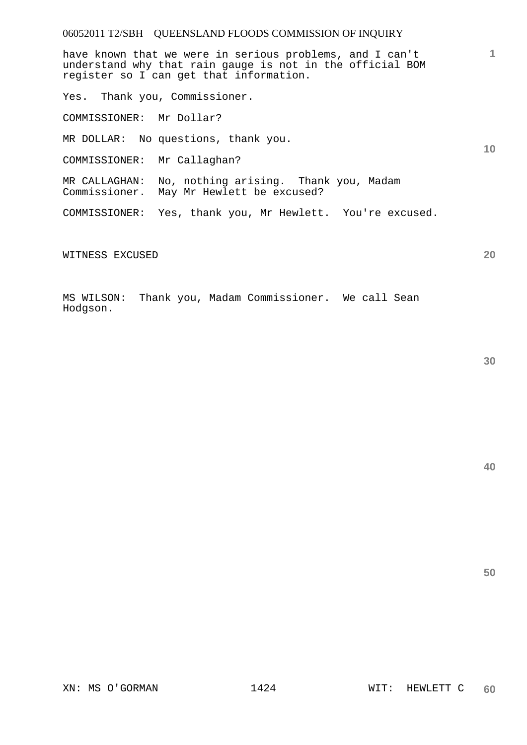have known that we were in serious problems, and I can't understand why that rain gauge is not in the official BOM register so I can get that information.

Yes. Thank you, Commissioner.

COMMISSIONER: Mr Dollar?

MR DOLLAR: No questions, thank you.

COMMISSIONER: Mr Callaghan?

MR CALLAGHAN: No, nothing arising. Thank you, Madam Commissioner. May Mr Hewlett be excused?

COMMISSIONER: Yes, thank you, Mr Hewlett. You're excused.

WITNESS EXCUSED

MS WILSON: Thank you, Madam Commissioner. We call Sean Hodgson.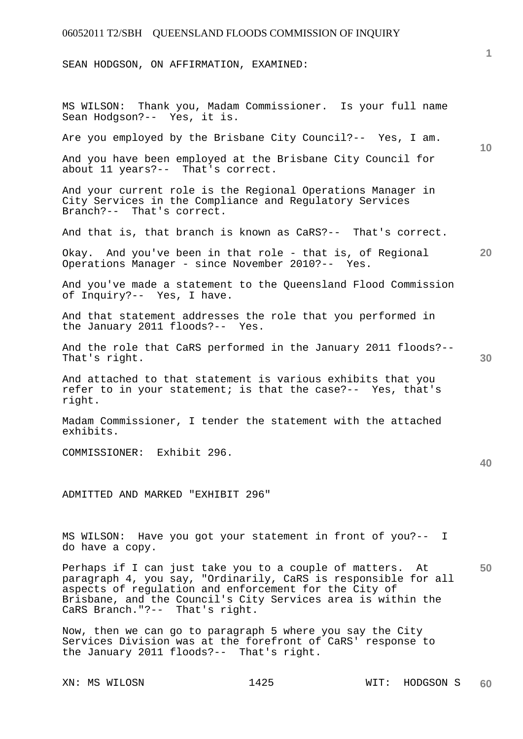SEAN HODGSON, ON AFFIRMATION, EXAMINED:

MS WILSON: Thank you, Madam Commissioner. Is your full name Sean Hodgson?-- Yes, it is.

Are you employed by the Brisbane City Council?-- Yes, I am.

And you have been employed at the Brisbane City Council for about 11 years?-- That's correct.

And your current role is the Regional Operations Manager in City Services in the Compliance and Regulatory Services Branch?-- That's correct.

And that is, that branch is known as CaRS?-- That's correct.

Okay. And you've been in that role - that is, of Regional Operations Manager - since November 2010?-- Yes.

And you've made a statement to the Queensland Flood Commission of Inquiry?-- Yes, I have.

And that statement addresses the role that you performed in the January 2011 floods?-- Yes.

And the role that CaRS performed in the January 2011 floods?-- That's right.

And attached to that statement is various exhibits that you refer to in your statement; is that the case?-- Yes, that's right.

Madam Commissioner, I tender the statement with the attached exhibits.

COMMISSIONER: Exhibit 296.

ADMITTED AND MARKED "EXHIBIT 296"

MS WILSON: Have you got your statement in front of you?-- I do have a copy.

Perhaps if I can just take you to a couple of matters. At paragraph 4, you say, "Ordinarily, CaRS is responsible for all aspects of regulation and enforcement for the City of Brisbane, and the Council's City Services area is within the CaRS Branch."?-- That's right.

Now, then we can go to paragraph 5 where you say the City Services Division was at the forefront of CaRS' response to the January 2011 floods?-- That's right.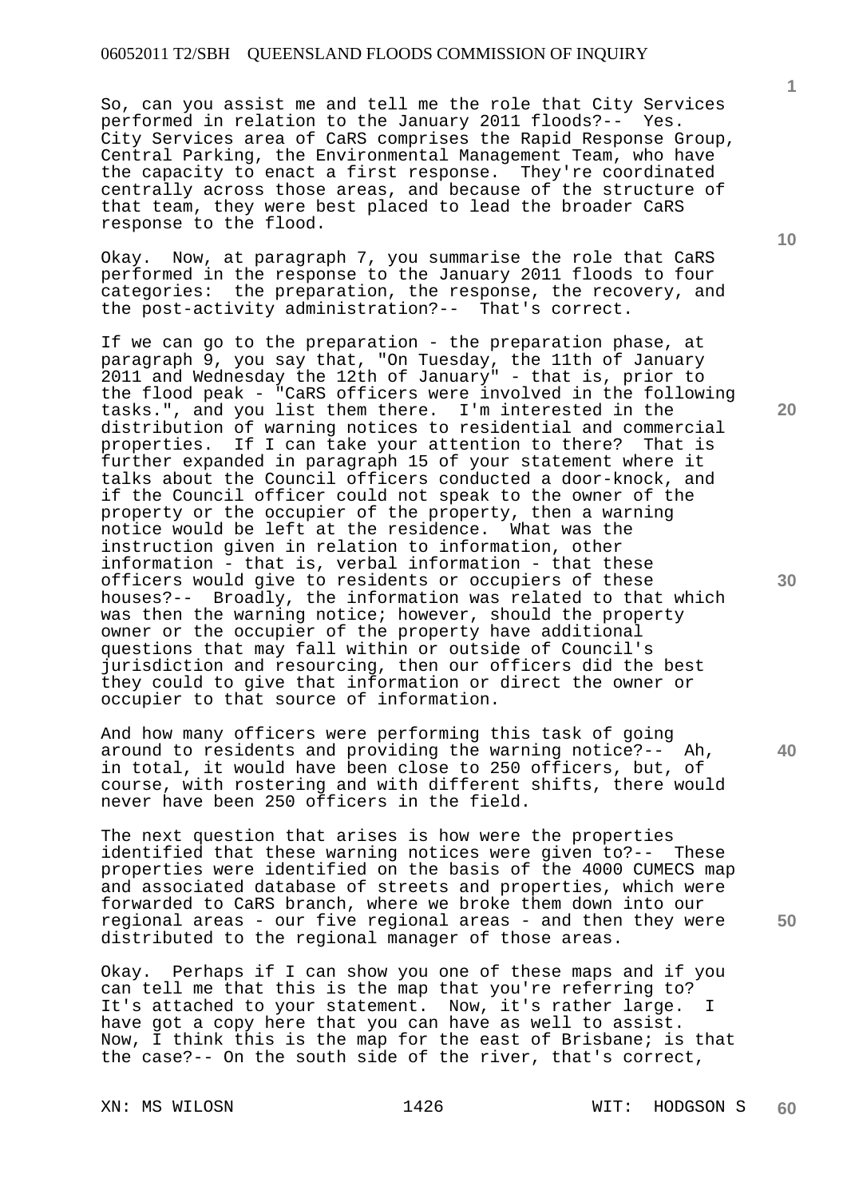So, can you assist me and tell me the role that City Services performed in relation to the January 2011 floods?-- Yes. City Services area of CaRS comprises the Rapid Response Group, Central Parking, the Environmental Management Team, who have the capacity to enact a first response. They're coordinated centrally across those areas, and because of the structure of that team, they were best placed to lead the broader CaRS response to the flood.

Okay. Now, at paragraph 7, you summarise the role that CaRS performed in the response to the January 2011 floods to four categories: the preparation, the response, the recovery, and the post-activity administration?-- That's correct.

If we can go to the preparation - the preparation phase, at paragraph 9, you say that, "On Tuesday, the 11th of January 2011 and Wednesday the 12th of January" - that is, prior to the flood peak - "CaRS officers were involved in the following tasks.", and you list them there. I'm interested in the distribution of warning notices to residential and commercial properties. If I can take your attention to there? That is further expanded in paragraph 15 of your statement where it talks about the Council officers conducted a door-knock, and if the Council officer could not speak to the owner of the property or the occupier of the property, then a warning notice would be left at the residence. What was the instruction given in relation to information, other information - that is, verbal information - that these officers would give to residents or occupiers of these houses?-- Broadly, the information was related to that which was then the warning notice; however, should the property owner or the occupier of the property have additional questions that may fall within or outside of Council's jurisdiction and resourcing, then our officers did the best they could to give that information or direct the owner or occupier to that source of information.

And how many officers were performing this task of going around to residents and providing the warning notice?-- Ah, in total, it would have been close to 250 officers, but, of course, with rostering and with different shifts, there would never have been 250 officers in the field.

The next question that arises is how were the properties identified that these warning notices were given to?-- These properties were identified on the basis of the 4000 CUMECS map and associated database of streets and properties, which were forwarded to CaRS branch, where we broke them down into our regional areas - our five regional areas - and then they were distributed to the regional manager of those areas.

Okay. Perhaps if I can show you one of these maps and if you can tell me that this is the map that you're referring to? It's attached to your statement. Now, it's rather large. I have got a copy here that you can have as well to assist. Now, I think this is the map for the east of Brisbane; is that the case?-- On the south side of the river, that's correct,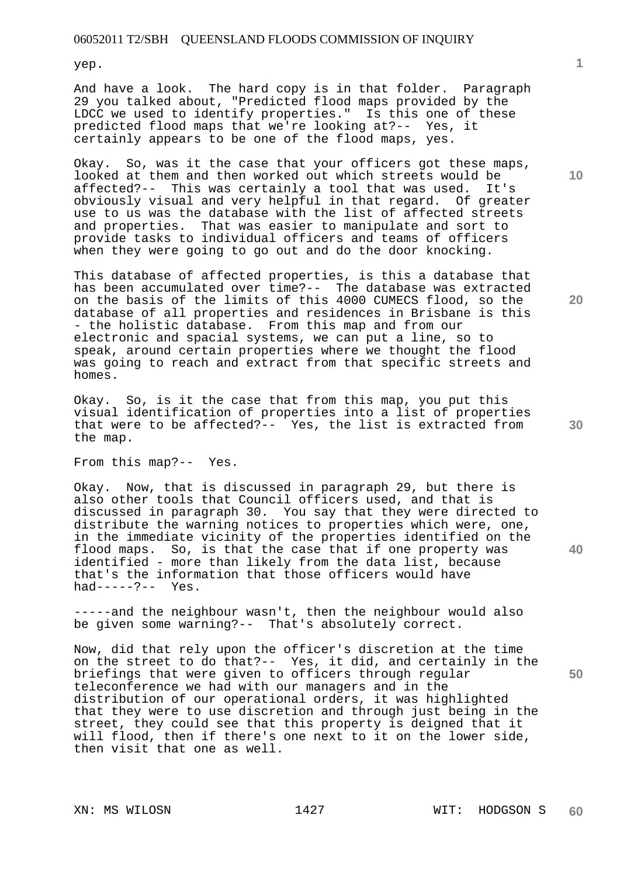yep.

And have a look. The hard copy is in that folder. Paragraph 29 you talked about, "Predicted flood maps provided by the LDCC we used to identify properties." Is this one of these predicted flood maps that we're looking at?-- Yes, it certainly appears to be one of the flood maps, yes.

Okay. So, was it the case that your officers got these maps, looked at them and then worked out which streets would be affected?-- This was certainly a tool that was used. It's obviously visual and very helpful in that regard. Of greater use to us was the database with the list of affected streets and properties. That was easier to manipulate and sort to provide tasks to individual officers and teams of officers when they were going to go out and do the door knocking.

This database of affected properties, is this a database that has been accumulated over time?-- The database was extracted on the basis of the limits of this 4000 CUMECS flood, so the database of all properties and residences in Brisbane is this - the holistic database. From this map and from our electronic and spacial systems, we can put a line, so to speak, around certain properties where we thought the flood was going to reach and extract from that specific streets and homes.

Okay. So, is it the case that from this map, you put this visual identification of properties into a list of properties that were to be affected?-- Yes, the list is extracted from the map.

From this map?-- Yes.

Okay. Now, that is discussed in paragraph 29, but there is also other tools that Council officers used, and that is discussed in paragraph 30. You say that they were directed to distribute the warning notices to properties which were, one, in the immediate vicinity of the properties identified on the flood maps. So, is that the case that if one property was identified - more than likely from the data list, because that's the information that those officers would have had-----?-- Yes.

-----and the neighbour wasn't, then the neighbour would also be given some warning?-- That's absolutely correct.

Now, did that rely upon the officer's discretion at the time on the street to do that?-- Yes, it did, and certainly in the briefings that were given to officers through regular teleconference we had with our managers and in the distribution of our operational orders, it was highlighted that they were to use discretion and through just being in the street, they could see that this property is deigned that it will flood, then if there's one next to it on the lower side, then visit that one as well.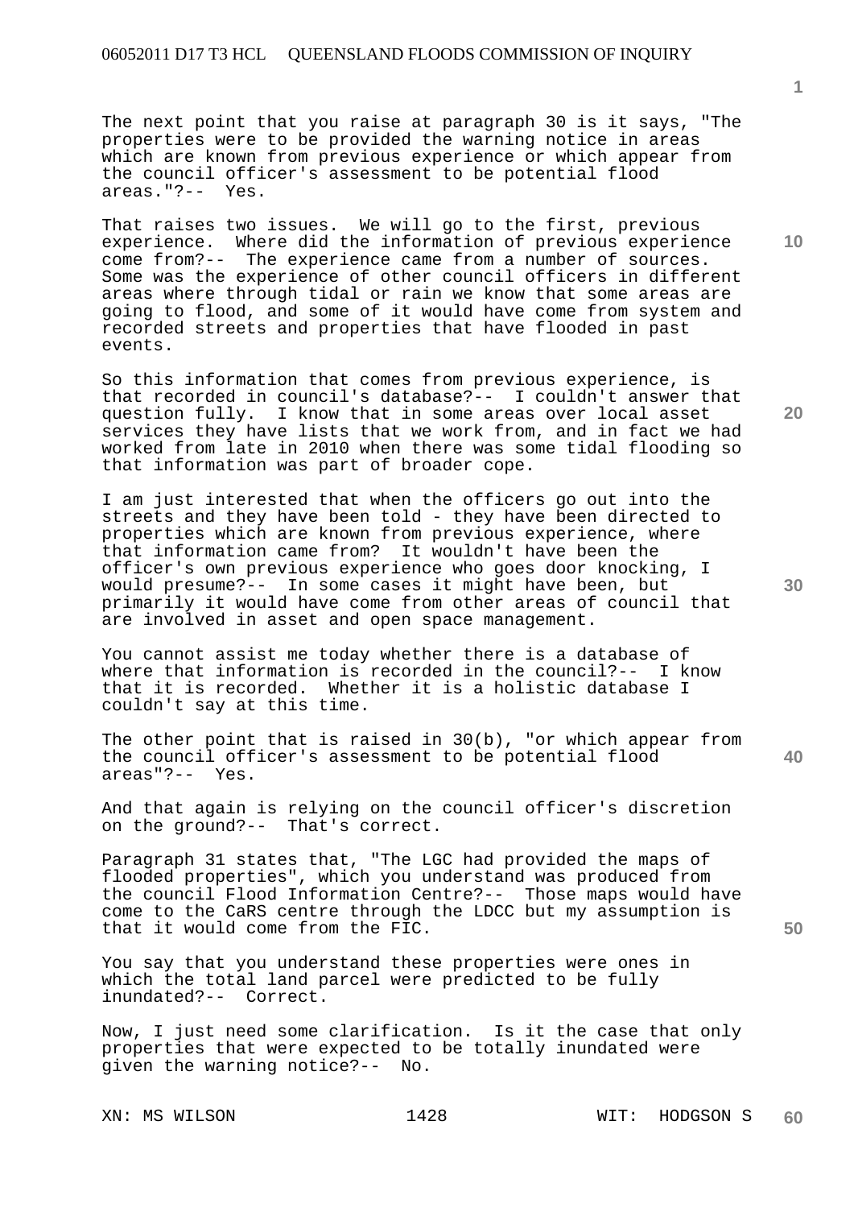The next point that you raise at paragraph 30 is it says, "The properties were to be provided the warning notice in areas which are known from previous experience or which appear from the council officer's assessment to be potential flood areas."?-- Yes.

That raises two issues. We will go to the first, previous experience. Where did the information of previous experience come from?-- The experience came from a number of sources. Some was the experience of other council officers in different areas where through tidal or rain we know that some areas are going to flood, and some of it would have come from system and recorded streets and properties that have flooded in past events.

So this information that comes from previous experience, is that recorded in council's database?-- I couldn't answer that question fully. I know that in some areas over local asset services they have lists that we work from, and in fact we had worked from late in 2010 when there was some tidal flooding so that information was part of broader cope.

I am just interested that when the officers go out into the streets and they have been told - they have been directed to properties which are known from previous experience, where that information came from? It wouldn't have been the officer's own previous experience who goes door knocking, I would presume?-- In some cases it might have been, but primarily it would have come from other areas of council that are involved in asset and open space management.

You cannot assist me today whether there is a database of where that information is recorded in the council?-- I know that it is recorded. Whether it is a holistic database I couldn't say at this time.

The other point that is raised in 30(b), "or which appear from the council officer's assessment to be potential flood areas"?-- Yes.

And that again is relying on the council officer's discretion on the ground?-- That's correct.

Paragraph 31 states that, "The LGC had provided the maps of flooded properties", which you understand was produced from the council Flood Information Centre?-- Those maps would have come to the CaRS centre through the LDCC but my assumption is that it would come from the FIC.

You say that you understand these properties were ones in which the total land parcel were predicted to be fully inundated?-- Correct.

Now, I just need some clarification. Is it the case that only properties that were expected to be totally inundated were given the warning notice?-- No.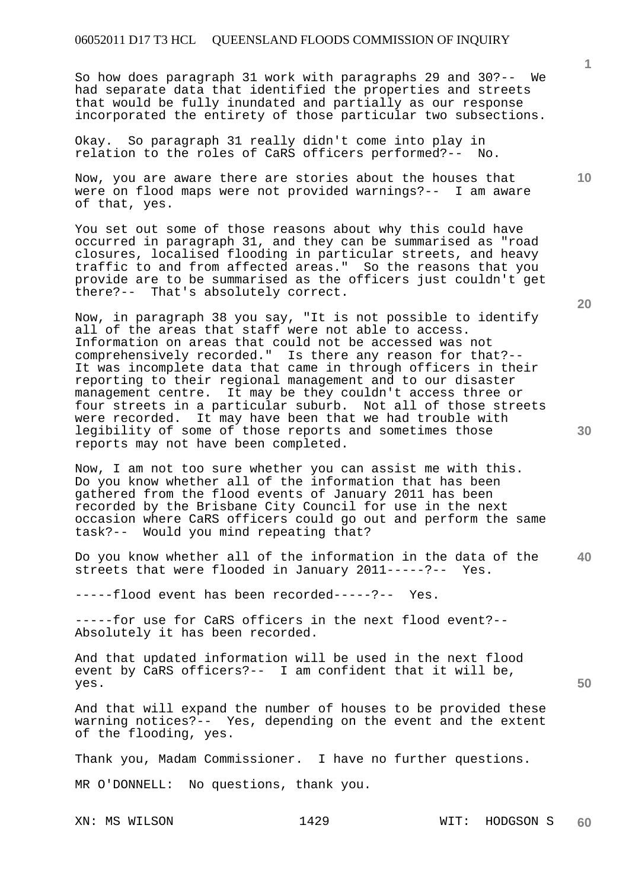So how does paragraph 31 work with paragraphs 29 and 30?-- We had separate data that identified the properties and streets that would be fully inundated and partially as our response incorporated the entirety of those particular two subsections.

Okay. So paragraph 31 really didn't come into play in relation to the roles of CaRS officers performed?-- No.

Now, you are aware there are stories about the houses that were on flood maps were not provided warnings?-- I am aware of that, yes.

You set out some of those reasons about why this could have occurred in paragraph 31, and they can be summarised as "road closures, localised flooding in particular streets, and heavy traffic to and from affected areas." So the reasons that you provide are to be summarised as the officers just couldn't get there?-- That's absolutely correct.

Now, in paragraph 38 you say, "It is not possible to identify all of the areas that staff were not able to access. Information on areas that could not be accessed was not comprehensively recorded." Is there any reason for that?-- It was incomplete data that came in through officers in their reporting to their regional management and to our disaster management centre. It may be they couldn't access three or four streets in a particular suburb. Not all of those streets were recorded. It may have been that we had trouble with legibility of some of those reports and sometimes those reports may not have been completed.

Now, I am not too sure whether you can assist me with this. Do you know whether all of the information that has been gathered from the flood events of January 2011 has been recorded by the Brisbane City Council for use in the next occasion where CaRS officers could go out and perform the same task?-- Would you mind repeating that?

Do you know whether all of the information in the data of the streets that were flooded in January 2011-----?-- Yes.

-----flood event has been recorded-----?-- Yes.

-----for use for CaRS officers in the next flood event?-- Absolutely it has been recorded.

And that updated information will be used in the next flood event by CaRS officers?-- I am confident that it will be, yes.

And that will expand the number of houses to be provided these warning notices?-- Yes, depending on the event and the extent of the flooding, yes.

Thank you, Madam Commissioner. I have no further questions.

MR O'DONNELL: No questions, thank you.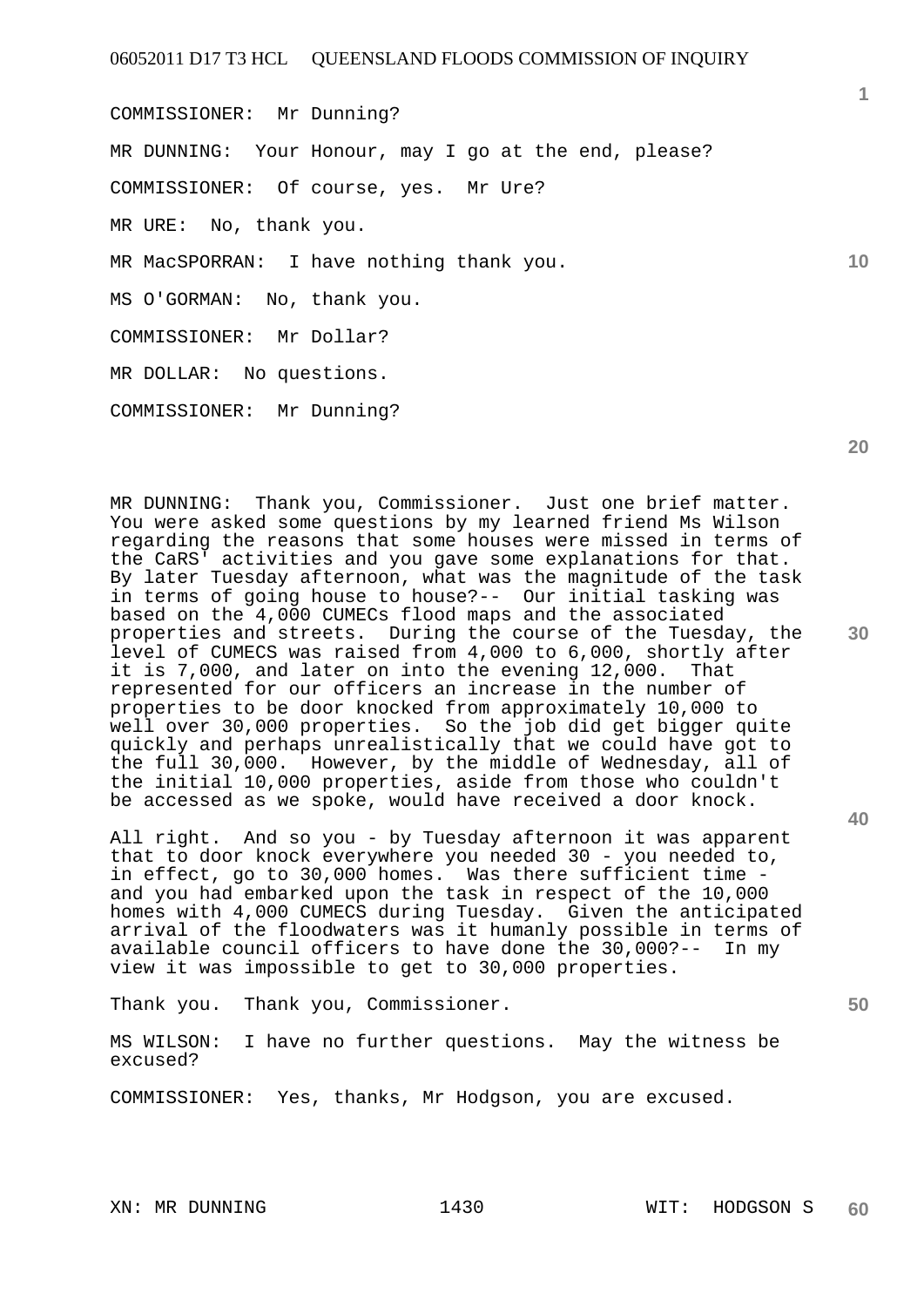COMMISSIONER: Mr Dunning?

MR DUNNING: Your Honour, may I go at the end, please?

COMMISSIONER: Of course, yes. Mr Ure?

MR URE: No, thank you.

MR MacSPORRAN: I have nothing thank you.

MS O'GORMAN: No, thank you.

COMMISSIONER: Mr Dollar?

MR DOLLAR: No questions.

COMMISSIONER: Mr Dunning?

MR DUNNING: Thank you, Commissioner. Just one brief matter. You were asked some questions by my learned friend Ms Wilson regarding the reasons that some houses were missed in terms of the CaRS' activities and you gave some explanations for that. By later Tuesday afternoon, what was the magnitude of the task in terms of going house to house?-- Our initial tasking was based on the 4,000 CUMECs flood maps and the associated properties and streets. During the course of the Tuesday, the level of CUMECS was raised from 4,000 to 6,000, shortly after it is 7,000, and later on into the evening 12,000. That represented for our officers an increase in the number of properties to be door knocked from approximately 10,000 to well over 30,000 properties. So the job did get bigger quite quickly and perhaps unrealistically that we could have got to the full 30,000. However, by the middle of Wednesday, all of the initial 10,000 properties, aside from those who couldn't be accessed as we spoke, would have received a door knock.

All right. And so you - by Tuesday afternoon it was apparent that to door knock everywhere you needed 30 - you needed to, in effect, go to 30,000 homes. Was there sufficient time - and you had embarked upon the task in respect of the 10,000 homes with 4,000 CUMECS during Tuesday. Given the anticipated arrival of the floodwaters was it humanly possible in terms of available council officers to have done the 30,000?-- In my view it was impossible to get to 30,000 properties.

Thank you. Thank you, Commissioner.

MS WILSON: I have no further questions. May the witness be excused?

COMMISSIONER: Yes, thanks, Mr Hodgson, you are excused.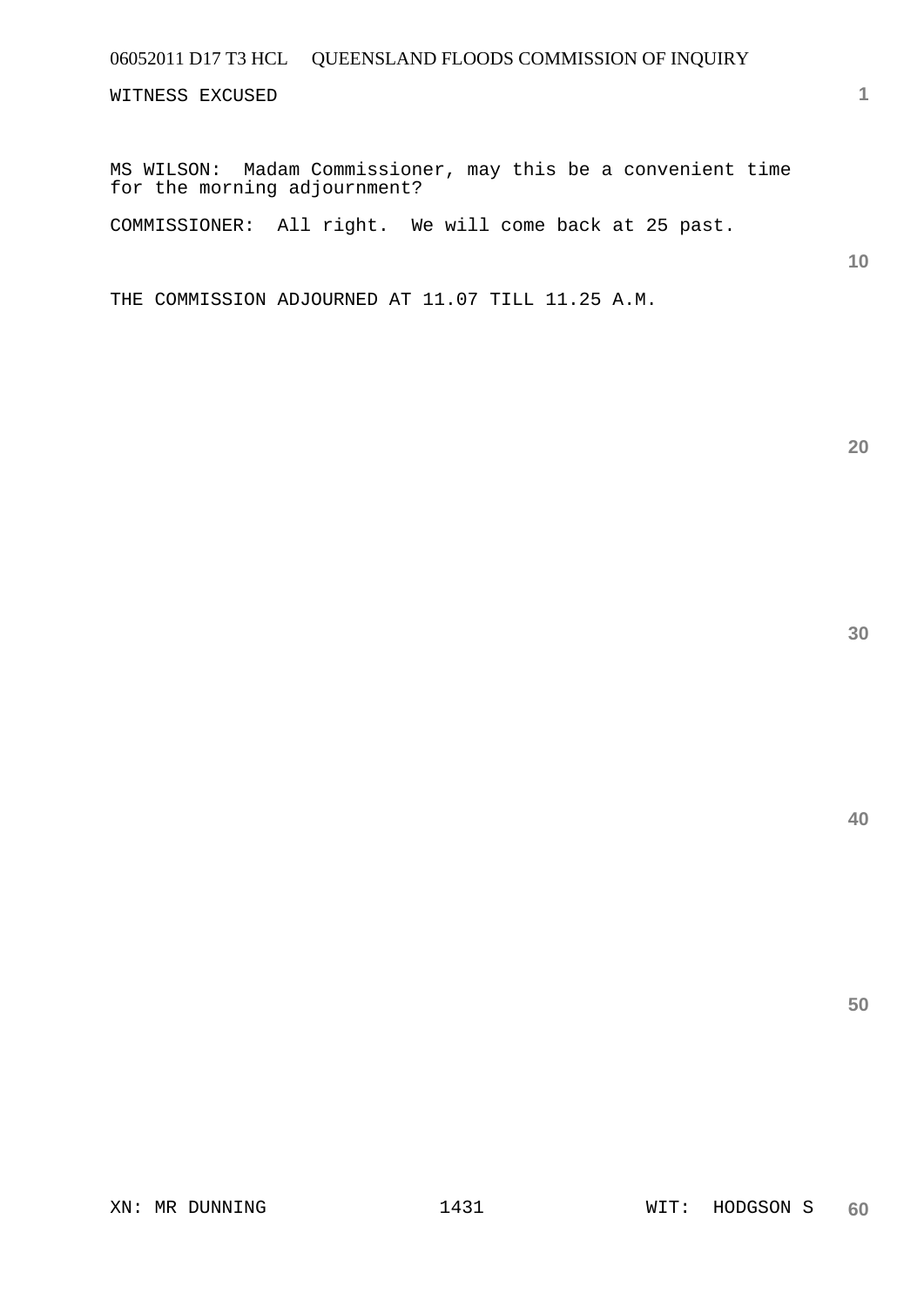WITNESS EXCUSED

MS WILSON: Madam Commissioner, may this be a convenient time for the morning adjournment?

COMMISSIONER: All right. We will come back at 25 past.

THE COMMISSION ADJOURNED AT 11.07 TILL 11.25 A.M.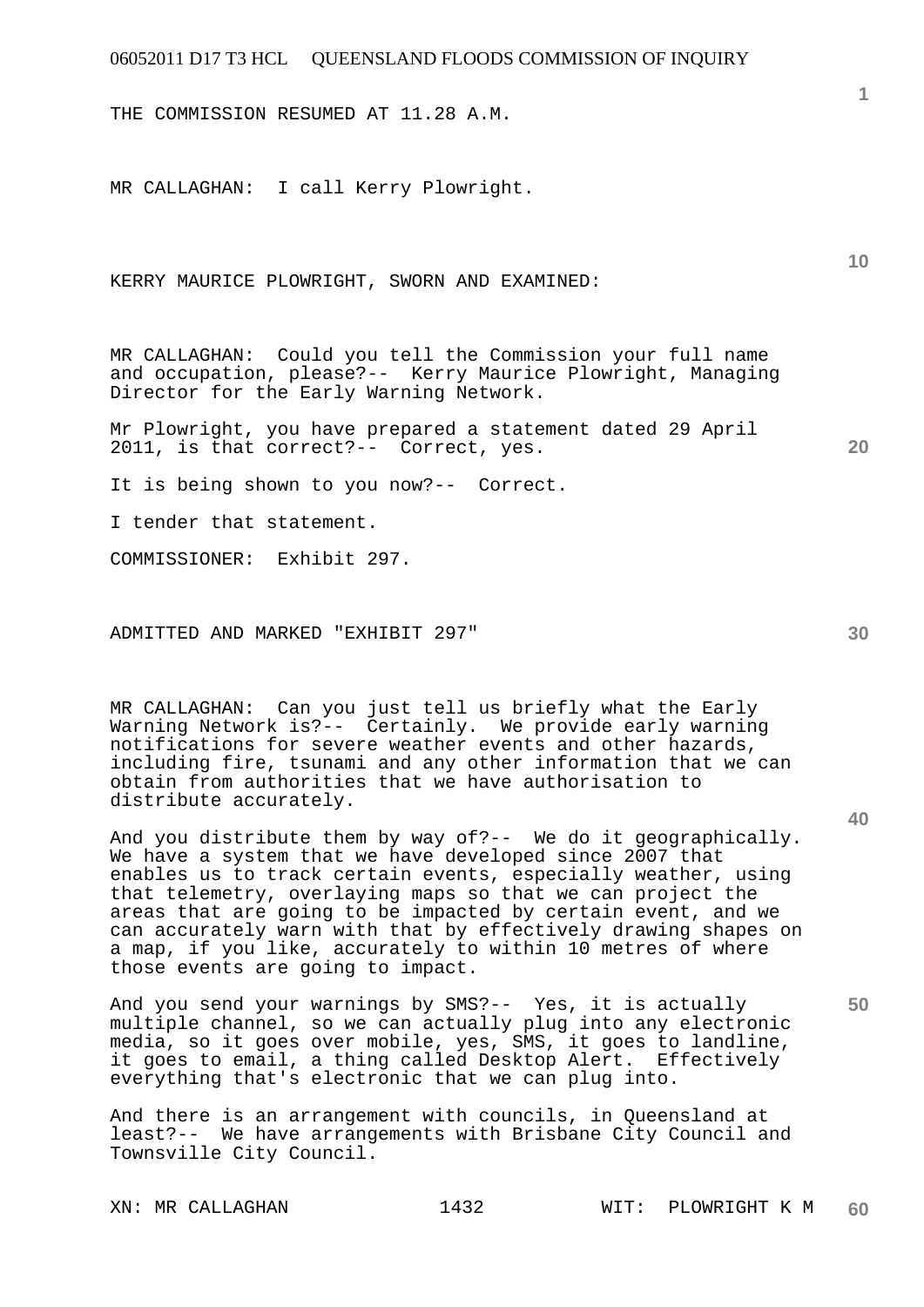THE COMMISSION RESUMED AT 11.28 A.M.

MR CALLAGHAN: I call Kerry Plowright.

KERRY MAURICE PLOWRIGHT, SWORN AND EXAMINED:

MR CALLAGHAN: Could you tell the Commission your full name and occupation, please?-- Kerry Maurice Plowright, Managing Director for the Early Warning Network.

Mr Plowright, you have prepared a statement dated 29 April 2011, is that correct?-- Correct, yes.

It is being shown to you now?-- Correct.

I tender that statement.

COMMISSIONER: Exhibit 297.

ADMITTED AND MARKED "EXHIBIT 297"

MR CALLAGHAN: Can you just tell us briefly what the Early Warning Network is?-- Certainly. We provide early warning notifications for severe weather events and other hazards, including fire, tsunami and any other information that we can obtain from authorities that we have authorisation to distribute accurately.

And you distribute them by way of?-- We do it geographically. We have a system that we have developed since 2007 that enables us to track certain events, especially weather, using that telemetry, overlaying maps so that we can project the areas that are going to be impacted by certain event, and we can accurately warn with that by effectively drawing shapes on a map, if you like, accurately to within 10 metres of where those events are going to impact.

And you send your warnings by SMS?-- Yes, it is actually multiple channel, so we can actually plug into any electronic media, so it goes over mobile, yes, SMS, it goes to landline, it goes to email, a thing called Desktop Alert. Effectively everything that's electronic that we can plug into.

And there is an arrangement with councils, in Queensland at least?-- We have arrangements with Brisbane City Council and Townsville City Council.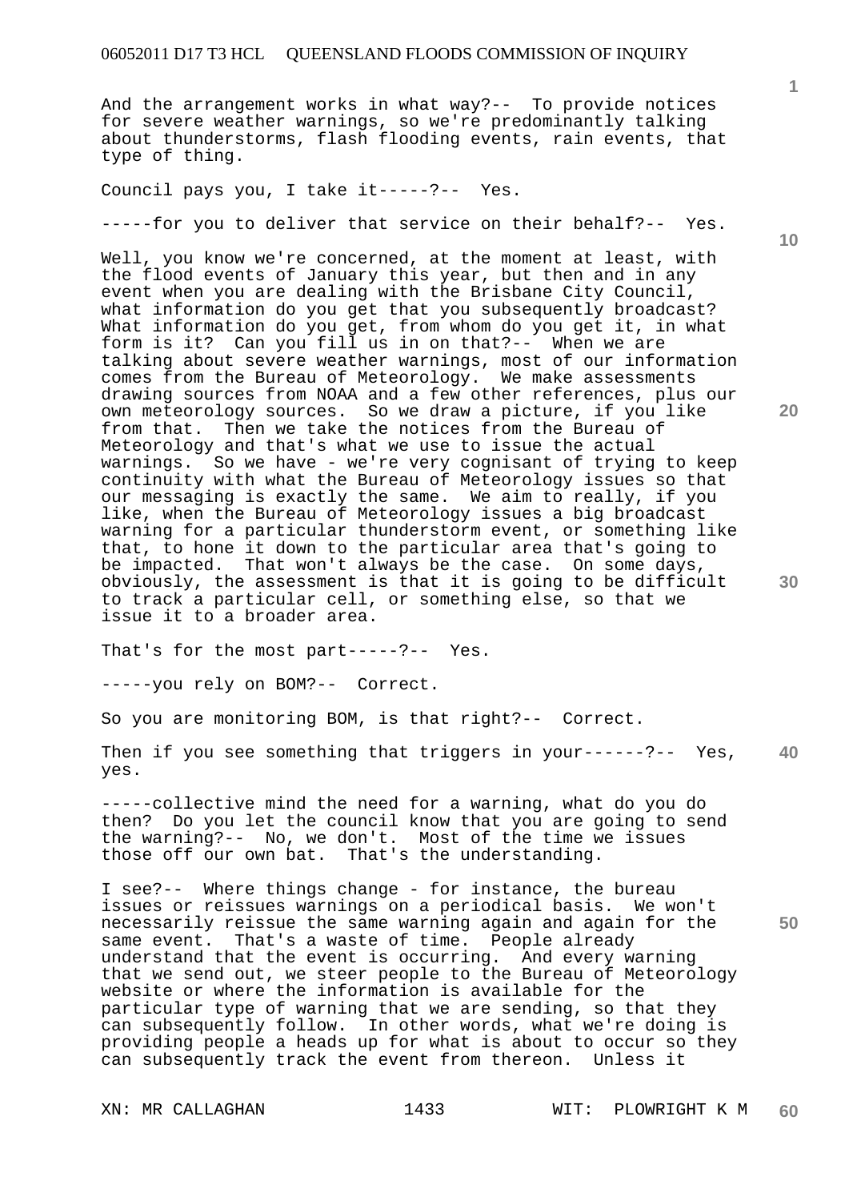And the arrangement works in what way?-- To provide notices for severe weather warnings, so we're predominantly talking about thunderstorms, flash flooding events, rain events, that type of thing.

Council pays you, I take it-----?-- Yes.

-----for you to deliver that service on their behalf?-- Yes.

Well, you know we're concerned, at the moment at least, with the flood events of January this year, but then and in any event when you are dealing with the Brisbane City Council, what information do you get that you subsequently broadcast? What information do you get, from whom do you get it, in what form is it? Can you fill us in on that?-- When we are talking about severe weather warnings, most of our information comes from the Bureau of Meteorology. We make assessments drawing sources from NOAA and a few other references, plus our own meteorology sources. So we draw a picture, if you like from that. Then we take the notices from the Bureau of Meteorology and that's what we use to issue the actual warnings. So we have - we're very cognisant of trying to keep continuity with what the Bureau of Meteorology issues so that our messaging is exactly the same. We aim to really, if you like, when the Bureau of Meteorology issues a big broadcast warning for a particular thunderstorm event, or something like that, to hone it down to the particular area that's going to be impacted. That won't always be the case. On some days, obviously, the assessment is that it is going to be difficult to track a particular cell, or something else, so that we issue it to a broader area.

That's for the most part-----?-- Yes.

-----you rely on BOM?-- Correct.

So you are monitoring BOM, is that right?-- Correct.

Then if you see something that triggers in your------?-- Yes, yes.

-----collective mind the need for a warning, what do you do then? Do you let the council know that you are going to send the warning?-- No, we don't. Most of the time we issues those off our own bat. That's the understanding.

I see?-- Where things change - for instance, the bureau issues or reissues warnings on a periodical basis. We won't necessarily reissue the same warning again and again for the same event. That's a waste of time. People already understand that the event is occurring. And every warning that we send out, we steer people to the Bureau of Meteorology website or where the information is available for the particular type of warning that we are sending, so that they can subsequently follow. In other words, what we're doing is providing people a heads up for what is about to occur so they can subsequently track the event from thereon. Unless it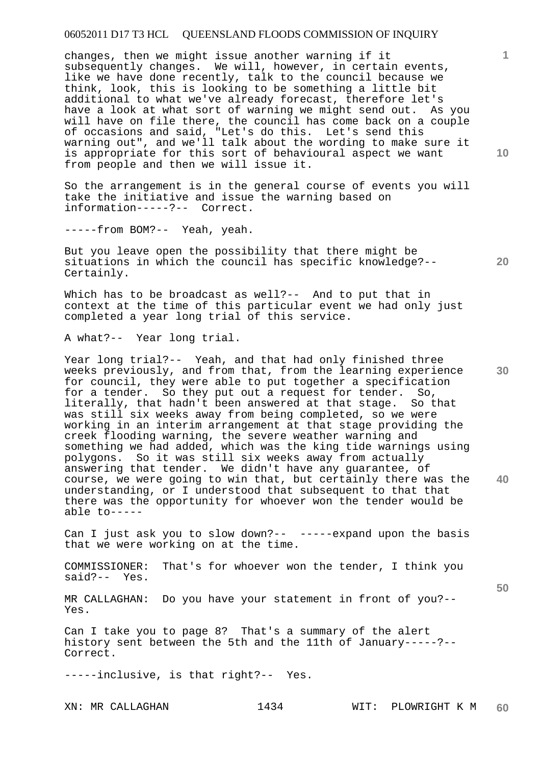changes, then we might issue another warning if it subsequently changes. We will, however, in certain events, like we have done recently, talk to the council because we think, look, this is looking to be something a little bit additional to what we've already forecast, therefore let's have a look at what sort of warning we might send out. As you will have on file there, the council has come back on a couple of occasions and said, "Let's do this. Let's send this warning out", and we'll talk about the wording to make sure it is appropriate for this sort of behavioural aspect we want from people and then we will issue it.

So the arrangement is in the general course of events you will take the initiative and issue the warning based on information-----?-- Correct.

-----from BOM?-- Yeah, yeah.

But you leave open the possibility that there might be situations in which the council has specific knowledge?-- Certainly.

Which has to be broadcast as well?-- And to put that in context at the time of this particular event we had only just completed a year long trial of this service.

A what?-- Year long trial.

Year long trial?-- Yeah, and that had only finished three weeks previously, and from that, from the learning experience for council, they were able to put together a specification for a tender. So they put out a request for tender. So, literally, that hadn't been answered at that stage. So that was still six weeks away from being completed, so we were working in an interim arrangement at that stage providing the creek flooding warning, the severe weather warning and something we had added, which was the king tide warnings using polygons. So it was still six weeks away from actually answering that tender. We didn't have any guarantee, of course, we were going to win that, but certainly there was the understanding, or I understood that subsequent to that that there was the opportunity for whoever won the tender would be able to-----

Can I just ask you to slow down?-- -----expand upon the basis that we were working on at the time.

COMMISSIONER: That's for whoever won the tender, I think you said?-- Yes.

MR CALLAGHAN: Do you have your statement in front of you?-- Yes.

Can I take you to page 8? That's a summary of the alert history sent between the 5th and the 11th of January-----?-- Correct.

-----inclusive, is that right?-- Yes.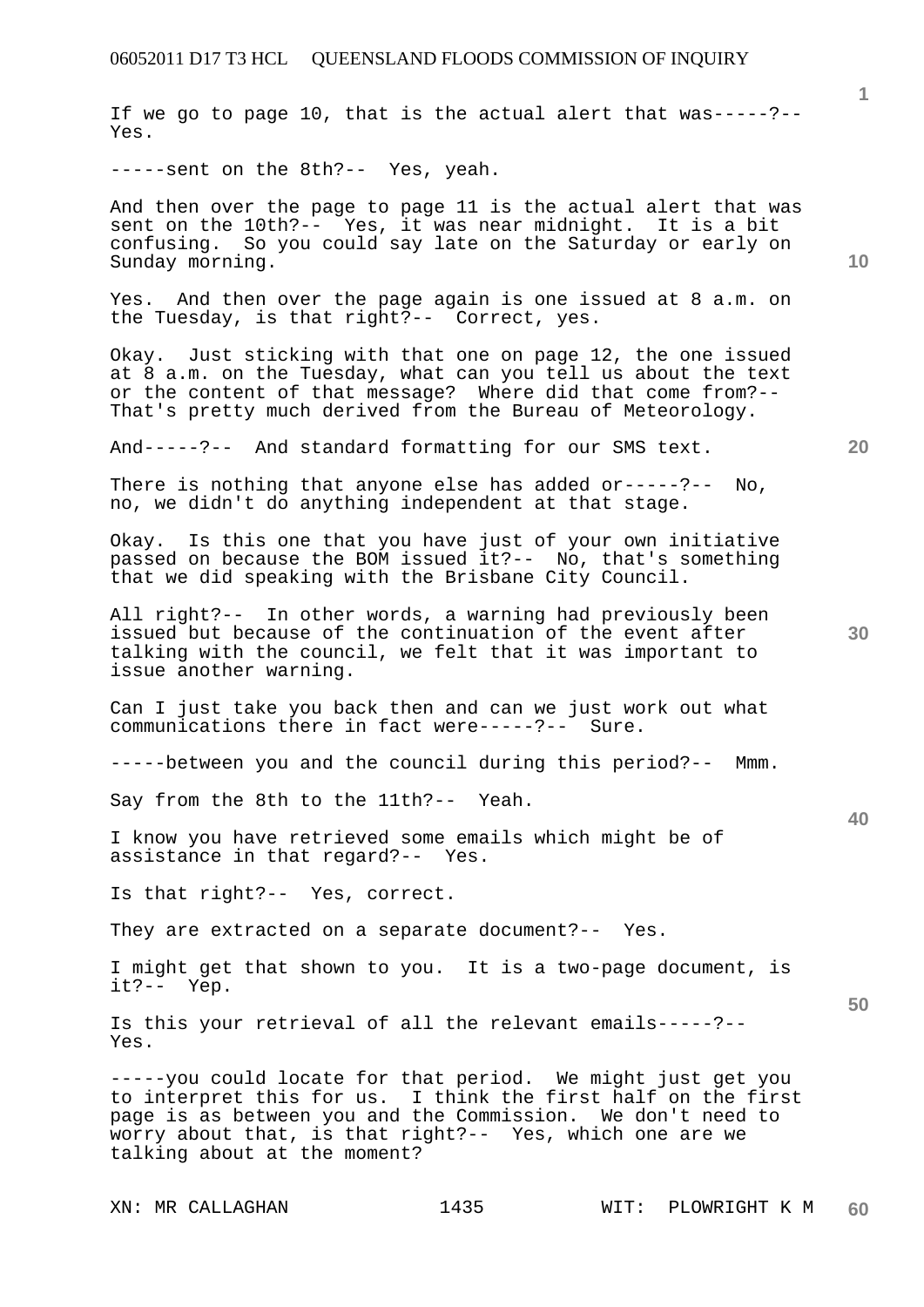If we go to page 10, that is the actual alert that was-----?-- Yes.

-----sent on the 8th?-- Yes, yeah.

And then over the page to page 11 is the actual alert that was sent on the 10th?-- Yes, it was near midnight. It is a bit confusing. So you could say late on the Saturday or early on Sunday morning.

Yes. And then over the page again is one issued at 8 a.m. on the Tuesday, is that right?-- Correct, yes.

Okay. Just sticking with that one on page 12, the one issued at 8 a.m. on the Tuesday, what can you tell us about the text or the content of that message? Where did that come from?-- That's pretty much derived from the Bureau of Meteorology.

And-----?-- And standard formatting for our SMS text.

There is nothing that anyone else has added or-----?-- No, no, we didn't do anything independent at that stage.

Okay. Is this one that you have just of your own initiative passed on because the BOM issued it?-- No, that's something that we did speaking with the Brisbane City Council.

All right?-- In other words, a warning had previously been issued but because of the continuation of the event after talking with the council, we felt that it was important to issue another warning.

Can I just take you back then and can we just work out what communications there in fact were-----?-- Sure.

-----between you and the council during this period?-- Mmm.

Say from the 8th to the 11th?-- Yeah.

I know you have retrieved some emails which might be of assistance in that regard?-- Yes.

Is that right?-- Yes, correct.

They are extracted on a separate document?-- Yes.

I might get that shown to you. It is a two-page document, is it?-- Yep.

Is this your retrieval of all the relevant emails-----?-- Yes.

-----you could locate for that period. We might just get you to interpret this for us. I think the first half on the first page is as between you and the Commission. We don't need to worry about that, is that right?-- Yes, which one are we talking about at the moment?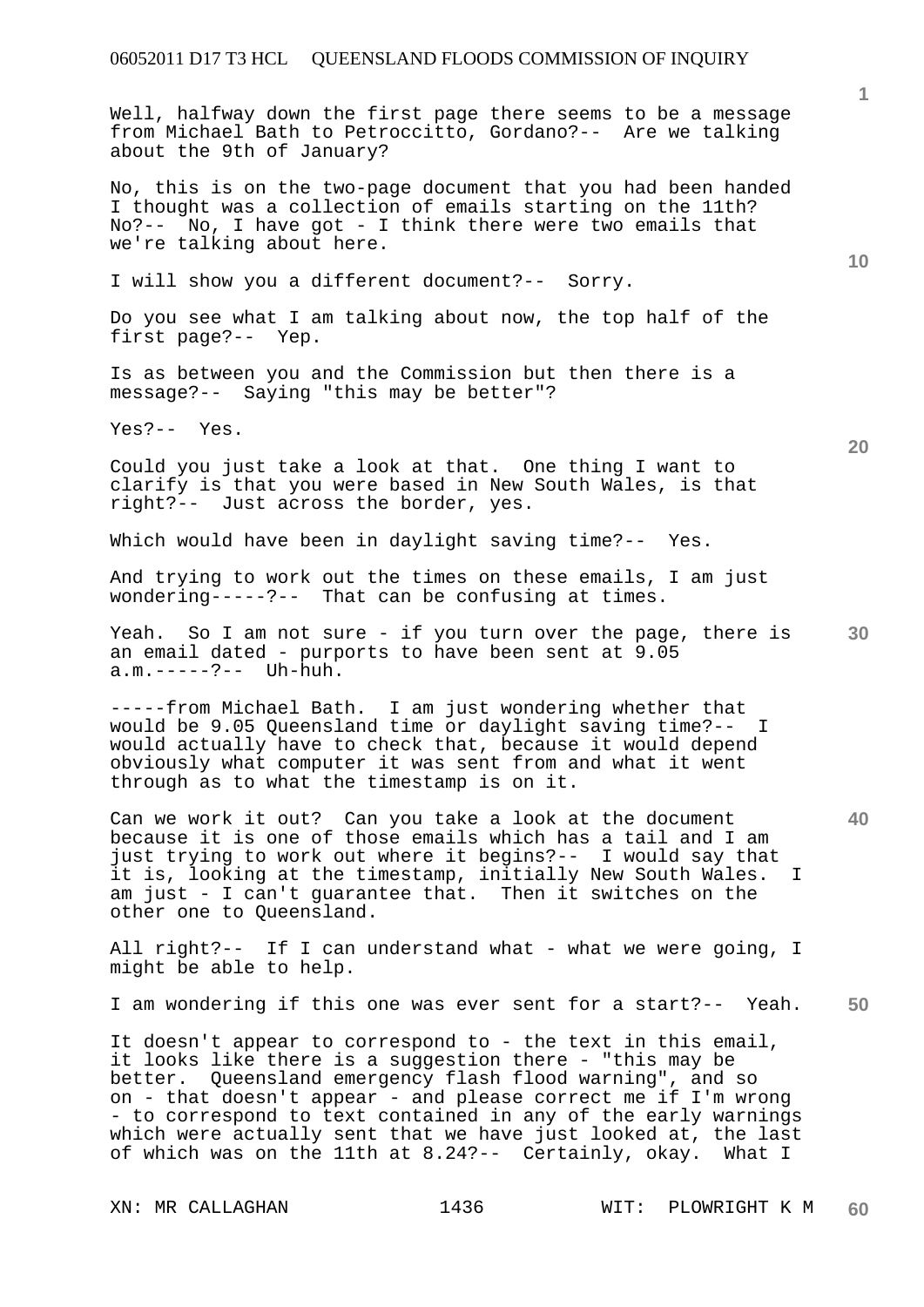Well, halfway down the first page there seems to be a message from Michael Bath to Petroccitto, Gordano?-- Are we talking about the 9th of January?

No, this is on the two-page document that you had been handed I thought was a collection of emails starting on the 11th? No?-- No, I have got - I think there were two emails that we're talking about here.

I will show you a different document?-- Sorry.

Do you see what I am talking about now, the top half of the first page?-- Yep.

Is as between you and the Commission but then there is a message?-- Saying "this may be better"?

Yes?-- Yes.

Could you just take a look at that. One thing I want to clarify is that you were based in New South Wales, is that right?-- Just across the border, yes.

Which would have been in daylight saving time?-- Yes.

And trying to work out the times on these emails, I am just wondering-----?-- That can be confusing at times.

Yeah. So I am not sure - if you turn over the page, there is an email dated - purports to have been sent at 9.05 a.m.-----?-- Uh-huh.

-----from Michael Bath. I am just wondering whether that would be 9.05 Queensland time or daylight saving time?-- I would actually have to check that, because it would depend obviously what computer it was sent from and what it went through as to what the timestamp is on it.

Can we work it out? Can you take a look at the document because it is one of those emails which has a tail and I am just trying to work out where it begins?-- I would say that it is, looking at the timestamp, initially New South Wales. I am just - I can't guarantee that. Then it switches on the other one to Queensland.

All right?-- If I can understand what - what we were going, I might be able to help.

I am wondering if this one was ever sent for a start?-- Yeah.

It doesn't appear to correspond to - the text in this email, it looks like there is a suggestion there - "this may be better. Queensland emergency flash flood warning", and so on - that doesn't appear - and please correct me if I'm wrong - to correspond to text contained in any of the early warnings which were actually sent that we have just looked at, the last of which was on the 11th at 8.24?-- Certainly, okay. What I

XN: MR CALLAGHAN WIT: PLOWRIGHT K M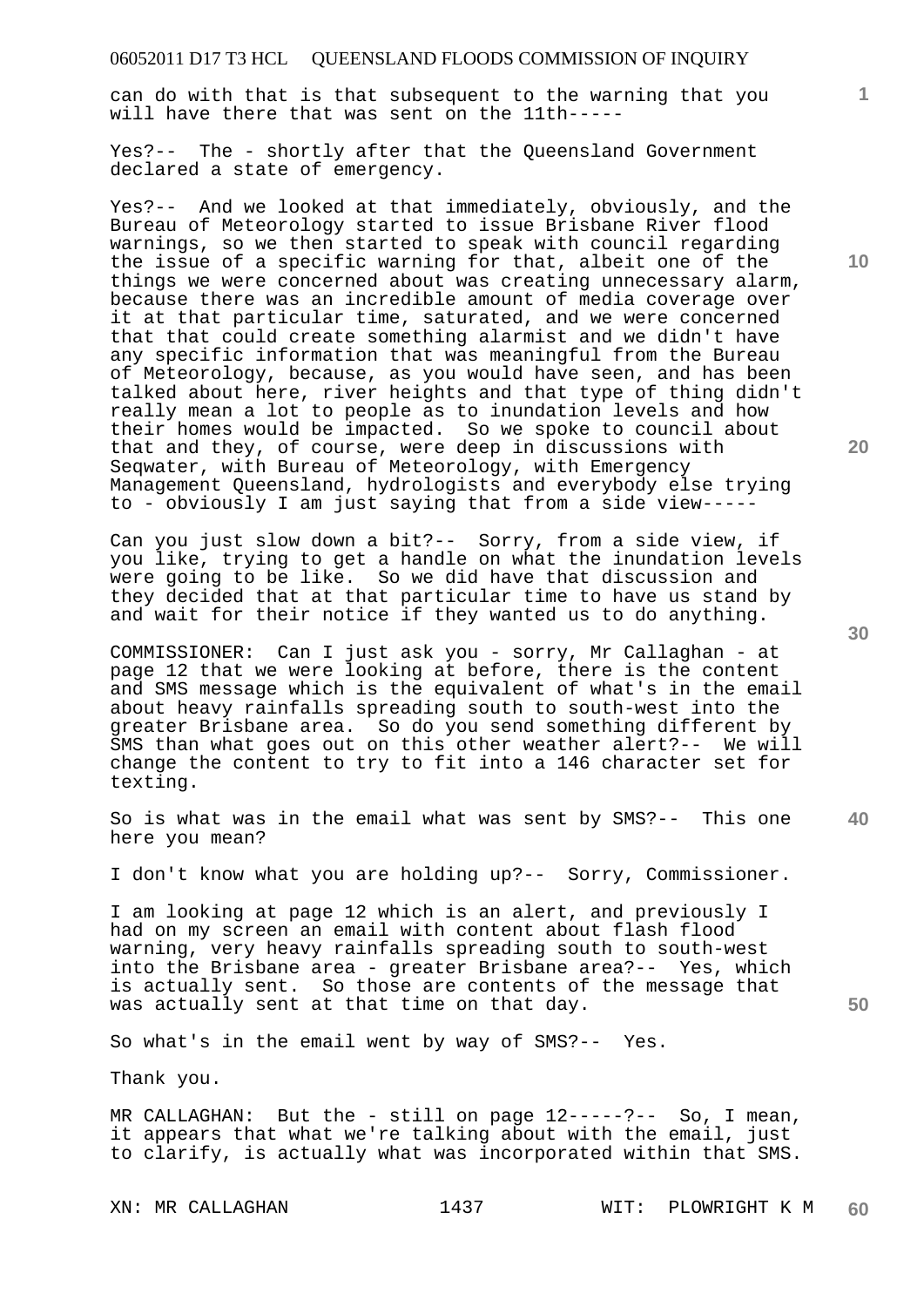can do with that is that subsequent to the warning that you will have there that was sent on the 11th-----

Yes?-- The - shortly after that the Queensland Government declared a state of emergency.

Yes?-- And we looked at that immediately, obviously, and the Bureau of Meteorology started to issue Brisbane River flood warnings, so we then started to speak with council regarding the issue of a specific warning for that, albeit one of the things we were concerned about was creating unnecessary alarm, because there was an incredible amount of media coverage over it at that particular time, saturated, and we were concerned that that could create something alarmist and we didn't have any specific information that was meaningful from the Bureau of Meteorology, because, as you would have seen, and has been talked about here, river heights and that type of thing didn't really mean a lot to people as to inundation levels and how their homes would be impacted. So we spoke to council about that and they, of course, were deep in discussions with Seqwater, with Bureau of Meteorology, with Emergency Management Queensland, hydrologists and everybody else trying to - obviously I am just saying that from a side view-----

Can you just slow down a bit?-- Sorry, from a side view, if you like, trying to get a handle on what the inundation levels were going to be like. So we did have that discussion and they decided that at that particular time to have us stand by and wait for their notice if they wanted us to do anything.

COMMISSIONER: Can I just ask you - sorry, Mr Callaghan - at page 12 that we were looking at before, there is the content and SMS message which is the equivalent of what's in the email about heavy rainfalls spreading south to south-west into the greater Brisbane area. So do you send something different by SMS than what goes out on this other weather alert?-- We will change the content to try to fit into a 146 character set for texting.

So is what was in the email what was sent by SMS?-- This one here you mean?

I don't know what you are holding up?-- Sorry, Commissioner.

I am looking at page 12 which is an alert, and previously I had on my screen an email with content about flash flood warning, very heavy rainfalls spreading south to south-west into the Brisbane area - greater Brisbane area?-- Yes, which is actually sent. So those are contents of the message that was actually sent at that time on that day.

So what's in the email went by way of SMS?-- Yes.

Thank you.

MR CALLAGHAN: But the - still on page 12-----?-- So, I mean, it appears that what we're talking about with the email, just to clarify, is actually what was incorporated within that SMS.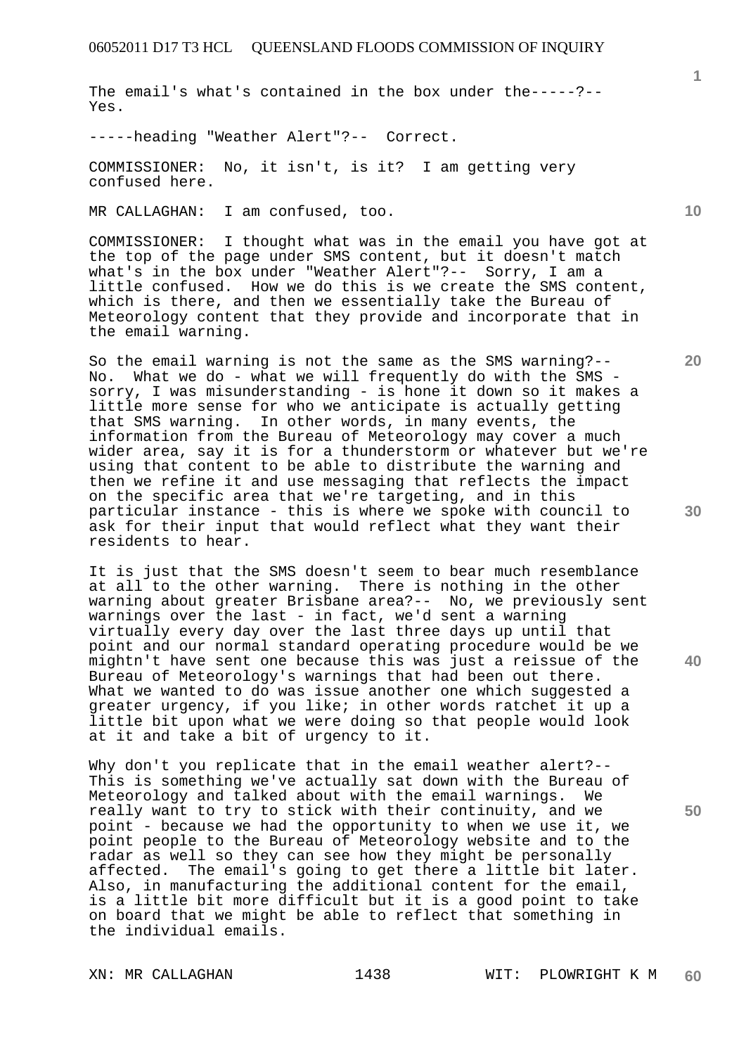The email's what's contained in the box under the-----?-- Yes.

-----heading "Weather Alert"?-- Correct.

COMMISSIONER: No, it isn't, is it? I am getting very confused here.

MR CALLAGHAN: I am confused, too.

COMMISSIONER: I thought what was in the email you have got at the top of the page under SMS content, but it doesn't match what's in the box under "Weather Alert"?-- Sorry, I am a little confused. How we do this is we create the SMS content, which is there, and then we essentially take the Bureau of Meteorology content that they provide and incorporate that in the email warning.

So the email warning is not the same as the SMS warning?-- No. What we do - what we will frequently do with the SMS - sorry, I was misunderstanding - is hone it down so it makes a little more sense for who we anticipate is actually getting that SMS warning. In other words, in many events, the information from the Bureau of Meteorology may cover a much wider area, say it is for a thunderstorm or whatever but we're using that content to be able to distribute the warning and then we refine it and use messaging that reflects the impact on the specific area that we're targeting, and in this particular instance - this is where we spoke with council to ask for their input that would reflect what they want their residents to hear.

It is just that the SMS doesn't seem to bear much resemblance at all to the other warning. There is nothing in the other warning about greater Brisbane area?-- No, we previously sent warnings over the last - in fact, we'd sent a warning virtually every day over the last three days up until that point and our normal standard operating procedure would be we mightn't have sent one because this was just a reissue of the Bureau of Meteorology's warnings that had been out there. What we wanted to do was issue another one which suggested a greater urgency, if you like; in other words ratchet it up a little bit upon what we were doing so that people would look at it and take a bit of urgency to it.

Why don't you replicate that in the email weather alert?-- This is something we've actually sat down with the Bureau of Meteorology and talked about with the email warnings. We really want to try to stick with their continuity, and we point - because we had the opportunity to when we use it, we point people to the Bureau of Meteorology website and to the radar as well so they can see how they might be personally affected. The email's going to get there a little bit later. Also, in manufacturing the additional content for the email, is a little bit more difficult but it is a good point to take on board that we might be able to reflect that something in the individual emails.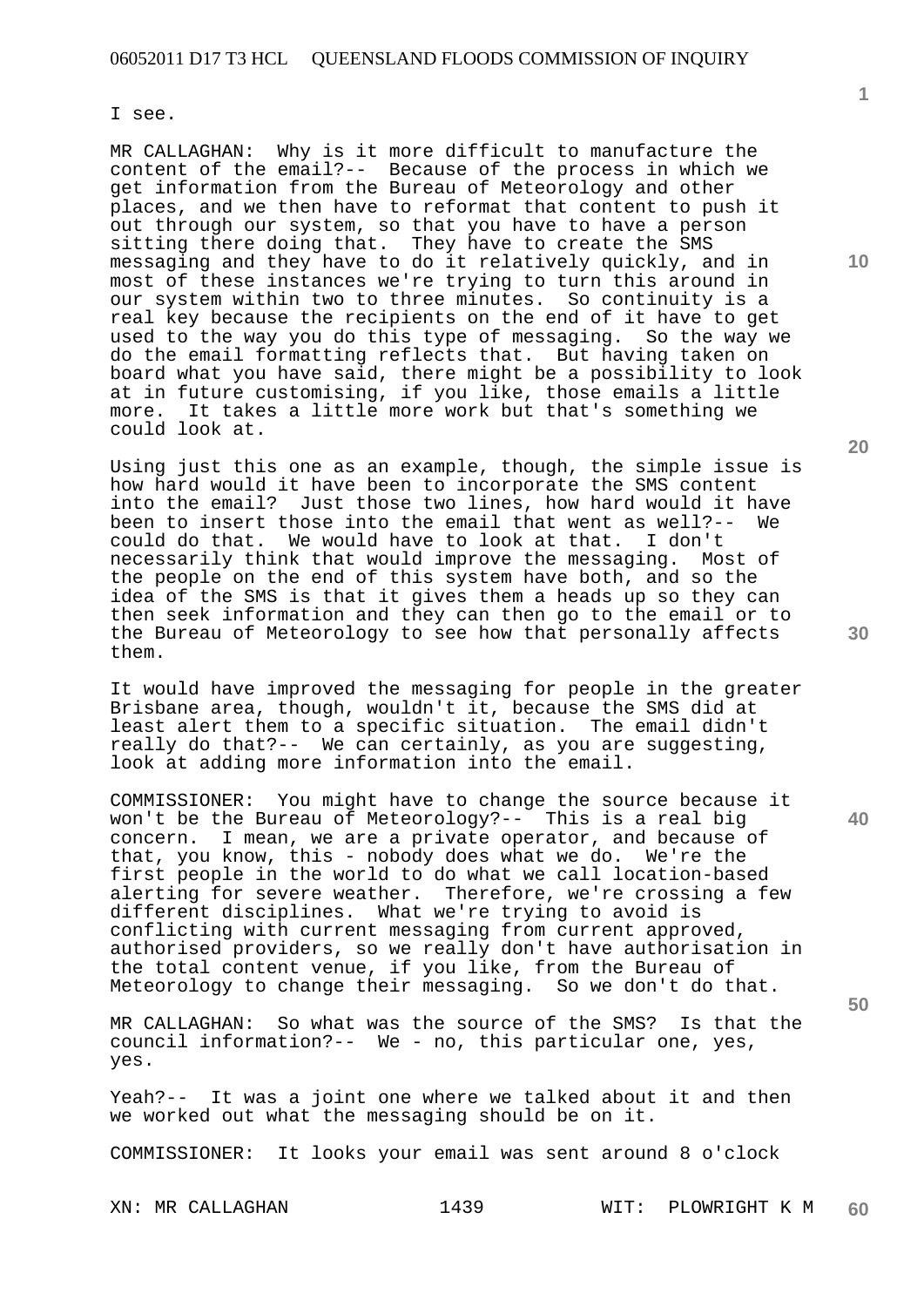I see.

MR CALLAGHAN: Why is it more difficult to manufacture the content of the email?-- Because of the process in which we get information from the Bureau of Meteorology and other places, and we then have to reformat that content to push it out through our system, so that you have to have a person sitting there doing that. They have to create the SMS messaging and they have to do it relatively quickly, and in most of these instances we're trying to turn this around in our system within two to three minutes. So continuity is a real key because the recipients on the end of it have to get used to the way you do this type of messaging. So the way we do the email formatting reflects that. But having taken on board what you have said, there might be a possibility to look at in future customising, if you like, those emails a little more. It takes a little more work but that's something we could look at.

Using just this one as an example, though, the simple issue is how hard would it have been to incorporate the SMS content into the email? Just those two lines, how hard would it have been to insert those into the email that went as well?-- We could do that. We would have to look at that. I don't necessarily think that would improve the messaging. Most of the people on the end of this system have both, and so the idea of the SMS is that it gives them a heads up so they can then seek information and they can then go to the email or to the Bureau of Meteorology to see how that personally affects them.

It would have improved the messaging for people in the greater Brisbane area, though, wouldn't it, because the SMS did at least alert them to a specific situation. The email didn't really do that?-- We can certainly, as you are suggesting, look at adding more information into the email.

COMMISSIONER: You might have to change the source because it won't be the Bureau of Meteorology?-- This is a real big concern. I mean, we are a private operator, and because of that, you know, this - nobody does what we do. We're the first people in the world to do what we call location-based alerting for severe weather. Therefore, we're crossing a few different disciplines. What we're trying to avoid is conflicting with current messaging from current approved, authorised providers, so we really don't have authorisation in the total content venue, if you like, from the Bureau of Meteorology to change their messaging. So we don't do that.

MR CALLAGHAN: So what was the source of the SMS? Is that the council information?-- We - no, this particular one, yes, yes.

Yeah?-- It was a joint one where we talked about it and then we worked out what the messaging should be on it.

COMMISSIONER: It looks your email was sent around 8 o'clock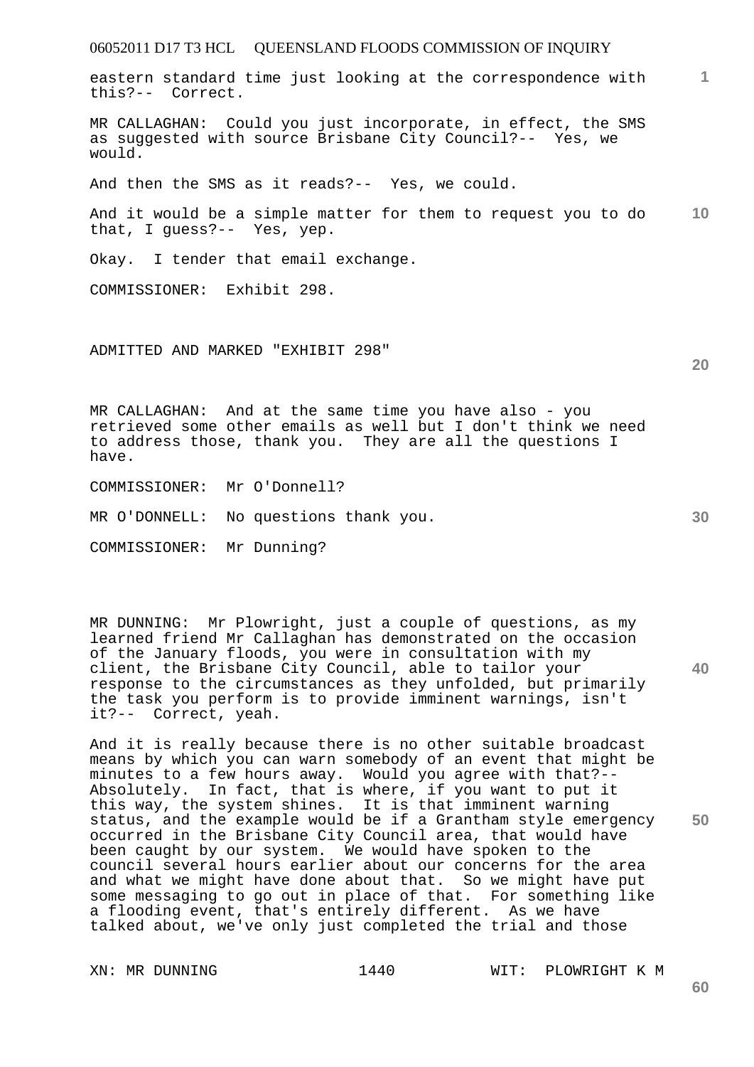eastern standard time just looking at the correspondence with this?-- Correct.

MR CALLAGHAN: Could you just incorporate, in effect, the SMS as suggested with source Brisbane City Council?-- Yes, we would.

And then the SMS as it reads?-- Yes, we could.

And it would be a simple matter for them to request you to do that, I guess?-- Yes, yep.

Okay. I tender that email exchange.

COMMISSIONER: Exhibit 298.

ADMITTED AND MARKED "EXHIBIT 298"

MR CALLAGHAN: And at the same time you have also - you retrieved some other emails as well but I don't think we need to address those, thank you. They are all the questions I have.

COMMISSIONER: Mr O'Donnell?

MR O'DONNELL: No questions thank you.

COMMISSIONER: Mr Dunning?

MR DUNNING: Mr Plowright, just a couple of questions, as my learned friend Mr Callaghan has demonstrated on the occasion of the January floods, you were in consultation with my client, the Brisbane City Council, able to tailor your response to the circumstances as they unfolded, but primarily the task you perform is to provide imminent warnings, isn't it?-- Correct, yeah.

And it is really because there is no other suitable broadcast means by which you can warn somebody of an event that might be minutes to a few hours away. Would you agree with that?-- Absolutely. In fact, that is where, if you want to put it this way, the system shines. It is that imminent warning status, and the example would be if a Grantham style emergency occurred in the Brisbane City Council area, that would have been caught by our system. We would have spoken to the council several hours earlier about our concerns for the area and what we might have done about that. So we might have put some messaging to go out in place of that. For something like a flooding event, that's entirely different. As we have talked about, we've only just completed the trial and those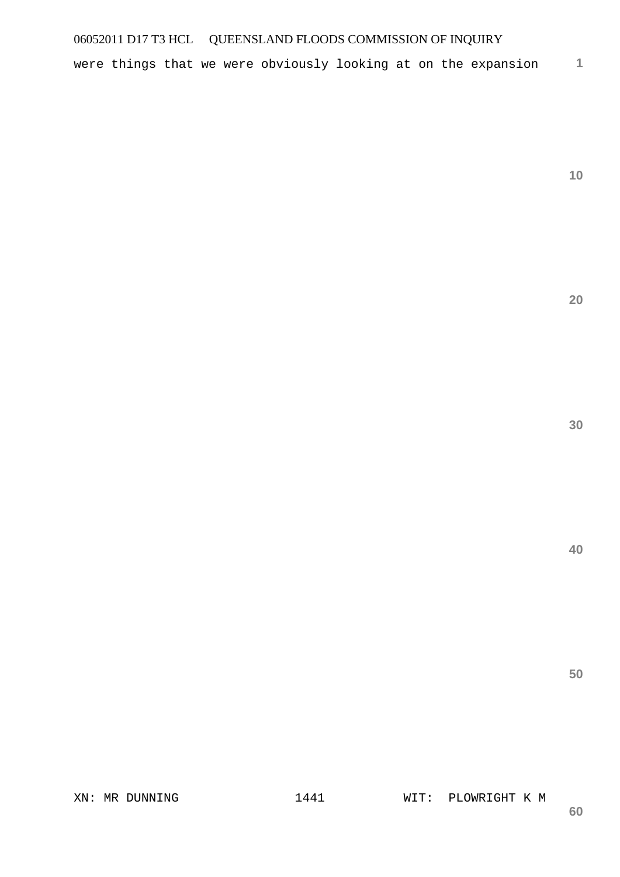were things that we were obviously looking at on the expansion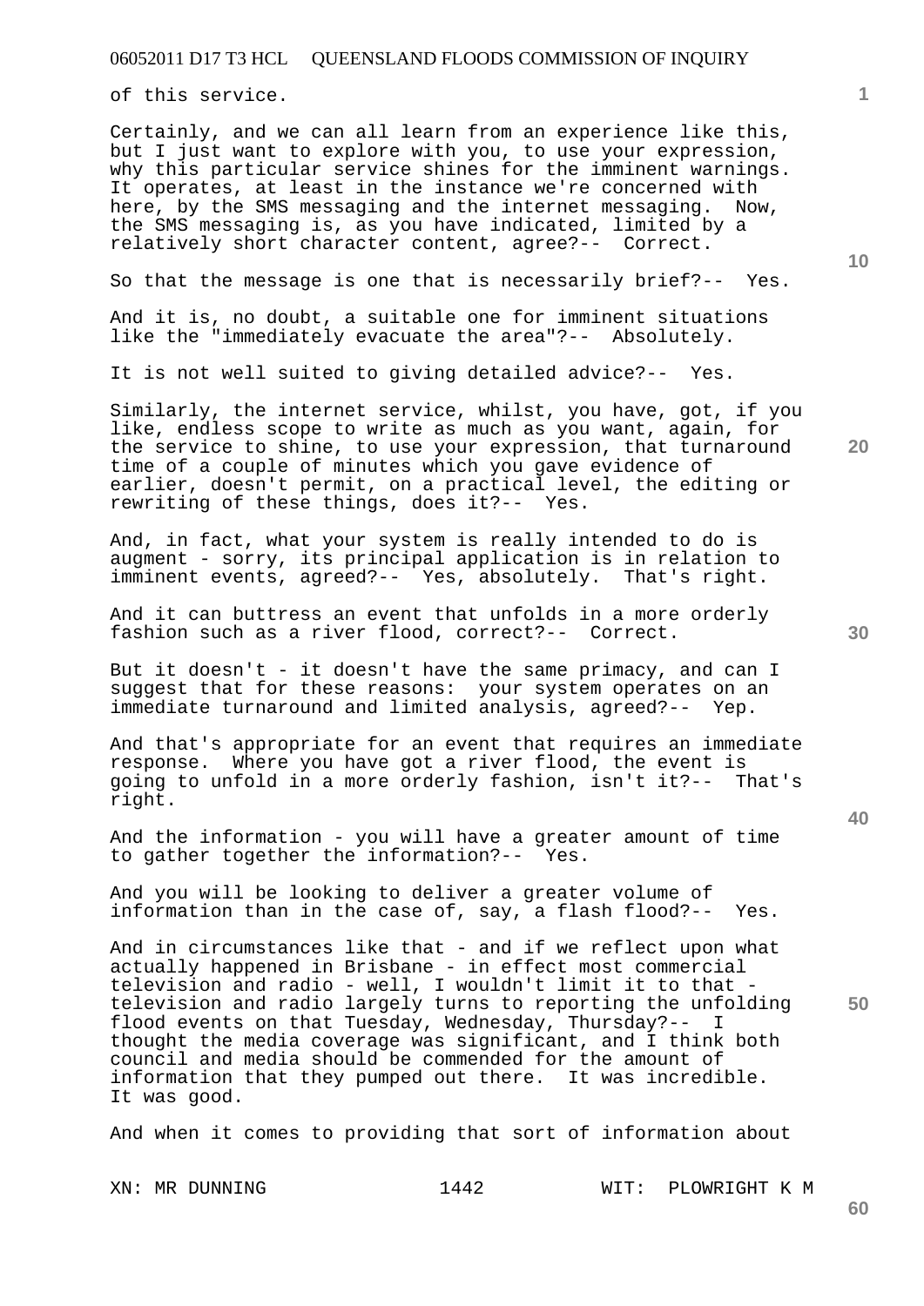of this service.

Certainly, and we can all learn from an experience like this, but I just want to explore with you, to use your expression, why this particular service shines for the imminent warnings. It operates, at least in the instance we're concerned with here, by the SMS messaging and the internet messaging. Now, the SMS messaging is, as you have indicated, limited by a relatively short character content, agree?-- Correct.

So that the message is one that is necessarily brief?-- Yes.

And it is, no doubt, a suitable one for imminent situations like the "immediately evacuate the area"?-- Absolutely.

It is not well suited to giving detailed advice?-- Yes.

Similarly, the internet service, whilst, you have, got, if you like, endless scope to write as much as you want, again, for the service to shine, to use your expression, that turnaround time of a couple of minutes which you gave evidence of earlier, doesn't permit, on a practical level, the editing or rewriting of these things, does it?-- Yes.

And, in fact, what your system is really intended to do is augment - sorry, its principal application is in relation to imminent events, agreed?-- Yes, absolutely. That's right.

And it can buttress an event that unfolds in a more orderly fashion such as a river flood, correct?-- Correct.

But it doesn't - it doesn't have the same primacy, and can I suggest that for these reasons: your system operates on an immediate turnaround and limited analysis, agreed?-- Yep.

And that's appropriate for an event that requires an immediate response. Where you have got a river flood, the event is going to unfold in a more orderly fashion, isn't it?-- That's right.

And the information - you will have a greater amount of time to gather together the information?-- Yes.

And you will be looking to deliver a greater volume of information than in the case of, say, a flash flood?-- Yes.

And in circumstances like that - and if we reflect upon what actually happened in Brisbane - in effect most commercial television and radio - well, I wouldn't limit it to that - television and radio largely turns to reporting the unfolding flood events on that Tuesday, Wednesday, Thursday?-- I thought the media coverage was significant, and I think both council and media should be commended for the amount of information that they pumped out there. It was incredible. It was good.

And when it comes to providing that sort of information about

XN: MR DUNNING WIT: PLOWRIGHT K M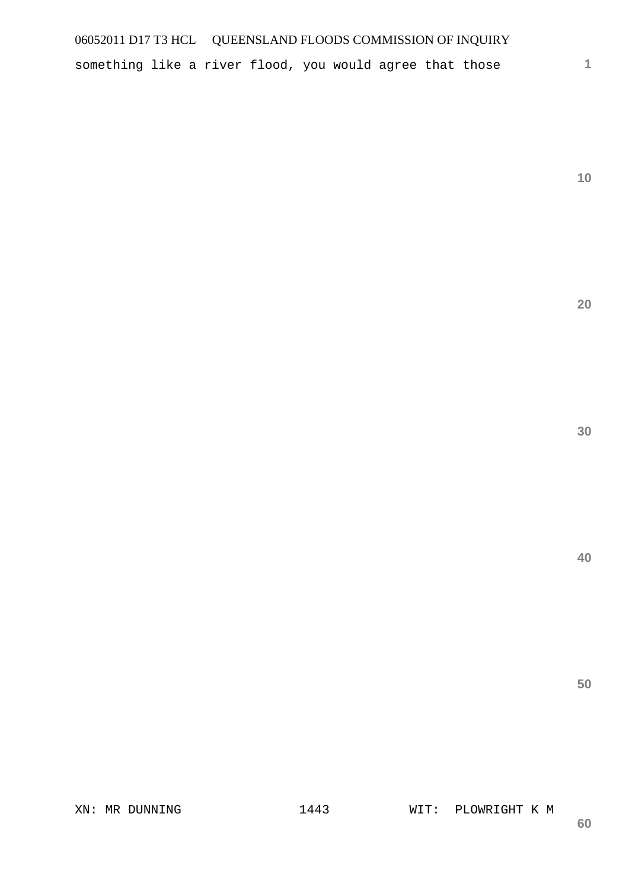something like a river flood, you would agree that those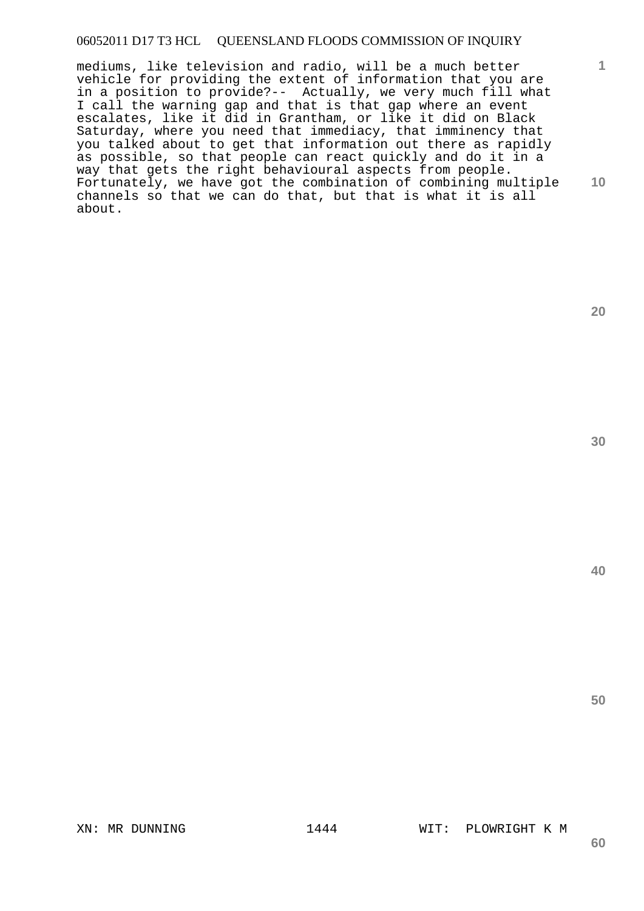mediums, like television and radio, will be a much better vehicle for providing the extent of information that you are in a position to provide?-- Actually, we very much fill what I call the warning gap and that is that gap where an event escalates, like it did in Grantham, or like it did on Black Saturday, where you need that immediacy, that imminency that you talked about to get that information out there as rapidly as possible, so that people can react quickly and do it in a way that gets the right behavioural aspects from people. Fortunately, we have got the combination of combining multiple channels so that we can do that, but that is what it is all about.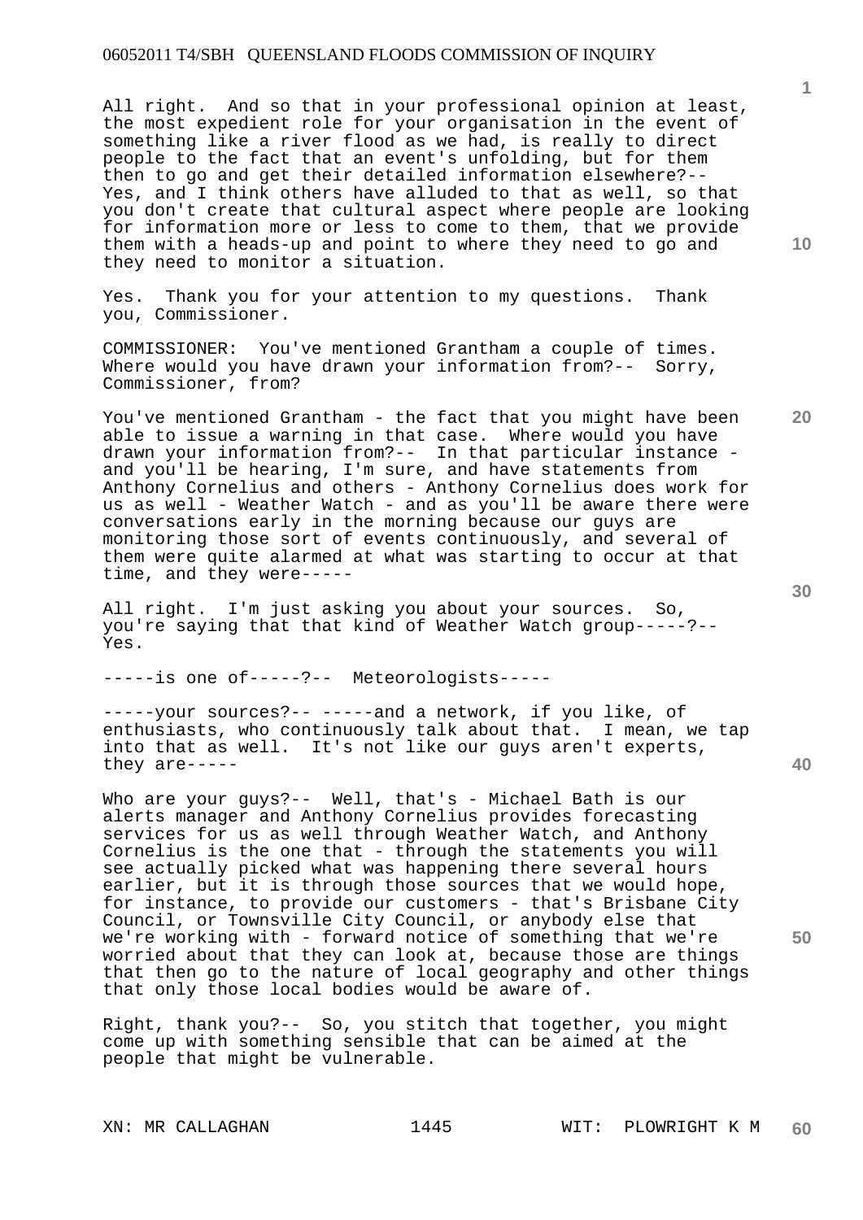All right. And so that in your professional opinion at least, the most expedient role for your organisation in the event of something like a river flood as we had, is really to direct people to the fact that an event's unfolding, but for them then to go and get their detailed information elsewhere?-- Yes, and I think others have alluded to that as well, so that you don't create that cultural aspect where people are looking for information more or less to come to them, that we provide them with a heads-up and point to where they need to go and they need to monitor a situation.

Yes. Thank you for your attention to my questions. Thank you, Commissioner.

COMMISSIONER: You've mentioned Grantham a couple of times. Where would you have drawn your information from?-- Sorry, Commissioner, from?

You've mentioned Grantham - the fact that you might have been able to issue a warning in that case. Where would you have drawn your information from?-- In that particular instance - and you'll be hearing, I'm sure, and have statements from Anthony Cornelius and others - Anthony Cornelius does work for us as well - Weather Watch - and as you'll be aware there were conversations early in the morning because our guys are monitoring those sort of events continuously, and several of them were quite alarmed at what was starting to occur at that time, and they were-----

All right. I'm just asking you about your sources. So, you're saying that that kind of Weather Watch group-----?-- Yes.

-----is one of-----?-- Meteorologists-----

-----your sources?-- -----and a network, if you like, of enthusiasts, who continuously talk about that. I mean, we tap into that as well. It's not like our guys aren't experts, they are-----

Who are your guys?-- Well, that's - Michael Bath is our alerts manager and Anthony Cornelius provides forecasting services for us as well through Weather Watch, and Anthony Cornelius is the one that - through the statements you will see actually picked what was happening there several hours earlier, but it is through those sources that we would hope, for instance, to provide our customers - that's Brisbane City Council, or Townsville City Council, or anybody else that we're working with - forward notice of something that we're worried about that they can look at, because those are things that then go to the nature of local geography and other things that only those local bodies would be aware of.

Right, thank you?-- So, you stitch that together, you might come up with something sensible that can be aimed at the people that might be vulnerable.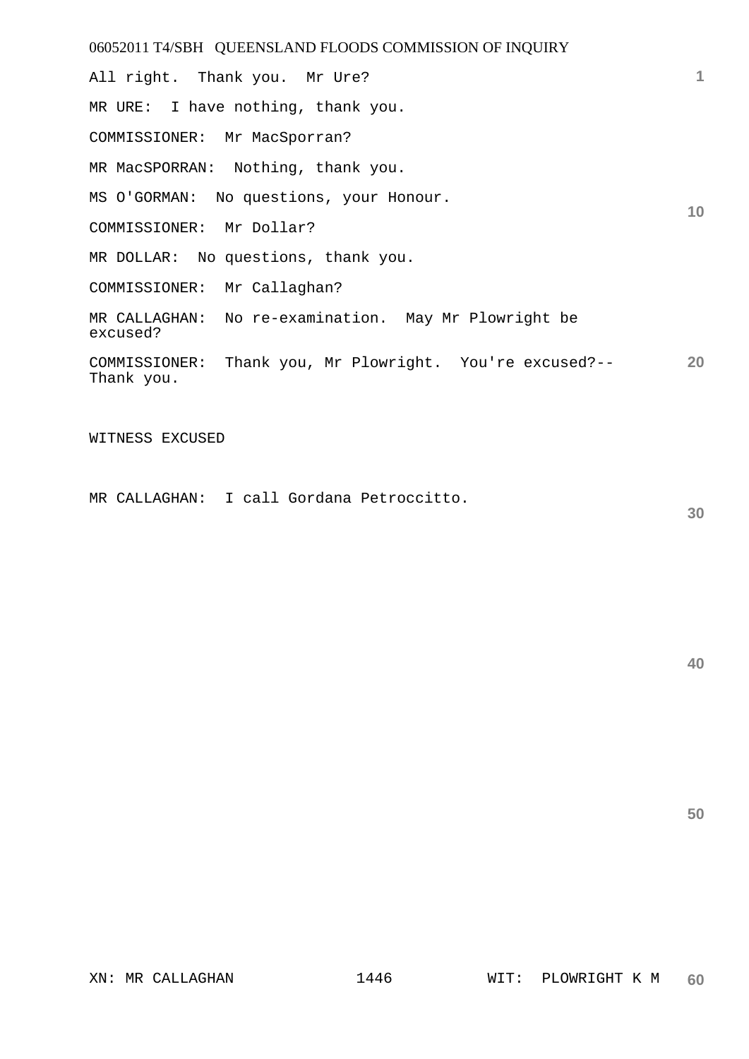All right.  Thank you.  Mr Ure?

MR URE:  I have nothing, thank you.

COMMISSIONER:  Mr MacSporran?

MR MacSPORRAN:  Nothing, thank you.

MS O'GORMAN:  No questions, your Honour.

COMMISSIONER:  Mr Dollar?

MR DOLLAR:  No questions, thank you.

COMMISSIONER:  Mr Callaghan?

MR CALLAGHAN:  No re-examination.  May Mr Plowright be excused?

COMMISSIONER:  Thank you, Mr Plowright.  You're excused?-- Thank you.

WITNESS EXCUSED

MR CALLAGHAN:  I call Gordana Petroccitto.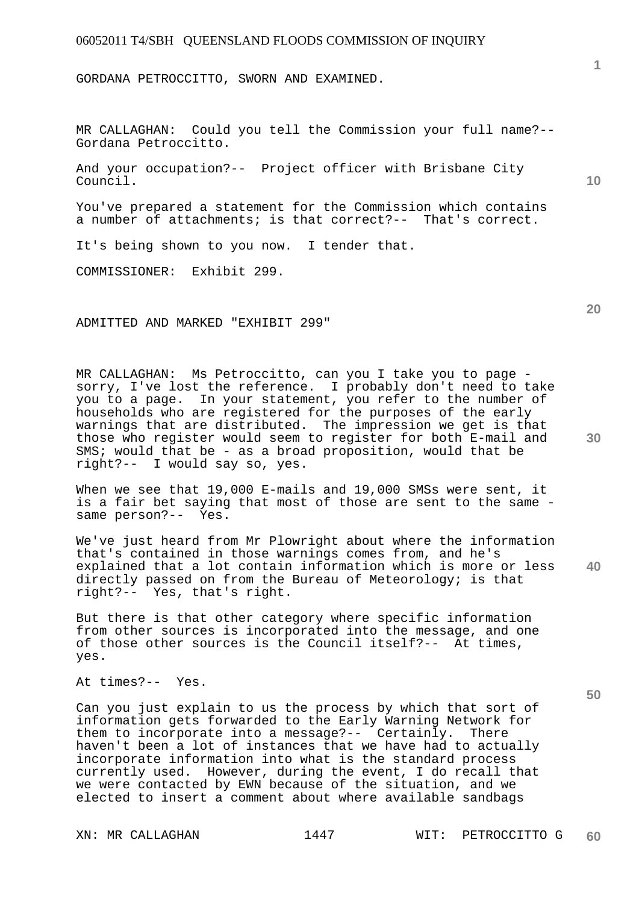GORDANA PETROCCITTO, SWORN AND EXAMINED.

MR CALLAGHAN: Could you tell the Commission your full name?-- Gordana Petroccitto.

And your occupation?-- Project officer with Brisbane City Council.

You've prepared a statement for the Commission which contains a number of attachments; is that correct?-- That's correct.

It's being shown to you now. I tender that.

COMMISSIONER: Exhibit 299.

ADMITTED AND MARKED "EXHIBIT 299"

MR CALLAGHAN: Ms Petroccitto, can you I take you to page - sorry, I've lost the reference. I probably don't need to take you to a page. In your statement, you refer to the number of households who are registered for the purposes of the early warnings that are distributed. The impression we get is that those who register would seem to register for both E-mail and SMS; would that be - as a broad proposition, would that be right?-- I would say so, yes.

When we see that 19,000 E-mails and 19,000 SMSs were sent, it is a fair bet saying that most of those are sent to the same - same person?-- Yes.

We've just heard from Mr Plowright about where the information that's contained in those warnings comes from, and he's explained that a lot contain information which is more or less directly passed on from the Bureau of Meteorology; is that right?-- Yes, that's right.

But there is that other category where specific information from other sources is incorporated into the message, and one of those other sources is the Council itself?-- At times, yes.

At times?-- Yes.

Can you just explain to us the process by which that sort of information gets forwarded to the Early Warning Network for them to incorporate into a message?-- Certainly. There haven't been a lot of instances that we have had to actually incorporate information into what is the standard process currently used. However, during the event, I do recall that we were contacted by EWN because of the situation, and we elected to insert a comment about where available sandbags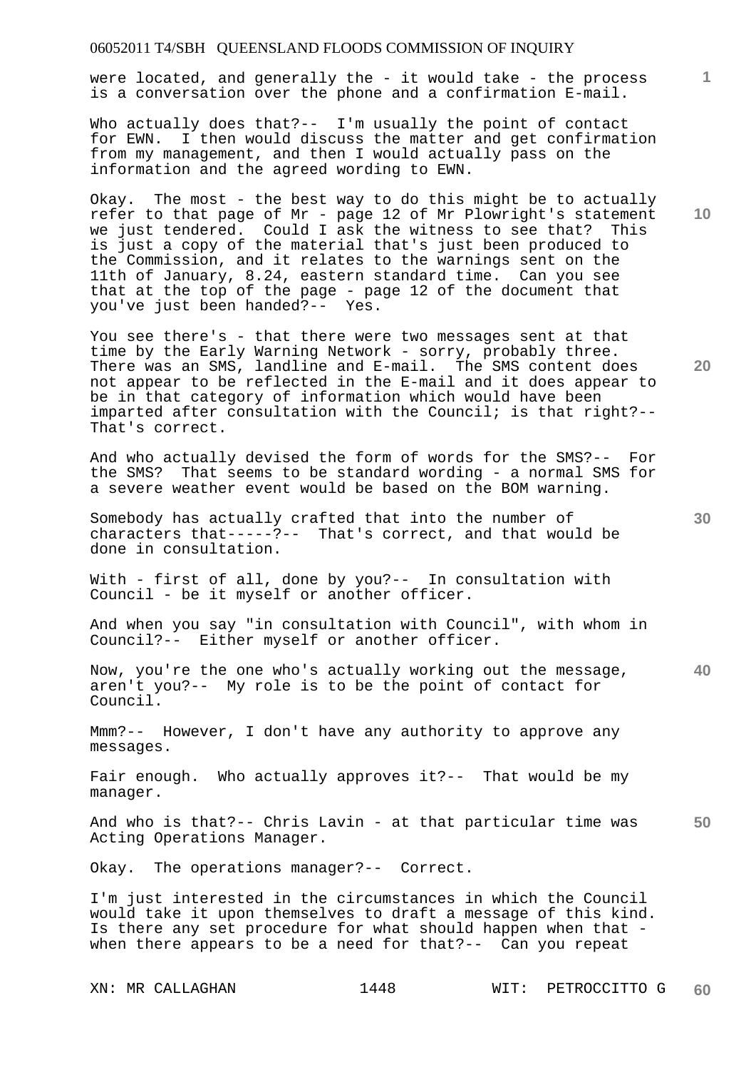were located, and generally the - it would take - the process is a conversation over the phone and a confirmation E-mail.

Who actually does that?-- I'm usually the point of contact for EWN. I then would discuss the matter and get confirmation from my management, and then I would actually pass on the information and the agreed wording to EWN.

Okay. The most - the best way to do this might be to actually refer to that page of Mr - page 12 of Mr Plowright's statement we just tendered. Could I ask the witness to see that? This is just a copy of the material that's just been produced to the Commission, and it relates to the warnings sent on the 11th of January, 8.24, eastern standard time. Can you see that at the top of the page - page 12 of the document that you've just been handed?-- Yes.

You see there's - that there were two messages sent at that time by the Early Warning Network - sorry, probably three. There was an SMS, landline and E-mail. The SMS content does not appear to be reflected in the E-mail and it does appear to be in that category of information which would have been imparted after consultation with the Council; is that right?-- That's correct.

And who actually devised the form of words for the SMS?-- For the SMS? That seems to be standard wording - a normal SMS for a severe weather event would be based on the BOM warning.

Somebody has actually crafted that into the number of characters that-----?-- That's correct, and that would be done in consultation.

With - first of all, done by you?-- In consultation with Council - be it myself or another officer.

And when you say "in consultation with Council", with whom in Council?-- Either myself or another officer.

Now, you're the one who's actually working out the message, aren't you?-- My role is to be the point of contact for Council.

Mmm?-- However, I don't have any authority to approve any messages.

Fair enough. Who actually approves it?-- That would be my manager.

And who is that?-- Chris Lavin - at that particular time was Acting Operations Manager.

Okay. The operations manager?-- Correct.

I'm just interested in the circumstances in which the Council would take it upon themselves to draft a message of this kind. Is there any set procedure for what should happen when that - when there appears to be a need for that?-- Can you repeat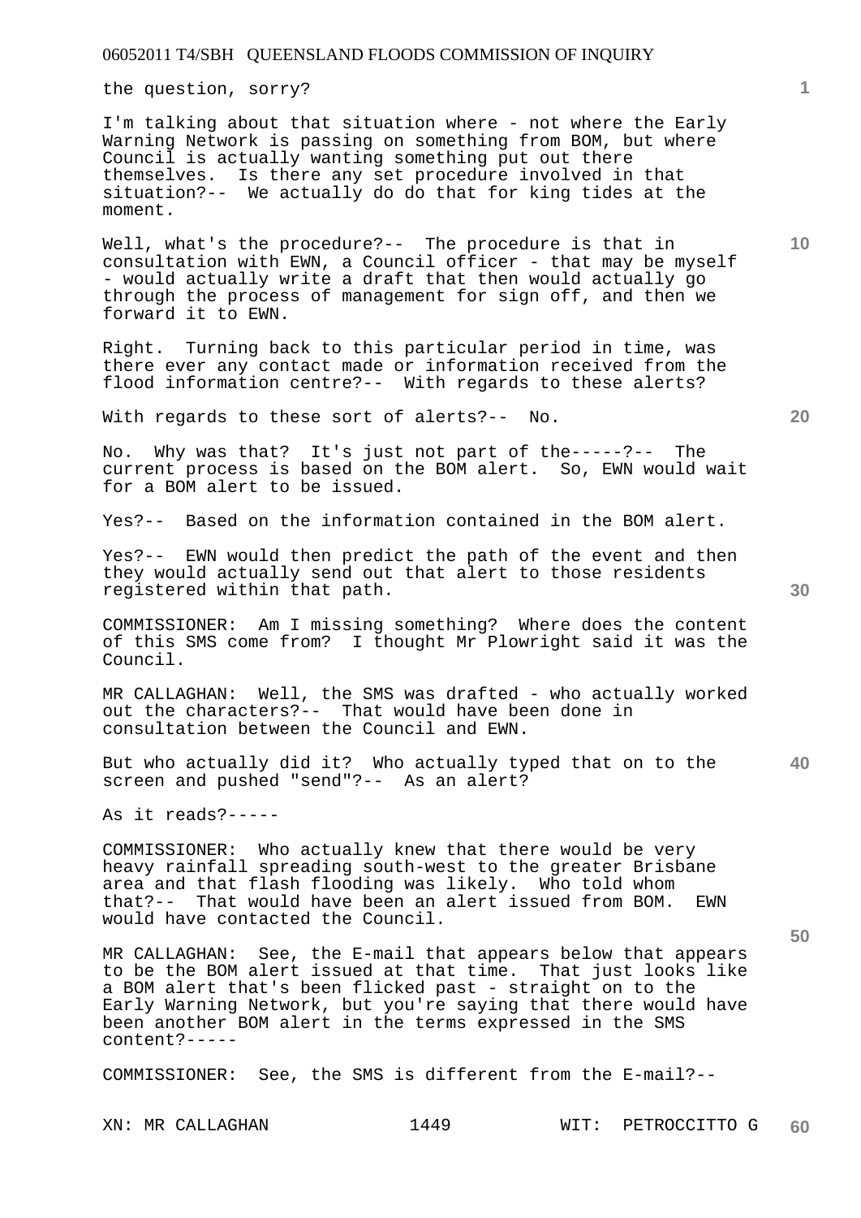the question, sorry?

I'm talking about that situation where - not where the Early Warning Network is passing on something from BOM, but where Council is actually wanting something put out there themselves. Is there any set procedure involved in that situation?-- We actually do do that for king tides at the moment.

Well, what's the procedure?-- The procedure is that in consultation with EWN, a Council officer - that may be myself - would actually write a draft that then would actually go through the process of management for sign off, and then we forward it to EWN.

Right. Turning back to this particular period in time, was there ever any contact made or information received from the flood information centre?-- With regards to these alerts?

With regards to these sort of alerts?-- No.

No. Why was that? It's just not part of the-----?-- The current process is based on the BOM alert. So, EWN would wait for a BOM alert to be issued.

Yes?-- Based on the information contained in the BOM alert.

Yes?-- EWN would then predict the path of the event and then they would actually send out that alert to those residents registered within that path.

COMMISSIONER: Am I missing something? Where does the content of this SMS come from? I thought Mr Plowright said it was the Council.

MR CALLAGHAN: Well, the SMS was drafted - who actually worked out the characters?-- That would have been done in consultation between the Council and EWN.

But who actually did it? Who actually typed that on to the screen and pushed "send"?-- As an alert?

As it reads?-----

COMMISSIONER: Who actually knew that there would be very heavy rainfall spreading south-west to the greater Brisbane area and that flash flooding was likely. Who told whom that?-- That would have been an alert issued from BOM. EWN would have contacted the Council.

MR CALLAGHAN: See, the E-mail that appears below that appears to be the BOM alert issued at that time. That just looks like a BOM alert that's been flicked past - straight on to the Early Warning Network, but you're saying that there would have been another BOM alert in the terms expressed in the SMS content?-----

COMMISSIONER: See, the SMS is different from the E-mail?--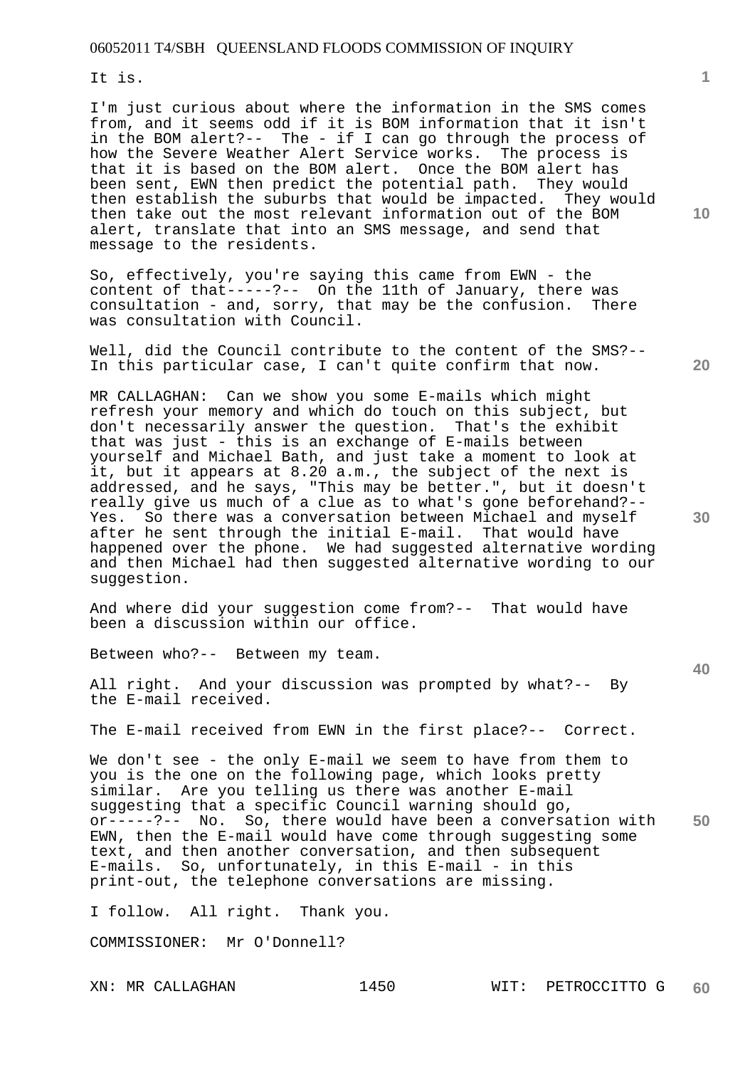It is.

I'm just curious about where the information in the SMS comes from, and it seems odd if it is BOM information that it isn't in the BOM alert?-- The - if I can go through the process of how the Severe Weather Alert Service works. The process is that it is based on the BOM alert. Once the BOM alert has been sent, EWN then predict the potential path. They would then establish the suburbs that would be impacted. They would then take out the most relevant information out of the BOM alert, translate that into an SMS message, and send that message to the residents.

So, effectively, you're saying this came from EWN - the content of that-----?-- On the 11th of January, there was consultation - and, sorry, that may be the confusion. There was consultation with Council.

Well, did the Council contribute to the content of the SMS?-- In this particular case, I can't quite confirm that now.

MR CALLAGHAN: Can we show you some E-mails which might refresh your memory and which do touch on this subject, but don't necessarily answer the question. That's the exhibit that was just - this is an exchange of E-mails between yourself and Michael Bath, and just take a moment to look at it, but it appears at 8.20 a.m., the subject of the next is addressed, and he says, "This may be better.", but it doesn't really give us much of a clue as to what's gone beforehand?-- Yes. So there was a conversation between Michael and myself after he sent through the initial E-mail. That would have happened over the phone. We had suggested alternative wording and then Michael had then suggested alternative wording to our suggestion.

And where did your suggestion come from?-- That would have been a discussion within our office.

Between who?-- Between my team.

All right. And your discussion was prompted by what?-- By the E-mail received.

The E-mail received from EWN in the first place?-- Correct.

We don't see - the only E-mail we seem to have from them to you is the one on the following page, which looks pretty similar. Are you telling us there was another E-mail suggesting that a specific Council warning should go, or-----?-- No. So, there would have been a conversation with EWN, then the E-mail would have come through suggesting some text, and then another conversation, and then subsequent E-mails. So, unfortunately, in this E-mail - in this print-out, the telephone conversations are missing.

I follow. All right. Thank you.

COMMISSIONER: Mr O'Donnell?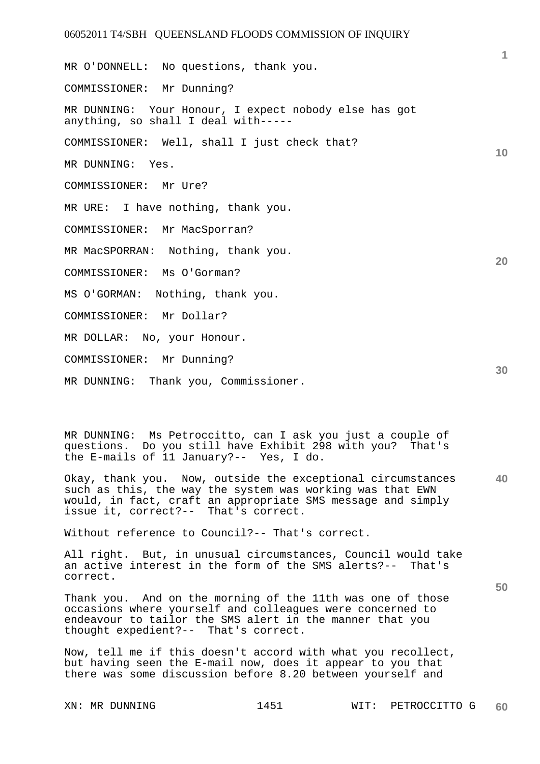MR O'DONNELL: No questions, thank you.

COMMISSIONER: Mr Dunning?

MR DUNNING: Your Honour, I expect nobody else has got anything, so shall I deal with-----

COMMISSIONER: Well, shall I just check that?

MR DUNNING: Yes.

COMMISSIONER: Mr Ure?

MR URE: I have nothing, thank you.

COMMISSIONER: Mr MacSporran?

MR MacSPORRAN: Nothing, thank you.

COMMISSIONER: Ms O'Gorman?

MS O'GORMAN: Nothing, thank you.

COMMISSIONER: Mr Dollar?

MR DOLLAR: No, your Honour.

COMMISSIONER: Mr Dunning?

MR DUNNING: Thank you, Commissioner.

MR DUNNING: Ms Petroccitto, can I ask you just a couple of questions. Do you still have Exhibit 298 with you? That's the E-mails of 11 January?-- Yes, I do.

Okay, thank you. Now, outside the exceptional circumstances such as this, the way the system was working was that EWN would, in fact, craft an appropriate SMS message and simply issue it, correct?-- That's correct.

Without reference to Council?-- That's correct.

All right. But, in unusual circumstances, Council would take an active interest in the form of the SMS alerts?-- That's correct.

Thank you. And on the morning of the 11th was one of those occasions where yourself and colleagues were concerned to endeavour to tailor the SMS alert in the manner that you thought expedient?-- That's correct.

Now, tell me if this doesn't accord with what you recollect, but having seen the E-mail now, does it appear to you that there was some discussion before 8.20 between yourself and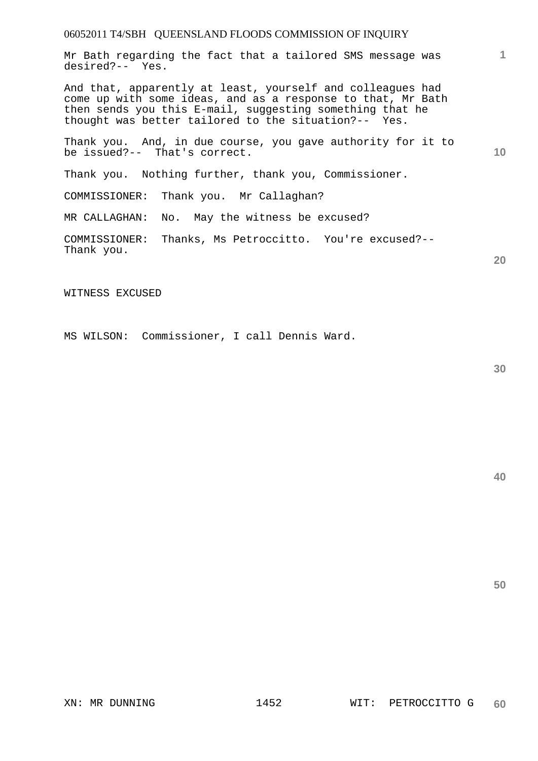Mr Bath regarding the fact that a tailored SMS message was desired?-- Yes.

And that, apparently at least, yourself and colleagues had come up with some ideas, and as a response to that, Mr Bath then sends you this E-mail, suggesting something that he thought was better tailored to the situation?-- Yes.

Thank you. And, in due course, you gave authority for it to be issued?-- That's correct.

Thank you. Nothing further, thank you, Commissioner.

COMMISSIONER: Thank you. Mr Callaghan?

MR CALLAGHAN: No. May the witness be excused?

COMMISSIONER: Thanks, Ms Petroccitto. You're excused?-- Thank you.

WITNESS EXCUSED

MS WILSON: Commissioner, I call Dennis Ward.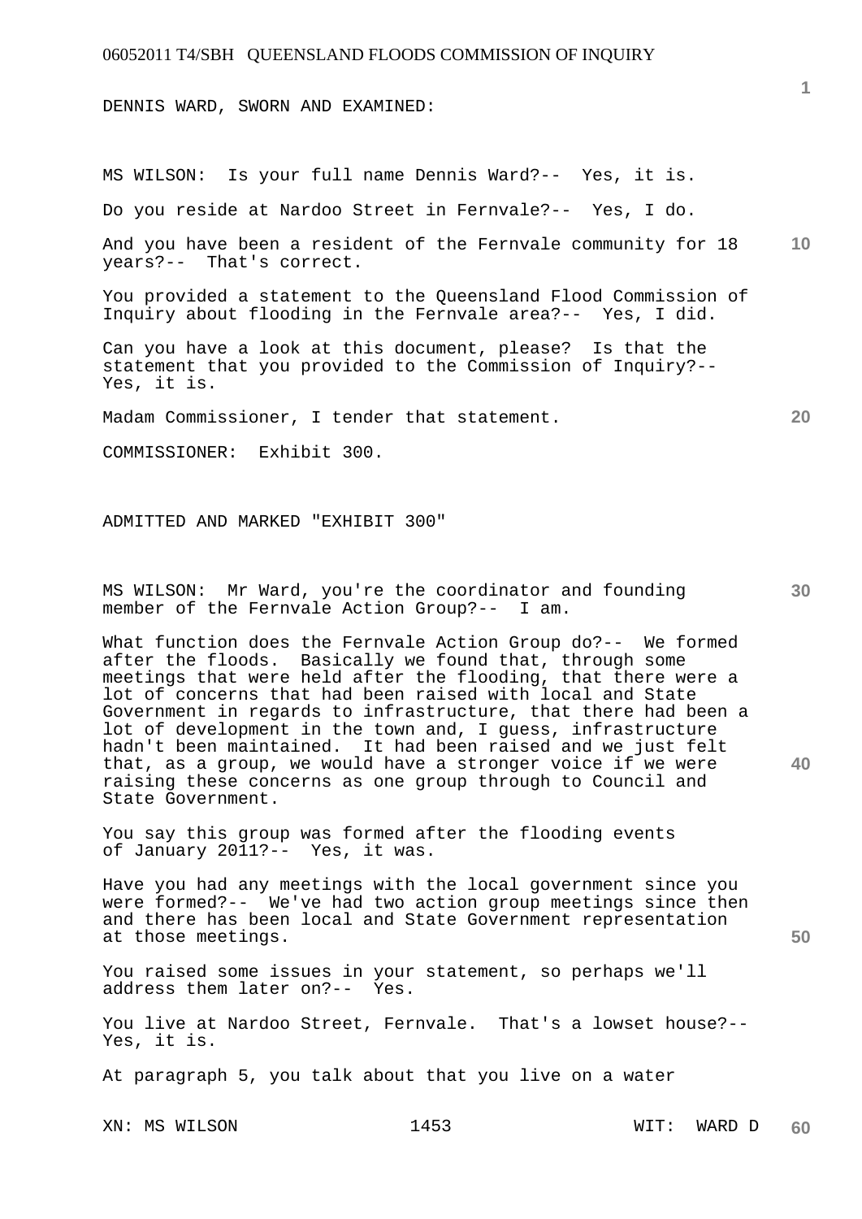DENNIS WARD, SWORN AND EXAMINED:

MS WILSON: Is your full name Dennis Ward?-- Yes, it is.

Do you reside at Nardoo Street in Fernvale?-- Yes, I do.

And you have been a resident of the Fernvale community for 18 years?-- That's correct.

You provided a statement to the Queensland Flood Commission of Inquiry about flooding in the Fernvale area?-- Yes, I did.

Can you have a look at this document, please? Is that the statement that you provided to the Commission of Inquiry?-- Yes, it is.

Madam Commissioner, I tender that statement.

COMMISSIONER: Exhibit 300.

ADMITTED AND MARKED "EXHIBIT 300"

MS WILSON: Mr Ward, you're the coordinator and founding member of the Fernvale Action Group?-- I am.

What function does the Fernvale Action Group do?-- We formed after the floods. Basically we found that, through some meetings that were held after the flooding, that there were a lot of concerns that had been raised with local and State Government in regards to infrastructure, that there had been a lot of development in the town and, I guess, infrastructure hadn't been maintained. It had been raised and we just felt that, as a group, we would have a stronger voice if we were raising these concerns as one group through to Council and State Government.

You say this group was formed after the flooding events of January 2011?-- Yes, it was.

Have you had any meetings with the local government since you were formed?-- We've had two action group meetings since then and there has been local and State Government representation at those meetings.

You raised some issues in your statement, so perhaps we'll address them later on?-- Yes.

You live at Nardoo Street, Fernvale. That's a lowset house?-- Yes, it is.

At paragraph 5, you talk about that you live on a water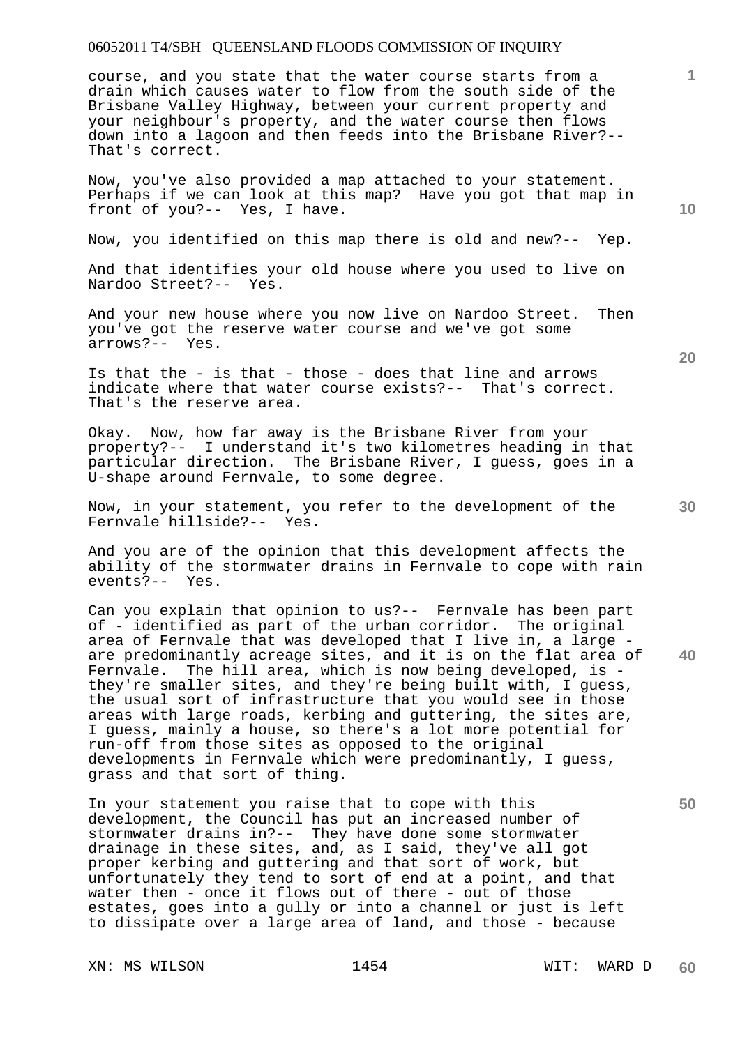course, and you state that the water course starts from a drain which causes water to flow from the south side of the Brisbane Valley Highway, between your current property and your neighbour's property, and the water course then flows down into a lagoon and then feeds into the Brisbane River?-- That's correct.

Now, you've also provided a map attached to your statement. Perhaps if we can look at this map? Have you got that map in front of you?-- Yes, I have.

Now, you identified on this map there is old and new?-- Yep.

And that identifies your old house where you used to live on Nardoo Street?-- Yes.

And your new house where you now live on Nardoo Street. Then you've got the reserve water course and we've got some arrows?-- Yes.

Is that the - is that - those - does that line and arrows indicate where that water course exists?-- That's correct. That's the reserve area.

Okay. Now, how far away is the Brisbane River from your property?-- I understand it's two kilometres heading in that particular direction. The Brisbane River, I guess, goes in a U-shape around Fernvale, to some degree.

Now, in your statement, you refer to the development of the Fernvale hillside?-- Yes.

And you are of the opinion that this development affects the ability of the stormwater drains in Fernvale to cope with rain events?-- Yes.

Can you explain that opinion to us?-- Fernvale has been part of - identified as part of the urban corridor. The original area of Fernvale that was developed that I live in, a large - are predominantly acreage sites, and it is on the flat area of Fernvale. The hill area, which is now being developed, is - they're smaller sites, and they're being built with, I guess, the usual sort of infrastructure that you would see in those areas with large roads, kerbing and guttering, the sites are, I guess, mainly a house, so there's a lot more potential for run-off from those sites as opposed to the original developments in Fernvale which were predominantly, I guess, grass and that sort of thing.

In your statement you raise that to cope with this development, the Council has put an increased number of stormwater drains in?-- They have done some stormwater drainage in these sites, and, as I said, they've all got proper kerbing and guttering and that sort of work, but unfortunately they tend to sort of end at a point, and that water then - once it flows out of there - out of those estates, goes into a gully or into a channel or just is left to dissipate over a large area of land, and those - because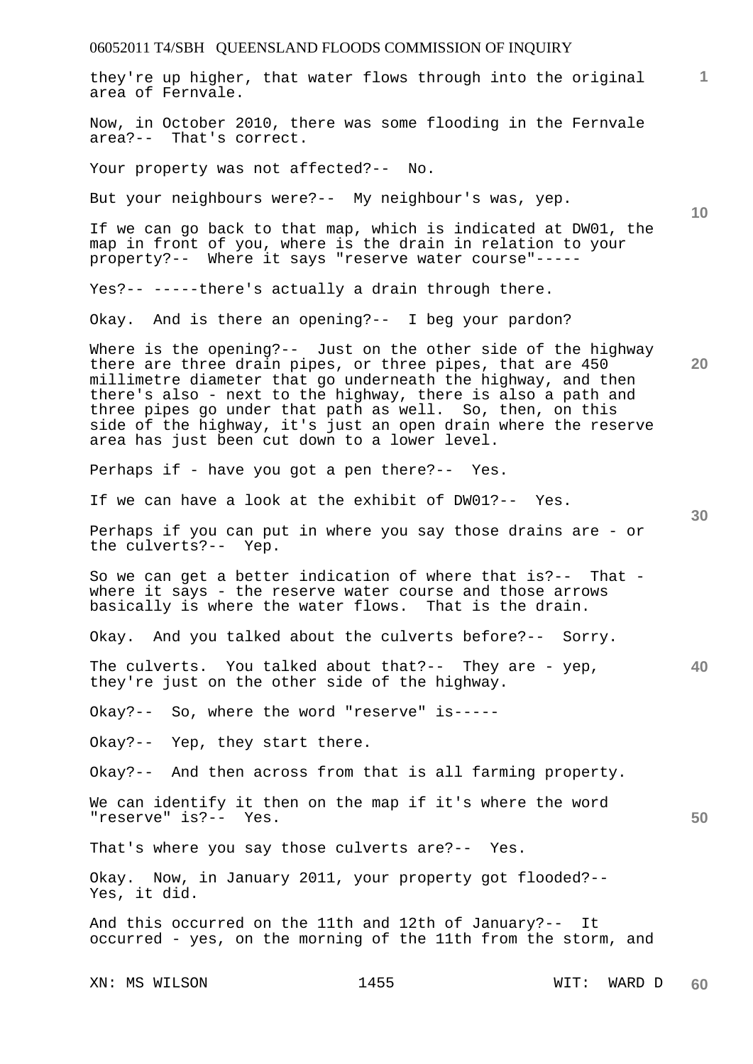they're up higher, that water flows through into the original area of Fernvale.

Now, in October 2010, there was some flooding in the Fernvale area?-- That's correct.

Your property was not affected?-- No.

But your neighbours were?-- My neighbour's was, yep.

If we can go back to that map, which is indicated at DW01, the map in front of you, where is the drain in relation to your property?-- Where it says "reserve water course"-----

Yes?-- -----there's actually a drain through there.

Okay. And is there an opening?-- I beg your pardon?

Where is the opening?-- Just on the other side of the highway there are three drain pipes, or three pipes, that are 450 millimetre diameter that go underneath the highway, and then there's also - next to the highway, there is also a path and three pipes go under that path as well. So, then, on this side of the highway, it's just an open drain where the reserve area has just been cut down to a lower level.

Perhaps if - have you got a pen there?-- Yes.

If we can have a look at the exhibit of DW01?-- Yes.

Perhaps if you can put in where you say those drains are - or the culverts?-- Yep.

So we can get a better indication of where that is?-- That - where it says - the reserve water course and those arrows basically is where the water flows. That is the drain.

Okay. And you talked about the culverts before?-- Sorry.

The culverts. You talked about that?-- They are - yep, they're just on the other side of the highway.

Okay?-- So, where the word "reserve" is-----

Okay?-- Yep, they start there.

Okay?-- And then across from that is all farming property.

We can identify it then on the map if it's where the word "reserve" is?-- Yes.

That's where you say those culverts are?-- Yes.

Okay. Now, in January 2011, your property got flooded?-- Yes, it did.

And this occurred on the 11th and 12th of January?-- It occurred - yes, on the morning of the 11th from the storm, and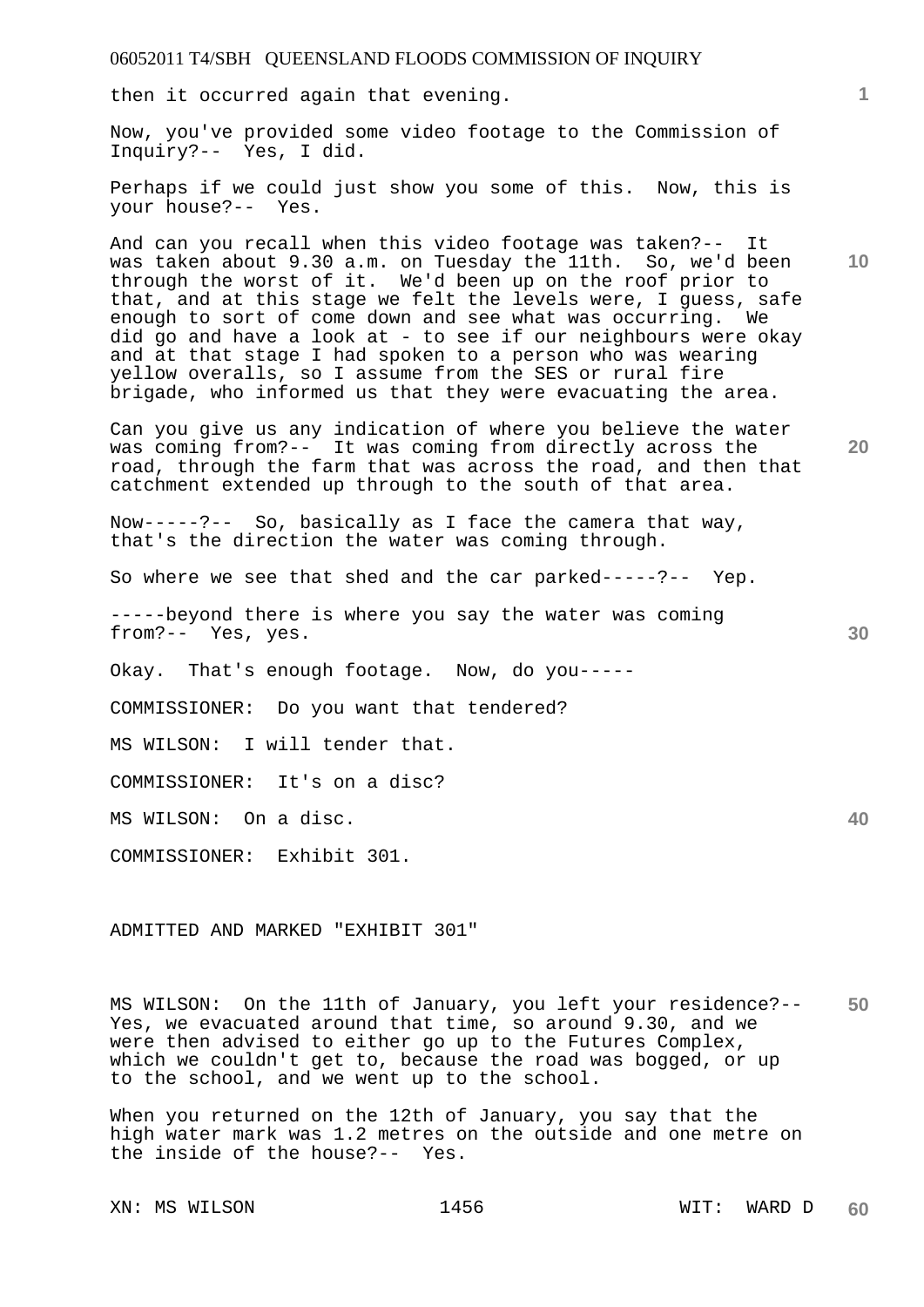then it occurred again that evening.

Now, you've provided some video footage to the Commission of Inquiry?-- Yes, I did.

Perhaps if we could just show you some of this. Now, this is your house?-- Yes.

And can you recall when this video footage was taken?-- It was taken about 9.30 a.m. on Tuesday the 11th. So, we'd been through the worst of it. We'd been up on the roof prior to that, and at this stage we felt the levels were, I guess, safe enough to sort of come down and see what was occurring. We did go and have a look at - to see if our neighbours were okay and at that stage I had spoken to a person who was wearing yellow overalls, so I assume from the SES or rural fire brigade, who informed us that they were evacuating the area.

Can you give us any indication of where you believe the water was coming from?-- It was coming from directly across the road, through the farm that was across the road, and then that catchment extended up through to the south of that area.

Now-----?-- So, basically as I face the camera that way, that's the direction the water was coming through.

So where we see that shed and the car parked-----?-- Yep.

-----beyond there is where you say the water was coming from?-- Yes, yes.

Okay. That's enough footage. Now, do you-----

COMMISSIONER: Do you want that tendered?

MS WILSON: I will tender that.

COMMISSIONER: It's on a disc?

MS WILSON: On a disc.

COMMISSIONER: Exhibit 301.

ADMITTED AND MARKED "EXHIBIT 301"

MS WILSON: On the 11th of January, you left your residence?-- Yes, we evacuated around that time, so around 9.30, and we were then advised to either go up to the Futures Complex, which we couldn't get to, because the road was bogged, or up to the school, and we went up to the school.

When you returned on the 12th of January, you say that the high water mark was 1.2 metres on the outside and one metre on the inside of the house?-- Yes.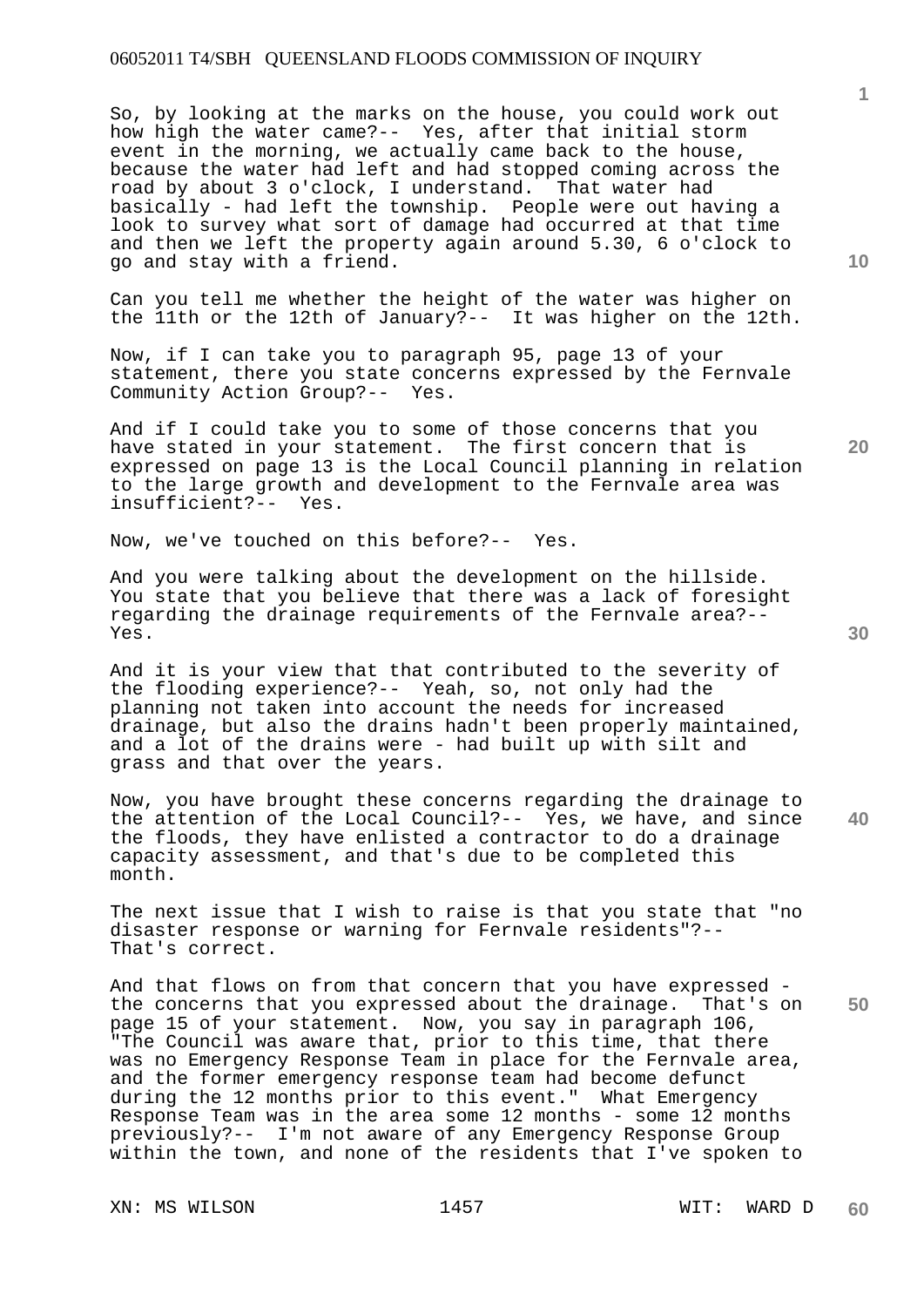So, by looking at the marks on the house, you could work out how high the water came?-- Yes, after that initial storm event in the morning, we actually came back to the house, because the water had left and had stopped coming across the road by about 3 o'clock, I understand. That water had basically - had left the township. People were out having a look to survey what sort of damage had occurred at that time and then we left the property again around 5.30, 6 o'clock to go and stay with a friend.

Can you tell me whether the height of the water was higher on the 11th or the 12th of January?-- It was higher on the 12th.

Now, if I can take you to paragraph 95, page 13 of your statement, there you state concerns expressed by the Fernvale Community Action Group?-- Yes.

And if I could take you to some of those concerns that you have stated in your statement. The first concern that is expressed on page 13 is the Local Council planning in relation to the large growth and development to the Fernvale area was insufficient?-- Yes.

Now, we've touched on this before?-- Yes.

And you were talking about the development on the hillside. You state that you believe that there was a lack of foresight regarding the drainage requirements of the Fernvale area?-- Yes.

And it is your view that that contributed to the severity of the flooding experience?-- Yeah, so, not only had the planning not taken into account the needs for increased drainage, but also the drains hadn't been properly maintained, and a lot of the drains were - had built up with silt and grass and that over the years.

Now, you have brought these concerns regarding the drainage to the attention of the Local Council?-- Yes, we have, and since the floods, they have enlisted a contractor to do a drainage capacity assessment, and that's due to be completed this month.

The next issue that I wish to raise is that you state that "no disaster response or warning for Fernvale residents"?-- That's correct.

And that flows on from that concern that you have expressed - the concerns that you expressed about the drainage. That's on page 15 of your statement. Now, you say in paragraph 106, "The Council was aware that, prior to this time, that there was no Emergency Response Team in place for the Fernvale area, and the former emergency response team had become defunct during the 12 months prior to this event." What Emergency Response Team was in the area some 12 months - some 12 months previously?-- I'm not aware of any Emergency Response Group within the town, and none of the residents that I've spoken to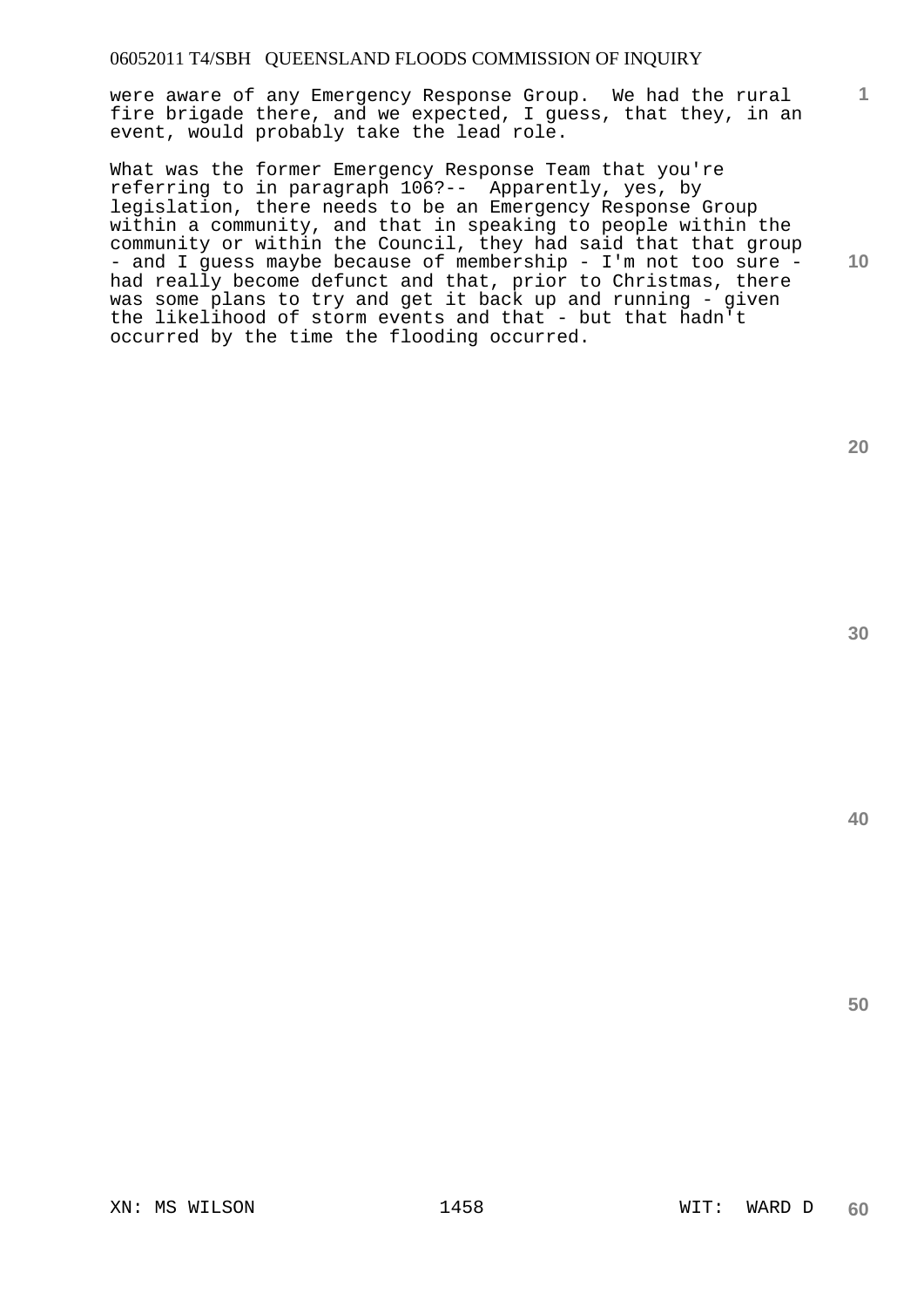were aware of any Emergency Response Group. We had the rural fire brigade there, and we expected, I guess, that they, in an event, would probably take the lead role.

What was the former Emergency Response Team that you're referring to in paragraph 106?-- Apparently, yes, by legislation, there needs to be an Emergency Response Group within a community, and that in speaking to people within the community or within the Council, they had said that that group - and I guess maybe because of membership - I'm not too sure - had really become defunct and that, prior to Christmas, there was some plans to try and get it back up and running - given the likelihood of storm events and that - but that hadn't occurred by the time the flooding occurred.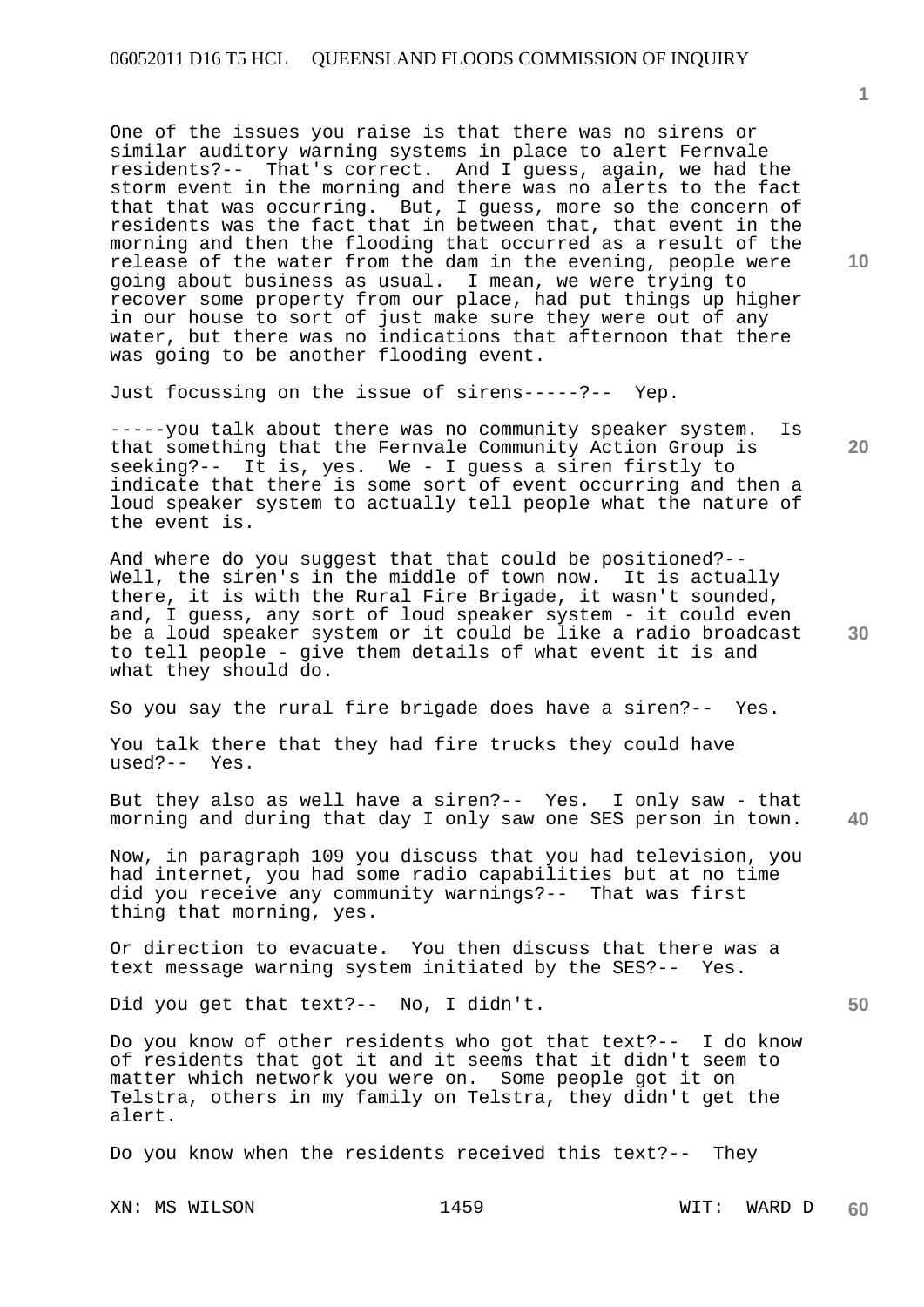One of the issues you raise is that there was no sirens or similar auditory warning systems in place to alert Fernvale residents?-- That's correct. And I guess, again, we had the storm event in the morning and there was no alerts to the fact that that was occurring. But, I guess, more so the concern of residents was the fact that in between that, that event in the morning and then the flooding that occurred as a result of the release of the water from the dam in the evening, people were going about business as usual. I mean, we were trying to recover some property from our place, had put things up higher in our house to sort of just make sure they were out of any water, but there was no indications that afternoon that there was going to be another flooding event.

Just focussing on the issue of sirens-----?-- Yep.

-----you talk about there was no community speaker system. Is that something that the Fernvale Community Action Group is seeking?-- It is, yes. We - I guess a siren firstly to indicate that there is some sort of event occurring and then a loud speaker system to actually tell people what the nature of the event is.

And where do you suggest that that could be positioned?-- Well, the siren's in the middle of town now. It is actually there, it is with the Rural Fire Brigade, it wasn't sounded, and, I guess, any sort of loud speaker system - it could even be a loud speaker system or it could be like a radio broadcast to tell people - give them details of what event it is and what they should do.

So you say the rural fire brigade does have a siren?-- Yes.

You talk there that they had fire trucks they could have used?-- Yes.

But they also as well have a siren?-- Yes. I only saw - that morning and during that day I only saw one SES person in town.

Now, in paragraph 109 you discuss that you had television, you had internet, you had some radio capabilities but at no time did you receive any community warnings?-- That was first thing that morning, yes.

Or direction to evacuate. You then discuss that there was a text message warning system initiated by the SES?-- Yes.

Did you get that text?-- No, I didn't.

Do you know of other residents who got that text?-- I do know of residents that got it and it seems that it didn't seem to matter which network you were on. Some people got it on Telstra, others in my family on Telstra, they didn't get the alert.

Do you know when the residents received this text?-- They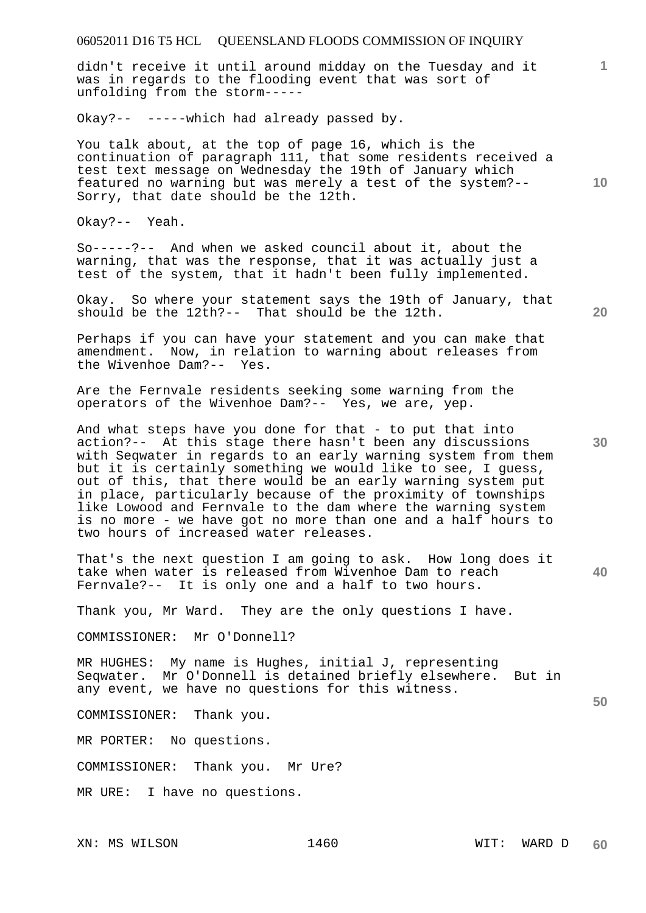didn't receive it until around midday on the Tuesday and it was in regards to the flooding event that was sort of unfolding from the storm-----

Okay?-- -----which had already passed by.

You talk about, at the top of page 16, which is the continuation of paragraph 111, that some residents received a test text message on Wednesday the 19th of January which featured no warning but was merely a test of the system?-- Sorry, that date should be the 12th.

Okay?-- Yeah.

So-----?-- And when we asked council about it, about the warning, that was the response, that it was actually just a test of the system, that it hadn't been fully implemented.

Okay. So where your statement says the 19th of January, that should be the 12th?-- That should be the 12th.

Perhaps if you can have your statement and you can make that amendment. Now, in relation to warning about releases from the Wivenhoe Dam?-- Yes.

Are the Fernvale residents seeking some warning from the operators of the Wivenhoe Dam?-- Yes, we are, yep.

And what steps have you done for that - to put that into action?-- At this stage there hasn't been any discussions with Seqwater in regards to an early warning system from them but it is certainly something we would like to see, I guess, out of this, that there would be an early warning system put in place, particularly because of the proximity of townships like Lowood and Fernvale to the dam where the warning system is no more - we have got no more than one and a half hours to two hours of increased water releases.

That's the next question I am going to ask. How long does it take when water is released from Wivenhoe Dam to reach Fernvale?-- It is only one and a half to two hours.

Thank you, Mr Ward. They are the only questions I have.

COMMISSIONER: Mr O'Donnell?

MR HUGHES: My name is Hughes, initial J, representing Seqwater. Mr O'Donnell is detained briefly elsewhere. But in any event, we have no questions for this witness.

COMMISSIONER: Thank you.

MR PORTER: No questions.

COMMISSIONER: Thank you. Mr Ure?

MR URE: I have no questions.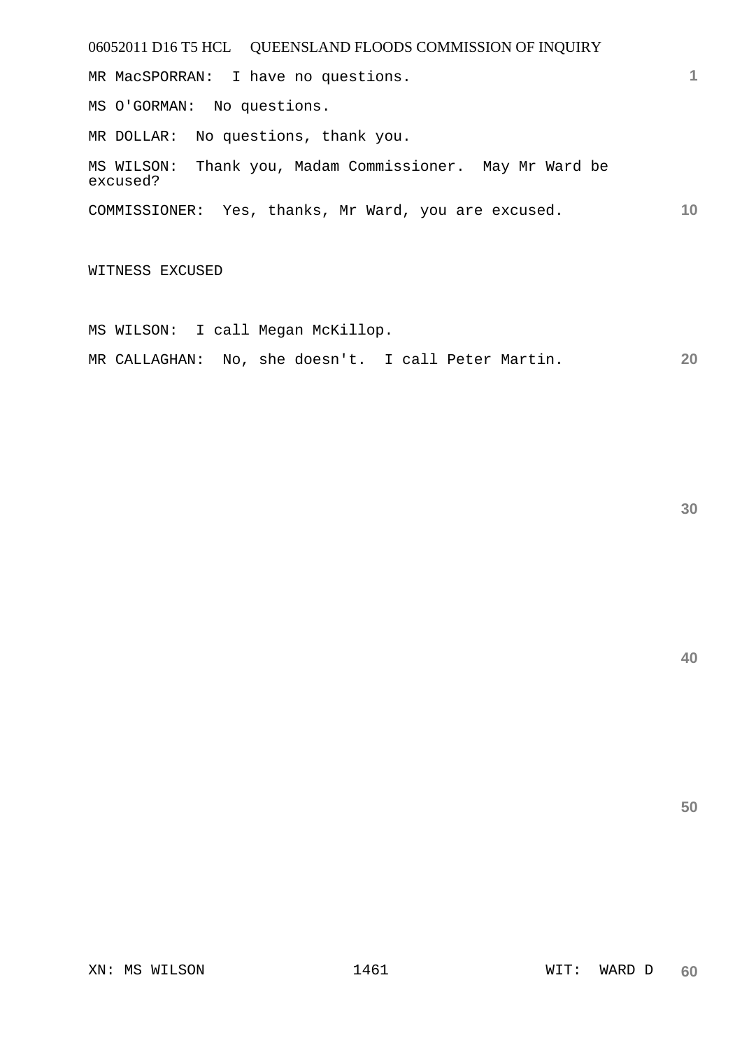MR MacSPORRAN: I have no questions.

MS O'GORMAN: No questions.

MR DOLLAR: No questions, thank you.

MS WILSON: Thank you, Madam Commissioner. May Mr Ward be excused?

COMMISSIONER: Yes, thanks, Mr Ward, you are excused.

WITNESS EXCUSED

MS WILSON: I call Megan McKillop.

MR CALLAGHAN: No, she doesn't. I call Peter Martin.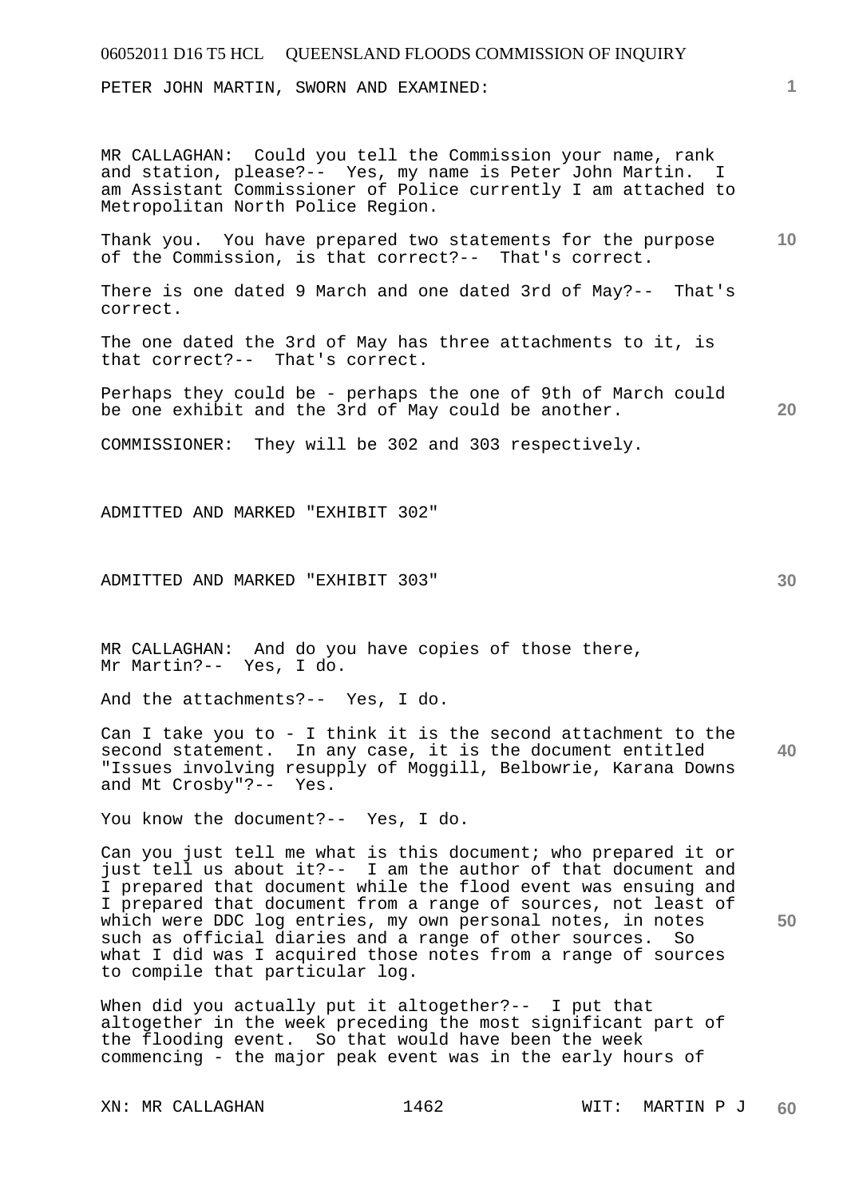PETER JOHN MARTIN, SWORN AND EXAMINED:

MR CALLAGHAN: Could you tell the Commission your name, rank and station, please?-- Yes, my name is Peter John Martin. I am Assistant Commissioner of Police currently I am attached to Metropolitan North Police Region.

Thank you. You have prepared two statements for the purpose of the Commission, is that correct?-- That's correct.

There is one dated 9 March and one dated 3rd of May?-- That's correct.

The one dated the 3rd of May has three attachments to it, is that correct?-- That's correct.

Perhaps they could be - perhaps the one of 9th of March could be one exhibit and the 3rd of May could be another.

COMMISSIONER: They will be 302 and 303 respectively.

ADMITTED AND MARKED "EXHIBIT 302"

ADMITTED AND MARKED "EXHIBIT 303"

MR CALLAGHAN: And do you have copies of those there, Mr Martin?-- Yes, I do.

And the attachments?-- Yes, I do.

Can I take you to - I think it is the second attachment to the second statement. In any case, it is the document entitled "Issues involving resupply of Moggill, Belbowrie, Karana Downs and Mt Crosby"?-- Yes.

You know the document?-- Yes, I do.

Can you just tell me what is this document; who prepared it or just tell us about it?-- I am the author of that document and I prepared that document while the flood event was ensuing and I prepared that document from a range of sources, not least of which were DDC log entries, my own personal notes, in notes such as official diaries and a range of other sources. So what I did was I acquired those notes from a range of sources to compile that particular log.

When did you actually put it altogether?-- I put that altogether in the week preceding the most significant part of the flooding event. So that would have been the week commencing - the major peak event was in the early hours of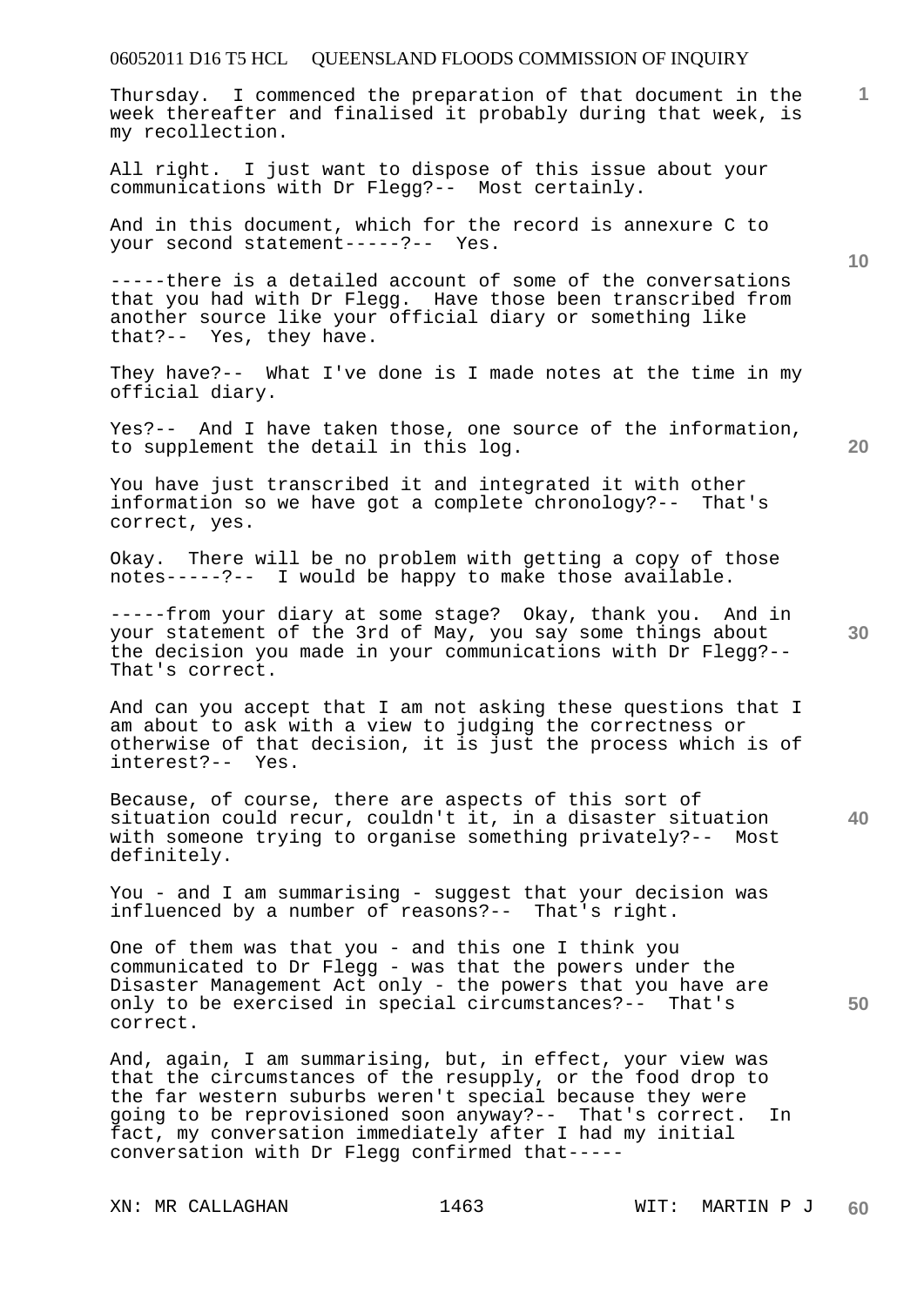Thursday. I commenced the preparation of that document in the week thereafter and finalised it probably during that week, is my recollection.

All right. I just want to dispose of this issue about your communications with Dr Flegg?-- Most certainly.

And in this document, which for the record is annexure C to your second statement-----?-- Yes.

-----there is a detailed account of some of the conversations that you had with Dr Flegg. Have those been transcribed from another source like your official diary or something like that?-- Yes, they have.

They have?-- What I've done is I made notes at the time in my official diary.

Yes?-- And I have taken those, one source of the information, to supplement the detail in this log.

You have just transcribed it and integrated it with other information so we have got a complete chronology?-- That's correct, yes.

Okay. There will be no problem with getting a copy of those notes-----?-- I would be happy to make those available.

-----from your diary at some stage? Okay, thank you. And in your statement of the 3rd of May, you say some things about the decision you made in your communications with Dr Flegg?-- That's correct.

And can you accept that I am not asking these questions that I am about to ask with a view to judging the correctness or otherwise of that decision, it is just the process which is of interest?-- Yes.

Because, of course, there are aspects of this sort of situation could recur, couldn't it, in a disaster situation with someone trying to organise something privately?-- Most definitely.

You - and I am summarising - suggest that your decision was influenced by a number of reasons?-- That's right.

One of them was that you - and this one I think you communicated to Dr Flegg - was that the powers under the Disaster Management Act only - the powers that you have are only to be exercised in special circumstances?-- That's correct.

And, again, I am summarising, but, in effect, your view was that the circumstances of the resupply, or the food drop to the far western suburbs weren't special because they were going to be reprovisioned soon anyway?-- That's correct. In fact, my conversation immediately after I had my initial conversation with Dr Flegg confirmed that-----

XN: MR CALLAGHAN WIT: MARTIN P J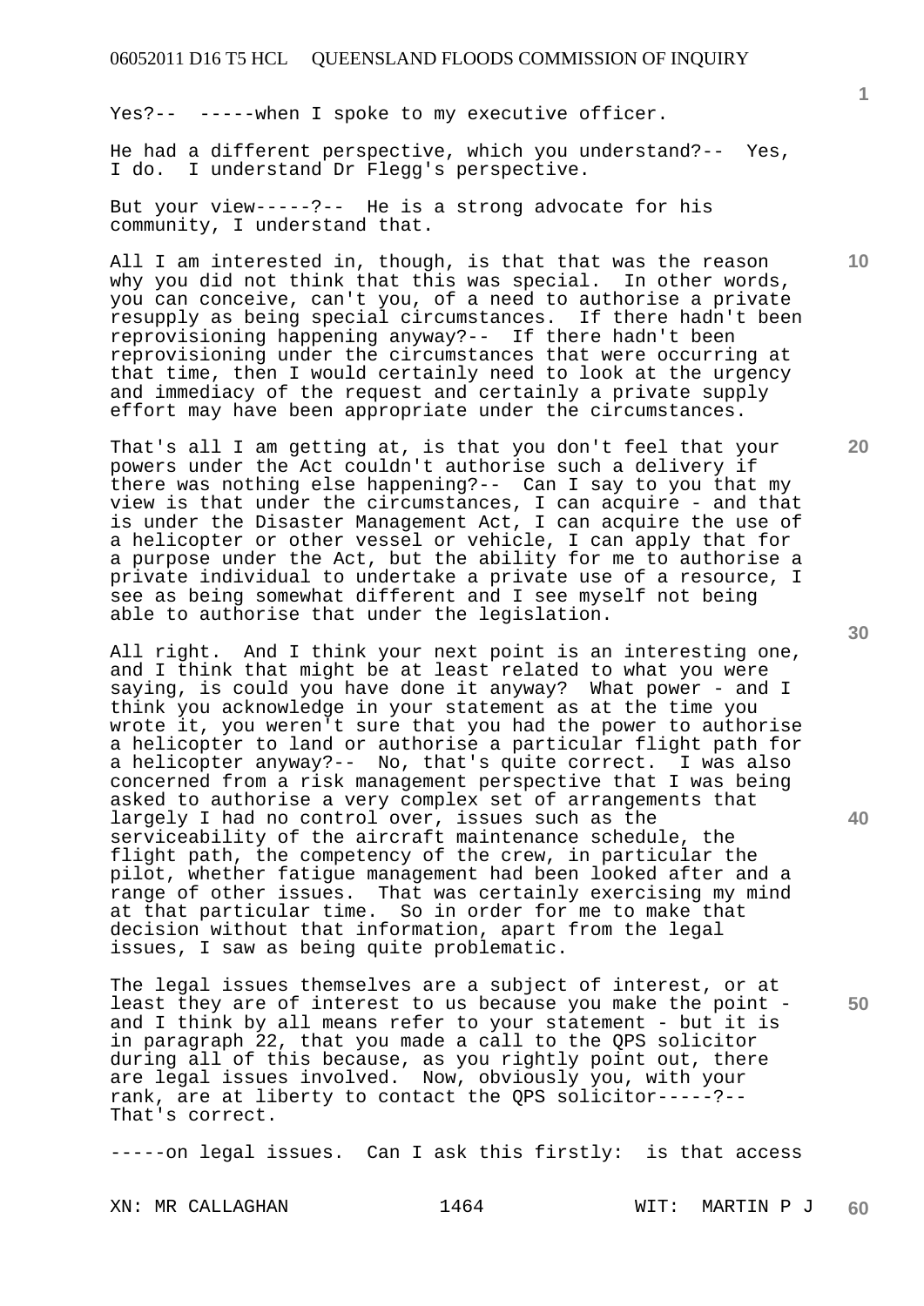Yes?-- -----when I spoke to my executive officer.

He had a different perspective, which you understand?-- Yes, I do. I understand Dr Flegg's perspective.

But your view-----?-- He is a strong advocate for his community, I understand that.

All I am interested in, though, is that that was the reason why you did not think that this was special. In other words, you can conceive, can't you, of a need to authorise a private resupply as being special circumstances. If there hadn't been reprovisioning happening anyway?-- If there hadn't been reprovisioning under the circumstances that were occurring at that time, then I would certainly need to look at the urgency and immediacy of the request and certainly a private supply effort may have been appropriate under the circumstances.

That's all I am getting at, is that you don't feel that your powers under the Act couldn't authorise such a delivery if there was nothing else happening?-- Can I say to you that my view is that under the circumstances, I can acquire - and that is under the Disaster Management Act, I can acquire the use of a helicopter or other vessel or vehicle, I can apply that for a purpose under the Act, but the ability for me to authorise a private individual to undertake a private use of a resource, I see as being somewhat different and I see myself not being able to authorise that under the legislation.

All right. And I think your next point is an interesting one, and I think that might be at least related to what you were saying, is could you have done it anyway? What power - and I think you acknowledge in your statement as at the time you wrote it, you weren't sure that you had the power to authorise a helicopter to land or authorise a particular flight path for a helicopter anyway?-- No, that's quite correct. I was also concerned from a risk management perspective that I was being asked to authorise a very complex set of arrangements that largely I had no control over, issues such as the serviceability of the aircraft maintenance schedule, the flight path, the competency of the crew, in particular the pilot, whether fatigue management had been looked after and a range of other issues. That was certainly exercising my mind at that particular time. So in order for me to make that decision without that information, apart from the legal issues, I saw as being quite problematic.

The legal issues themselves are a subject of interest, or at least they are of interest to us because you make the point - and I think by all means refer to your statement - but it is in paragraph 22, that you made a call to the QPS solicitor during all of this because, as you rightly point out, there are legal issues involved. Now, obviously you, with your rank, are at liberty to contact the QPS solicitor-----?-- That's correct.

-----on legal issues. Can I ask this firstly: is that access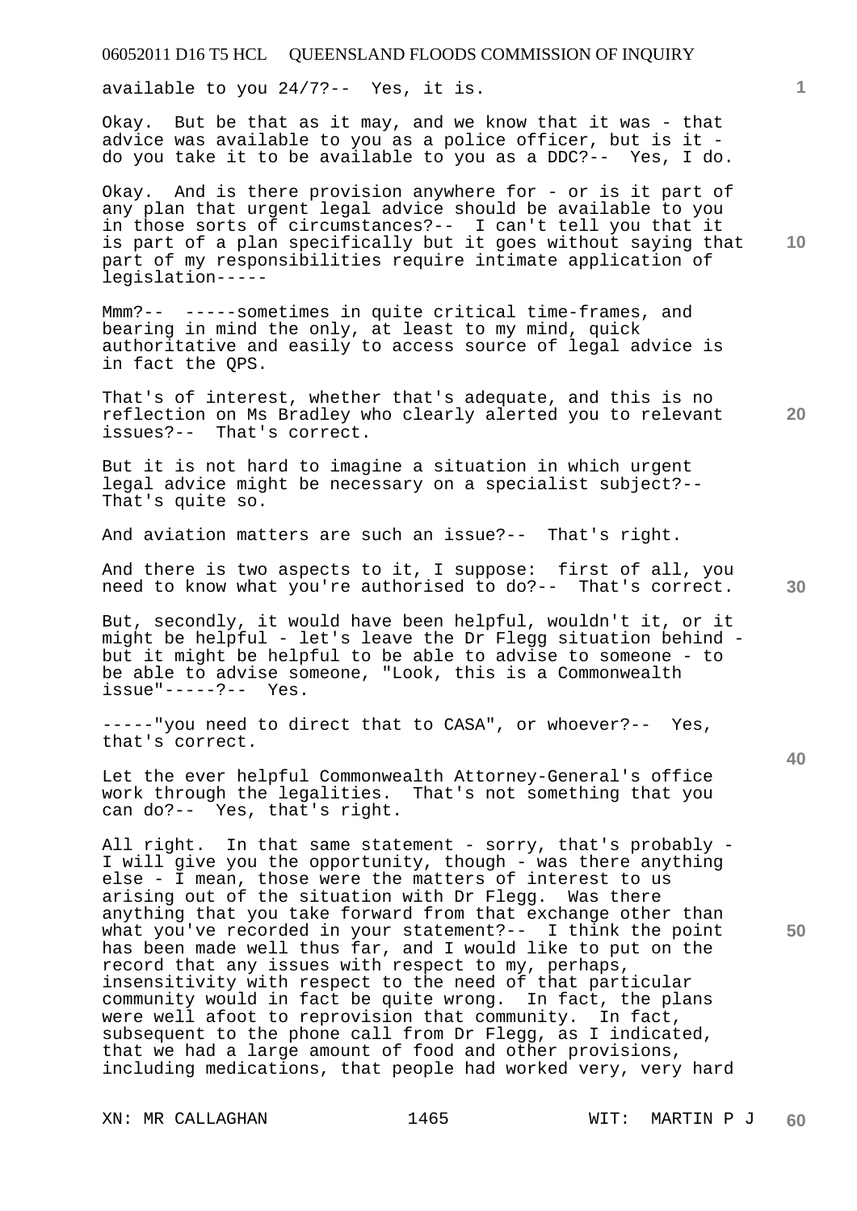available to you 24/7?-- Yes, it is.

Okay. But be that as it may, and we know that it was - that advice was available to you as a police officer, but is it - do you take it to be available to you as a DDC?-- Yes, I do.

Okay. And is there provision anywhere for - or is it part of any plan that urgent legal advice should be available to you in those sorts of circumstances?-- I can't tell you that it is part of a plan specifically but it goes without saying that part of my responsibilities require intimate application of legislation-----

Mmm?-- -----sometimes in quite critical time-frames, and bearing in mind the only, at least to my mind, quick authoritative and easily to access source of legal advice is in fact the QPS.

That's of interest, whether that's adequate, and this is no reflection on Ms Bradley who clearly alerted you to relevant issues?-- That's correct.

But it is not hard to imagine a situation in which urgent legal advice might be necessary on a specialist subject?-- That's quite so.

And aviation matters are such an issue?-- That's right.

And there is two aspects to it, I suppose: first of all, you need to know what you're authorised to do?-- That's correct.

But, secondly, it would have been helpful, wouldn't it, or it might be helpful - let's leave the Dr Flegg situation behind - but it might be helpful to be able to advise to someone - to be able to advise someone, "Look, this is a Commonwealth issue"-----?-- Yes.

-----"you need to direct that to CASA", or whoever?-- Yes, that's correct.

Let the ever helpful Commonwealth Attorney-General's office work through the legalities. That's not something that you can do?-- Yes, that's right.

All right. In that same statement - sorry, that's probably - I will give you the opportunity, though - was there anything else - I mean, those were the matters of interest to us arising out of the situation with Dr Flegg. Was there anything that you take forward from that exchange other than what you've recorded in your statement?-- I think the point has been made well thus far, and I would like to put on the record that any issues with respect to my, perhaps, insensitivity with respect to the need of that particular community would in fact be quite wrong. In fact, the plans were well afoot to reprovision that community. In fact, subsequent to the phone call from Dr Flegg, as I indicated, that we had a large amount of food and other provisions, including medications, that people had worked very, very hard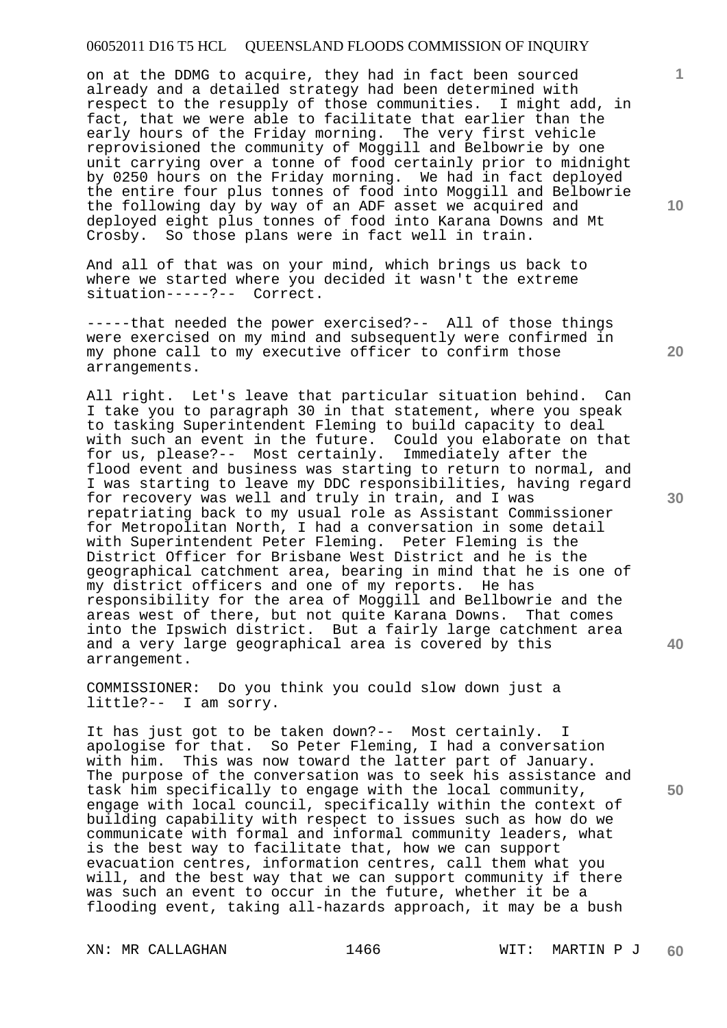on at the DDMG to acquire, they had in fact been sourced already and a detailed strategy had been determined with respect to the resupply of those communities. I might add, in fact, that we were able to facilitate that earlier than the early hours of the Friday morning. The very first vehicle reprovisioned the community of Moggill and Belbowrie by one unit carrying over a tonne of food certainly prior to midnight by 0250 hours on the Friday morning. We had in fact deployed the entire four plus tonnes of food into Moggill and Belbowrie the following day by way of an ADF asset we acquired and deployed eight plus tonnes of food into Karana Downs and Mt Crosby. So those plans were in fact well in train.

And all of that was on your mind, which brings us back to where we started where you decided it wasn't the extreme situation-----?-- Correct.

-----that needed the power exercised?-- All of those things were exercised on my mind and subsequently were confirmed in my phone call to my executive officer to confirm those arrangements.

All right. Let's leave that particular situation behind. Can I take you to paragraph 30 in that statement, where you speak to tasking Superintendent Fleming to build capacity to deal with such an event in the future. Could you elaborate on that for us, please?-- Most certainly. Immediately after the flood event and business was starting to return to normal, and I was starting to leave my DDC responsibilities, having regard for recovery was well and truly in train, and I was repatriating back to my usual role as Assistant Commissioner for Metropolitan North, I had a conversation in some detail with Superintendent Peter Fleming. Peter Fleming is the District Officer for Brisbane West District and he is the geographical catchment area, bearing in mind that he is one of my district officers and one of my reports. He has responsibility for the area of Moggill and Bellbowrie and the areas west of there, but not quite Karana Downs. That comes into the Ipswich district. But a fairly large catchment area and a very large geographical area is covered by this arrangement.

COMMISSIONER: Do you think you could slow down just a little?-- I am sorry.

It has just got to be taken down?-- Most certainly. I apologise for that. So Peter Fleming, I had a conversation with him. This was now toward the latter part of January. The purpose of the conversation was to seek his assistance and task him specifically to engage with the local community, engage with local council, specifically within the context of building capability with respect to issues such as how do we communicate with formal and informal community leaders, what is the best way to facilitate that, how we can support evacuation centres, information centres, call them what you will, and the best way that we can support community if there was such an event to occur in the future, whether it be a flooding event, taking all-hazards approach, it may be a bush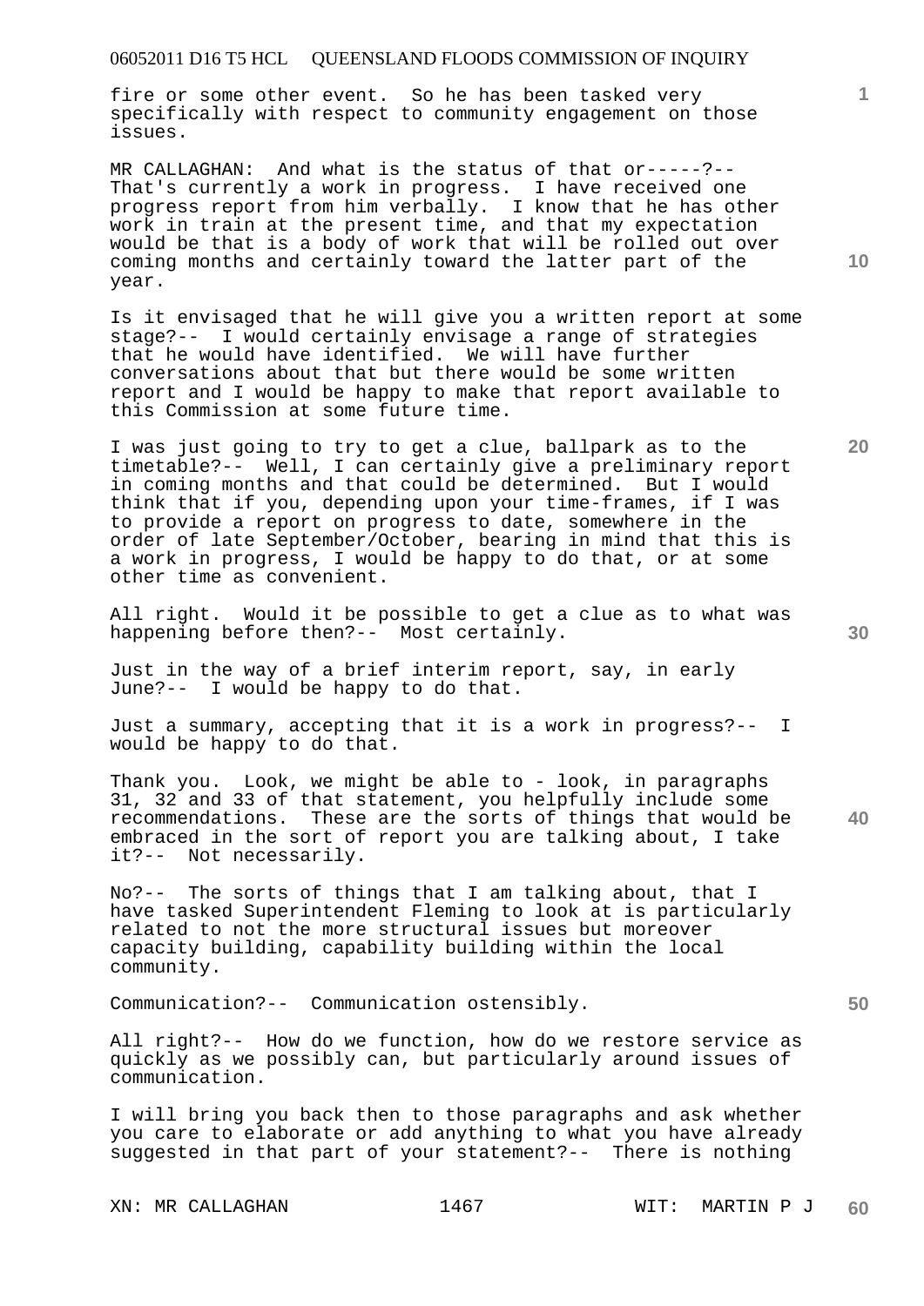fire or some other event. So he has been tasked very specifically with respect to community engagement on those issues.

MR CALLAGHAN: And what is the status of that or-----?-- That's currently a work in progress. I have received one progress report from him verbally. I know that he has other work in train at the present time, and that my expectation would be that is a body of work that will be rolled out over coming months and certainly toward the latter part of the year.

Is it envisaged that he will give you a written report at some stage?-- I would certainly envisage a range of strategies that he would have identified. We will have further conversations about that but there would be some written report and I would be happy to make that report available to this Commission at some future time.

I was just going to try to get a clue, ballpark as to the timetable?-- Well, I can certainly give a preliminary report in coming months and that could be determined. But I would think that if you, depending upon your time-frames, if I was to provide a report on progress to date, somewhere in the order of late September/October, bearing in mind that this is a work in progress, I would be happy to do that, or at some other time as convenient.

All right. Would it be possible to get a clue as to what was happening before then?-- Most certainly.

Just in the way of a brief interim report, say, in early June?-- I would be happy to do that.

Just a summary, accepting that it is a work in progress?-- I would be happy to do that.

Thank you. Look, we might be able to - look, in paragraphs 31, 32 and 33 of that statement, you helpfully include some recommendations. These are the sorts of things that would be embraced in the sort of report you are talking about, I take it?-- Not necessarily.

No?-- The sorts of things that I am talking about, that I have tasked Superintendent Fleming to look at is particularly related to not the more structural issues but moreover capacity building, capability building within the local community.

Communication?-- Communication ostensibly.

All right?-- How do we function, how do we restore service as quickly as we possibly can, but particularly around issues of communication.

I will bring you back then to those paragraphs and ask whether you care to elaborate or add anything to what you have already suggested in that part of your statement?-- There is nothing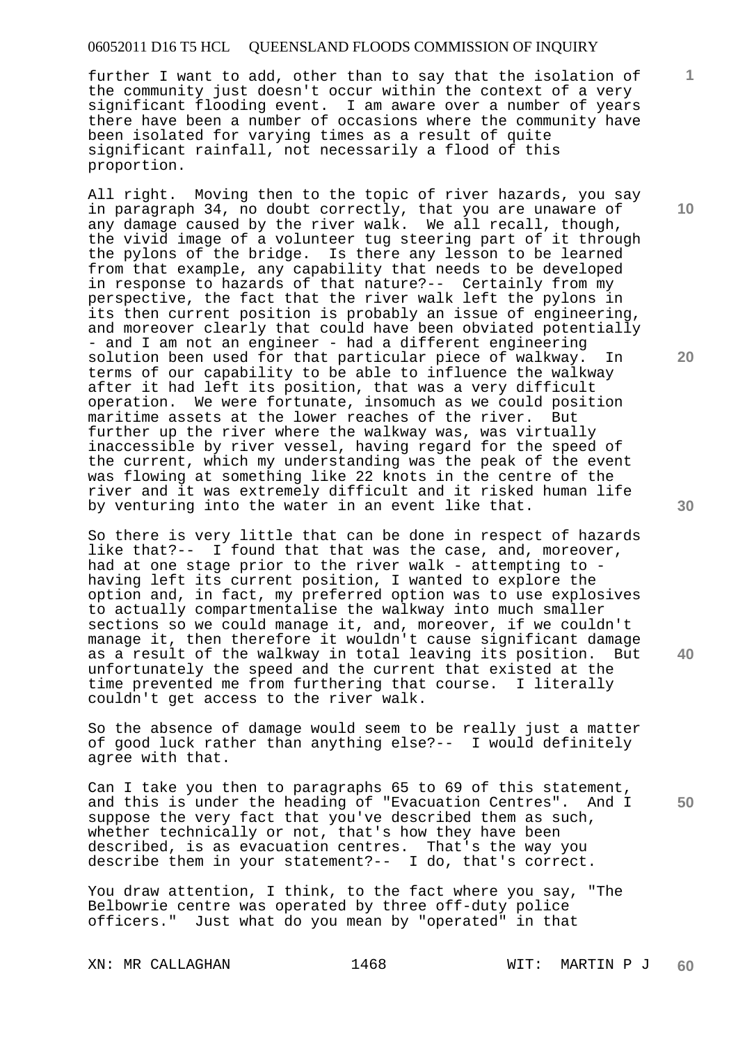further I want to add, other than to say that the isolation of the community just doesn't occur within the context of a very significant flooding event. I am aware over a number of years there have been a number of occasions where the community have been isolated for varying times as a result of quite significant rainfall, not necessarily a flood of this proportion.

All right. Moving then to the topic of river hazards, you say in paragraph 34, no doubt correctly, that you are unaware of any damage caused by the river walk. We all recall, though, the vivid image of a volunteer tug steering part of it through the pylons of the bridge. Is there any lesson to be learned from that example, any capability that needs to be developed in response to hazards of that nature?-- Certainly from my perspective, the fact that the river walk left the pylons in its then current position is probably an issue of engineering, and moreover clearly that could have been obviated potentially - and I am not an engineer - had a different engineering solution been used for that particular piece of walkway. In terms of our capability to be able to influence the walkway after it had left its position, that was a very difficult operation. We were fortunate, insomuch as we could position maritime assets at the lower reaches of the river. But further up the river where the walkway was, was virtually inaccessible by river vessel, having regard for the speed of the current, which my understanding was the peak of the event was flowing at something like 22 knots in the centre of the river and it was extremely difficult and it risked human life by venturing into the water in an event like that.

So there is very little that can be done in respect of hazards like that?-- I found that that was the case, and, moreover, had at one stage prior to the river walk - attempting to - having left its current position, I wanted to explore the option and, in fact, my preferred option was to use explosives to actually compartmentalise the walkway into much smaller sections so we could manage it, and, moreover, if we couldn't manage it, then therefore it wouldn't cause significant damage as a result of the walkway in total leaving its position. But unfortunately the speed and the current that existed at the time prevented me from furthering that course. I literally couldn't get access to the river walk.

So the absence of damage would seem to be really just a matter of good luck rather than anything else?-- I would definitely agree with that.

Can I take you then to paragraphs 65 to 69 of this statement, and this is under the heading of "Evacuation Centres". And I suppose the very fact that you've described them as such, whether technically or not, that's how they have been described, is as evacuation centres. That's the way you describe them in your statement?-- I do, that's correct.

You draw attention, I think, to the fact where you say, "The Belbowrie centre was operated by three off-duty police officers." Just what do you mean by "operated" in that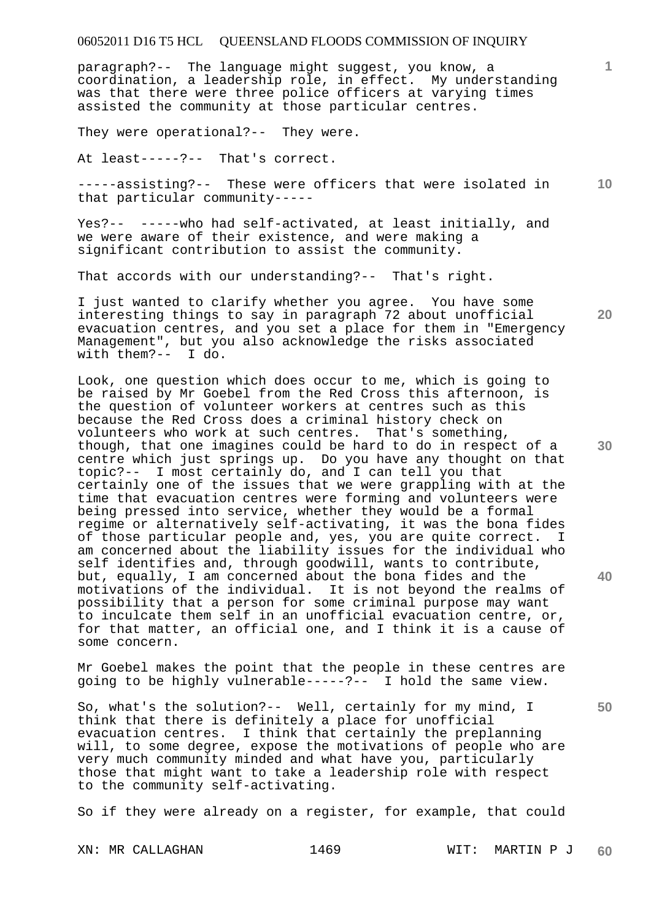paragraph?-- The language might suggest, you know, a coordination, a leadership role, in effect. My understanding was that there were three police officers at varying times assisted the community at those particular centres.

They were operational?-- They were.

At least-----?-- That's correct.

-----assisting?-- These were officers that were isolated in that particular community-----

Yes?-- -----who had self-activated, at least initially, and we were aware of their existence, and were making a significant contribution to assist the community.

That accords with our understanding?-- That's right.

I just wanted to clarify whether you agree. You have some interesting things to say in paragraph 72 about unofficial evacuation centres, and you set a place for them in "Emergency Management", but you also acknowledge the risks associated with them?-- I do.

Look, one question which does occur to me, which is going to be raised by Mr Goebel from the Red Cross this afternoon, is the question of volunteer workers at centres such as this because the Red Cross does a criminal history check on volunteers who work at such centres. That's something, though, that one imagines could be hard to do in respect of a centre which just springs up. Do you have any thought on that topic?-- I most certainly do, and I can tell you that certainly one of the issues that we were grappling with at the time that evacuation centres were forming and volunteers were being pressed into service, whether they would be a formal regime or alternatively self-activating, it was the bona fides of those particular people and, yes, you are quite correct. I am concerned about the liability issues for the individual who self identifies and, through goodwill, wants to contribute, but, equally, I am concerned about the bona fides and the motivations of the individual. It is not beyond the realms of possibility that a person for some criminal purpose may want to inculcate them self in an unofficial evacuation centre, or, for that matter, an official one, and I think it is a cause of some concern.

Mr Goebel makes the point that the people in these centres are going to be highly vulnerable-----?-- I hold the same view.

So, what's the solution?-- Well, certainly for my mind, I think that there is definitely a place for unofficial evacuation centres. I think that certainly the preplanning will, to some degree, expose the motivations of people who are very much community minded and what have you, particularly those that might want to take a leadership role with respect to the community self-activating.

So if they were already on a register, for example, that could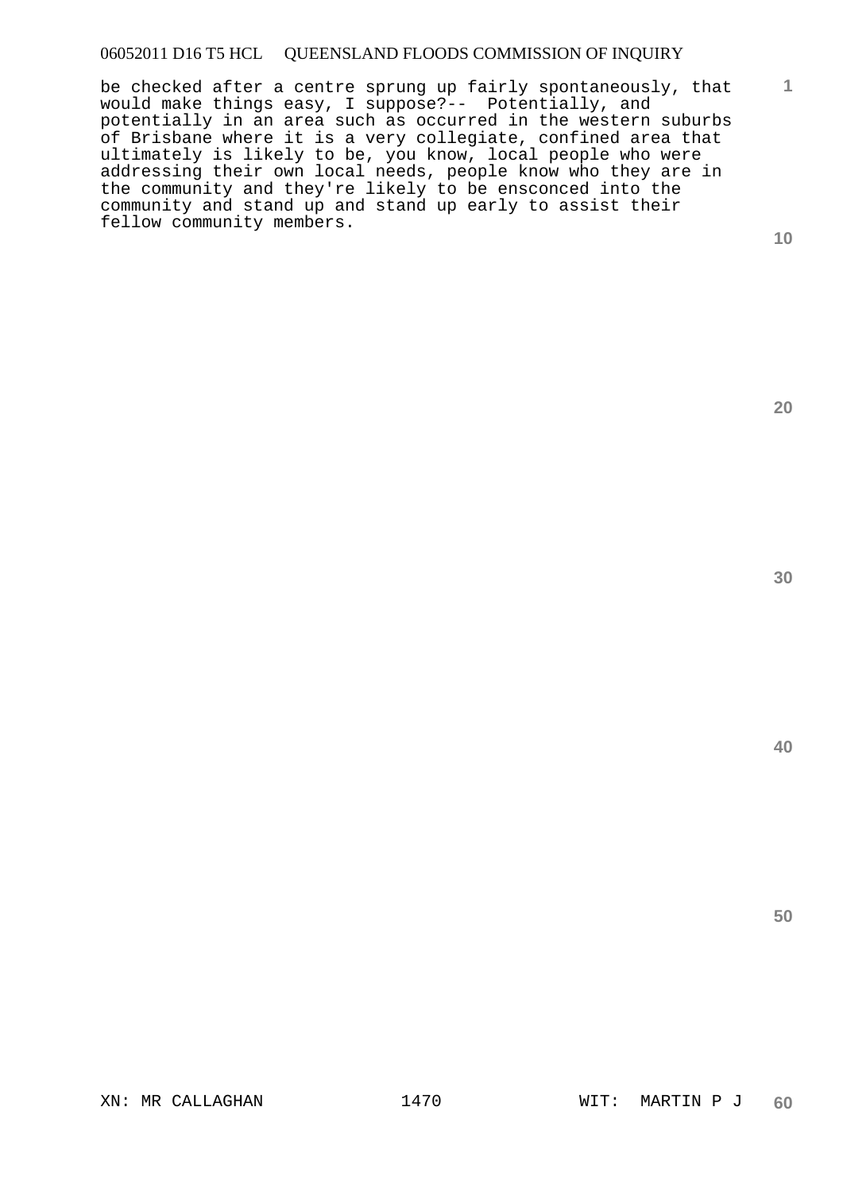be checked after a centre sprung up fairly spontaneously, that would make things easy, I suppose?-- Potentially, and potentially in an area such as occurred in the western suburbs of Brisbane where it is a very collegiate, confined area that ultimately is likely to be, you know, local people who were addressing their own local needs, people know who they are in the community and they're likely to be ensconced into the community and stand up and stand up early to assist their fellow community members.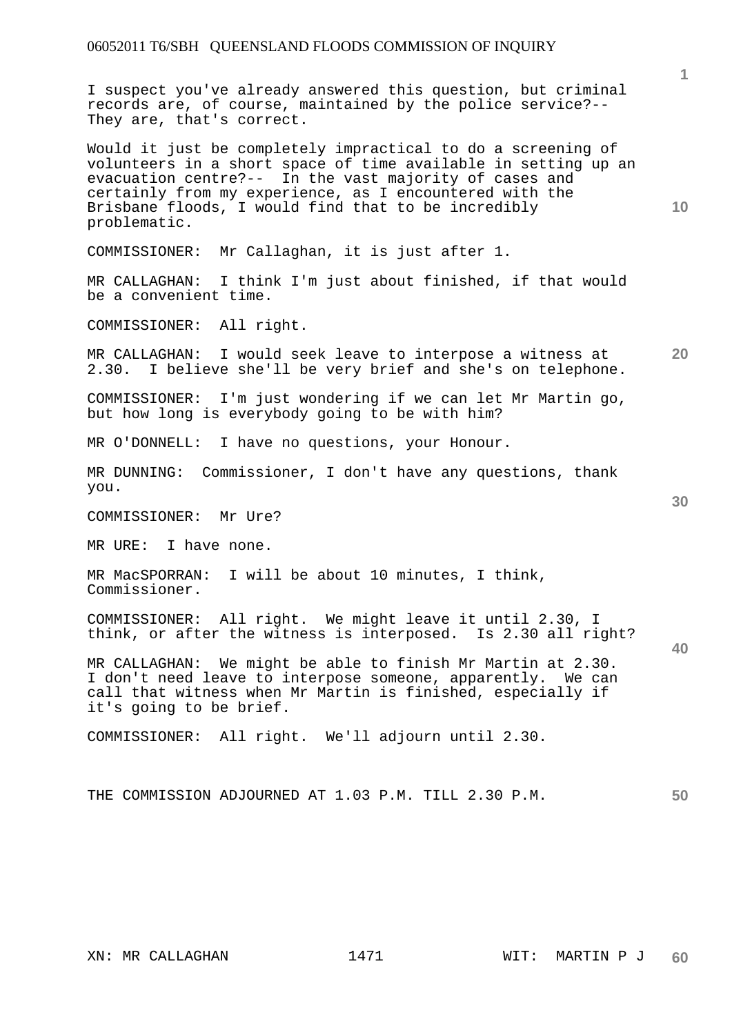I suspect you've already answered this question, but criminal records are, of course, maintained by the police service?-- They are, that's correct.

Would it just be completely impractical to do a screening of volunteers in a short space of time available in setting up an evacuation centre?-- In the vast majority of cases and certainly from my experience, as I encountered with the Brisbane floods, I would find that to be incredibly problematic.

COMMISSIONER: Mr Callaghan, it is just after 1.

MR CALLAGHAN: I think I'm just about finished, if that would be a convenient time.

COMMISSIONER: All right.

MR CALLAGHAN: I would seek leave to interpose a witness at 2.30. I believe she'll be very brief and she's on telephone.

COMMISSIONER: I'm just wondering if we can let Mr Martin go, but how long is everybody going to be with him?

MR O'DONNELL: I have no questions, your Honour.

MR DUNNING: Commissioner, I don't have any questions, thank you.

COMMISSIONER: Mr Ure?

MR URE: I have none.

MR MacSPORRAN: I will be about 10 minutes, I think, Commissioner.

COMMISSIONER: All right. We might leave it until 2.30, I think, or after the witness is interposed. Is 2.30 all right?

MR CALLAGHAN: We might be able to finish Mr Martin at 2.30. I don't need leave to interpose someone, apparently. We can call that witness when Mr Martin is finished, especially if it's going to be brief.

COMMISSIONER: All right. We'll adjourn until 2.30.

THE COMMISSION ADJOURNED AT 1.03 P.M. TILL 2.30 P.M.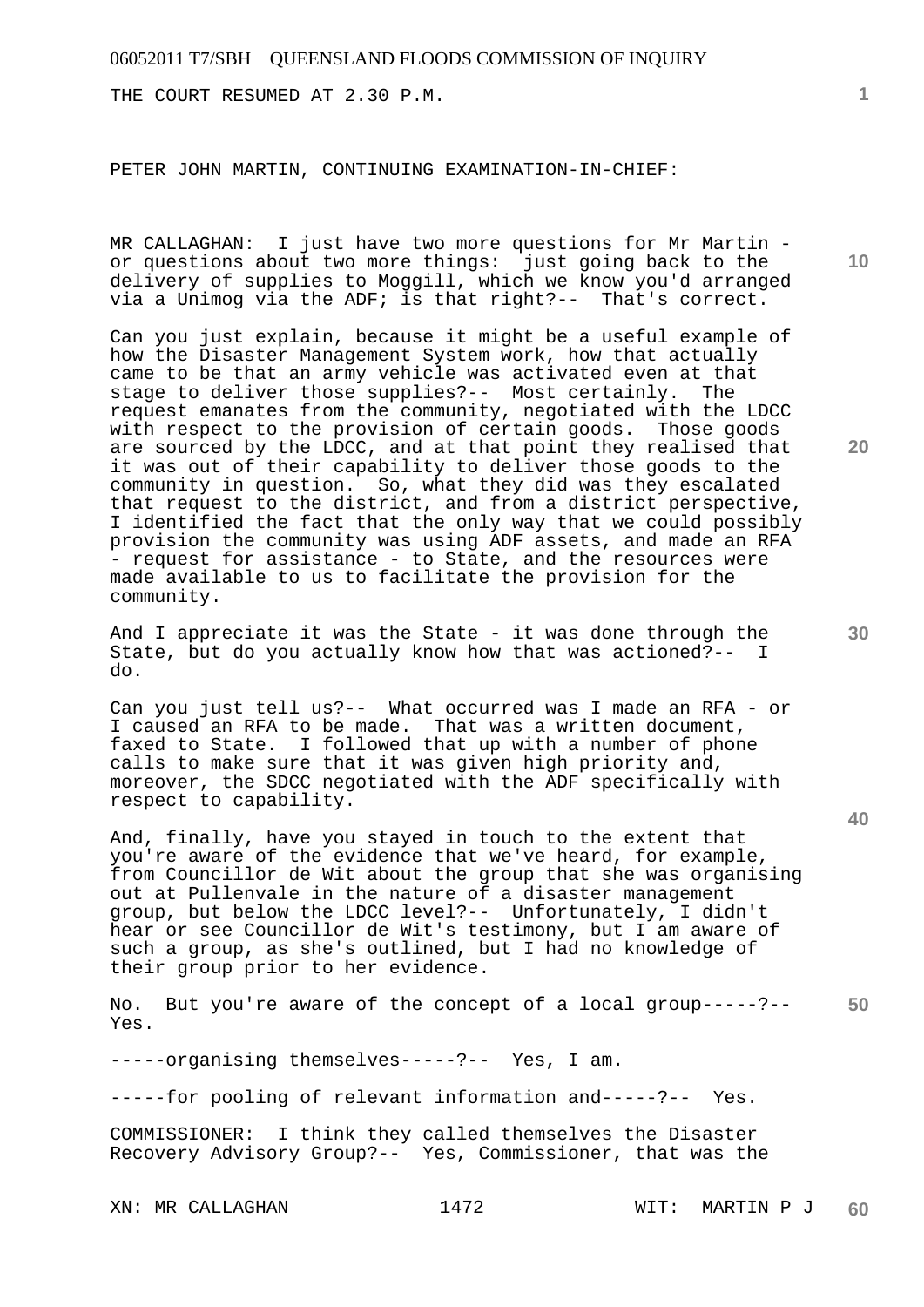THE COURT RESUMED AT 2.30 P.M.

PETER JOHN MARTIN, CONTINUING EXAMINATION-IN-CHIEF:

MR CALLAGHAN: I just have two more questions for Mr Martin - or questions about two more things: just going back to the delivery of supplies to Moggill, which we know you'd arranged via a Unimog via the ADF; is that right?-- That's correct.

Can you just explain, because it might be a useful example of how the Disaster Management System work, how that actually came to be that an army vehicle was activated even at that stage to deliver those supplies?-- Most certainly. The request emanates from the community, negotiated with the LDCC with respect to the provision of certain goods. Those goods are sourced by the LDCC, and at that point they realised that it was out of their capability to deliver those goods to the community in question. So, what they did was they escalated that request to the district, and from a district perspective, I identified the fact that the only way that we could possibly provision the community was using ADF assets, and made an RFA - request for assistance - to State, and the resources were made available to us to facilitate the provision for the community.

And I appreciate it was the State - it was done through the State, but do you actually know how that was actioned?-- I do.

Can you just tell us?-- What occurred was I made an RFA - or I caused an RFA to be made. That was a written document, faxed to State. I followed that up with a number of phone calls to make sure that it was given high priority and, moreover, the SDCC negotiated with the ADF specifically with respect to capability.

And, finally, have you stayed in touch to the extent that you're aware of the evidence that we've heard, for example, from Councillor de Wit about the group that she was organising out at Pullenvale in the nature of a disaster management group, but below the LDCC level?-- Unfortunately, I didn't hear or see Councillor de Wit's testimony, but I am aware of such a group, as she's outlined, but I had no knowledge of their group prior to her evidence.

No. But you're aware of the concept of a local group-----?-- Yes.

-----organising themselves-----?-- Yes, I am.

-----for pooling of relevant information and-----?-- Yes.

COMMISSIONER: I think they called themselves the Disaster Recovery Advisory Group?-- Yes, Commissioner, that was the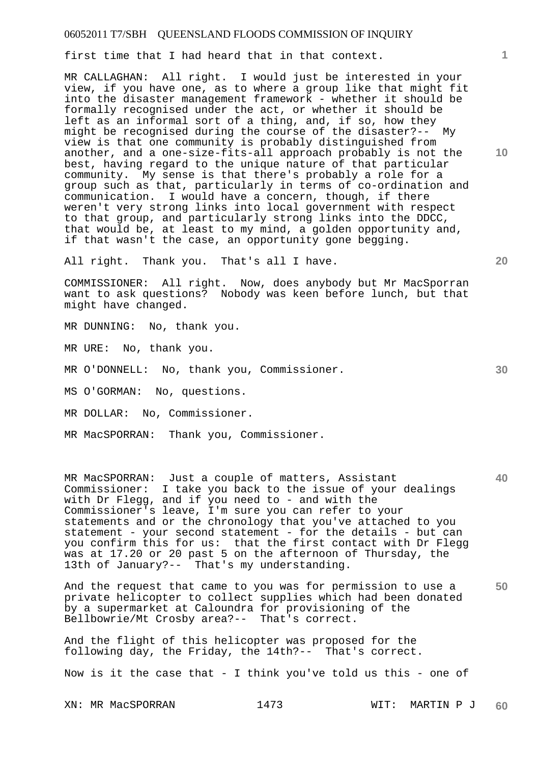first time that I had heard that in that context.

MR CALLAGHAN: All right. I would just be interested in your view, if you have one, as to where a group like that might fit into the disaster management framework - whether it should be formally recognised under the act, or whether it should be left as an informal sort of a thing, and, if so, how they might be recognised during the course of the disaster?-- My view is that one community is probably distinguished from another, and a one-size-fits-all approach probably is not the best, having regard to the unique nature of that particular community. My sense is that there's probably a role for a group such as that, particularly in terms of co-ordination and communication. I would have a concern, though, if there weren't very strong links into local government with respect to that group, and particularly strong links into the DDCC, that would be, at least to my mind, a golden opportunity and, if that wasn't the case, an opportunity gone begging.

All right. Thank you. That's all I have.

COMMISSIONER: All right. Now, does anybody but Mr MacSporran want to ask questions? Nobody was keen before lunch, but that might have changed.

MR DUNNING: No, thank you.

MR URE: No, thank you.

MR O'DONNELL: No, thank you, Commissioner.

MS O'GORMAN: No, questions.

MR DOLLAR: No, Commissioner.

MR MacSPORRAN: Thank you, Commissioner.

MR MacSPORRAN: Just a couple of matters, Assistant Commissioner: I take you back to the issue of your dealings with Dr Flegg, and if you need to - and with the Commissioner's leave, I'm sure you can refer to your statements and or the chronology that you've attached to you statement - your second statement - for the details - but can you confirm this for us: that the first contact with Dr Flegg was at 17.20 or 20 past 5 on the afternoon of Thursday, the 13th of January?-- That's my understanding.

And the request that came to you was for permission to use a private helicopter to collect supplies which had been donated by a supermarket at Caloundra for provisioning of the Bellbowrie/Mt Crosby area?-- That's correct.

And the flight of this helicopter was proposed for the following day, the Friday, the 14th?-- That's correct.

Now is it the case that - I think you've told us this - one of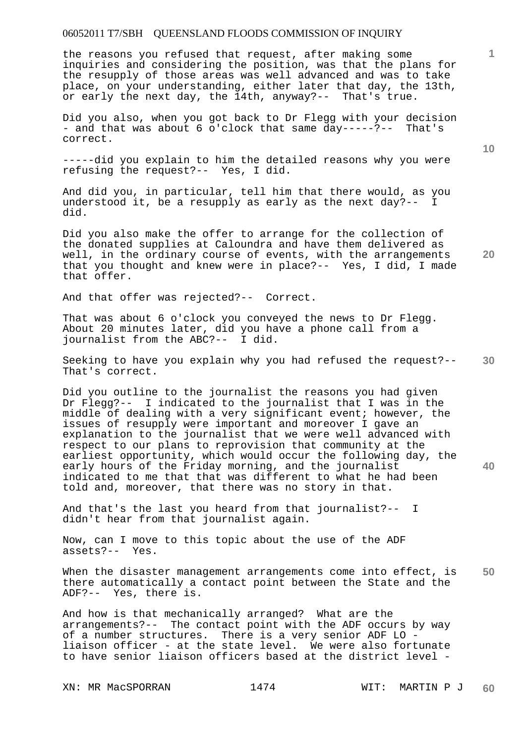the reasons you refused that request, after making some inquiries and considering the position, was that the plans for the resupply of those areas was well advanced and was to take place, on your understanding, either later that day, the 13th, or early the next day, the 14th, anyway?-- That's true.

Did you also, when you got back to Dr Flegg with your decision - and that was about 6 o'clock that same day-----?-- That's correct.

-----did you explain to him the detailed reasons why you were refusing the request?-- Yes, I did.

And did you, in particular, tell him that there would, as you understood it, be a resupply as early as the next day?-- I did.

Did you also make the offer to arrange for the collection of the donated supplies at Caloundra and have them delivered as well, in the ordinary course of events, with the arrangements that you thought and knew were in place?-- Yes, I did, I made that offer.

And that offer was rejected?-- Correct.

That was about 6 o'clock you conveyed the news to Dr Flegg. About 20 minutes later, did you have a phone call from a journalist from the ABC?-- I did.

Seeking to have you explain why you had refused the request?-- That's correct.

Did you outline to the journalist the reasons you had given Dr Flegg?-- I indicated to the journalist that I was in the middle of dealing with a very significant event; however, the issues of resupply were important and moreover I gave an explanation to the journalist that we were well advanced with respect to our plans to reprovision that community at the earliest opportunity, which would occur the following day, the early hours of the Friday morning, and the journalist indicated to me that that was different to what he had been told and, moreover, that there was no story in that.

And that's the last you heard from that journalist?-- I didn't hear from that journalist again.

Now, can I move to this topic about the use of the ADF assets?-- Yes.

When the disaster management arrangements come into effect, is there automatically a contact point between the State and the ADF?-- Yes, there is.

And how is that mechanically arranged? What are the arrangements?-- The contact point with the ADF occurs by way of a number structures. There is a very senior ADF LO - liaison officer - at the state level. We were also fortunate to have senior liaison officers based at the district level -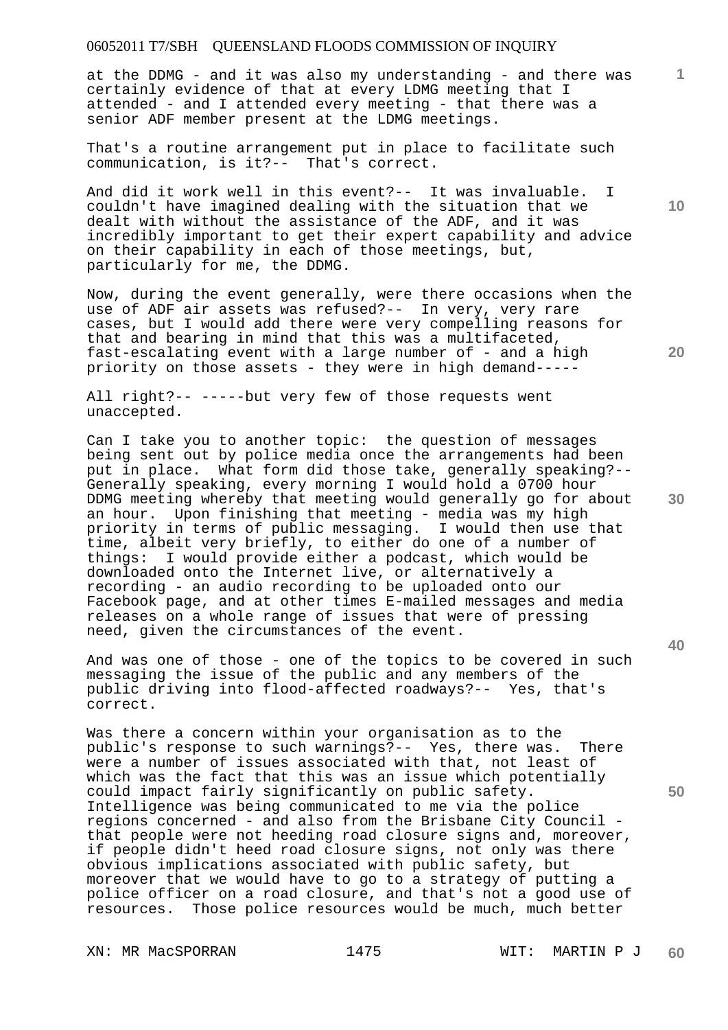at the DDMG - and it was also my understanding - and there was certainly evidence of that at every LDMG meeting that I attended - and I attended every meeting - that there was a senior ADF member present at the LDMG meetings.

That's a routine arrangement put in place to facilitate such communication, is it?-- That's correct.

And did it work well in this event?-- It was invaluable. I couldn't have imagined dealing with the situation that we dealt with without the assistance of the ADF, and it was incredibly important to get their expert capability and advice on their capability in each of those meetings, but, particularly for me, the DDMG.

Now, during the event generally, were there occasions when the use of ADF air assets was refused?-- In very, very rare cases, but I would add there were very compelling reasons for that and bearing in mind that this was a multifaceted, fast-escalating event with a large number of - and a high priority on those assets - they were in high demand-----

All right?-- -----but very few of those requests went unaccepted.

Can I take you to another topic: the question of messages being sent out by police media once the arrangements had been put in place. What form did those take, generally speaking?-- Generally speaking, every morning I would hold a 0700 hour DDMG meeting whereby that meeting would generally go for about an hour. Upon finishing that meeting - media was my high priority in terms of public messaging. I would then use that time, albeit very briefly, to either do one of a number of things: I would provide either a podcast, which would be downloaded onto the Internet live, or alternatively a recording - an audio recording to be uploaded onto our Facebook page, and at other times E-mailed messages and media releases on a whole range of issues that were of pressing need, given the circumstances of the event.

And was one of those - one of the topics to be covered in such messaging the issue of the public and any members of the public driving into flood-affected roadways?-- Yes, that's correct.

Was there a concern within your organisation as to the public's response to such warnings?-- Yes, there was. There were a number of issues associated with that, not least of which was the fact that this was an issue which potentially could impact fairly significantly on public safety. Intelligence was being communicated to me via the police regions concerned - and also from the Brisbane City Council - that people were not heeding road closure signs and, moreover, if people didn't heed road closure signs, not only was there obvious implications associated with public safety, but moreover that we would have to go to a strategy of putting a police officer on a road closure, and that's not a good use of resources. Those police resources would be much, much better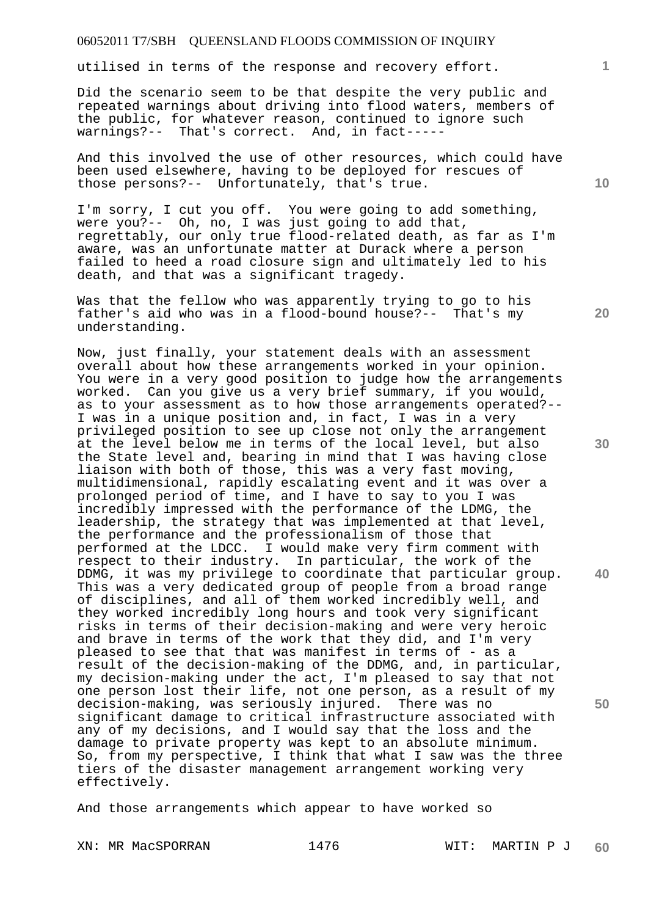utilised in terms of the response and recovery effort.

Did the scenario seem to be that despite the very public and repeated warnings about driving into flood waters, members of the public, for whatever reason, continued to ignore such warnings?-- That's correct. And, in fact-----

And this involved the use of other resources, which could have been used elsewhere, having to be deployed for rescues of those persons?-- Unfortunately, that's true.

I'm sorry, I cut you off. You were going to add something, were you?-- Oh, no, I was just going to add that, regrettably, our only true flood-related death, as far as I'm aware, was an unfortunate matter at Durack where a person failed to heed a road closure sign and ultimately led to his death, and that was a significant tragedy.

Was that the fellow who was apparently trying to go to his father's aid who was in a flood-bound house?-- That's my understanding.

Now, just finally, your statement deals with an assessment overall about how these arrangements worked in your opinion. You were in a very good position to judge how the arrangements worked. Can you give us a very brief summary, if you would, as to your assessment as to how those arrangements operated?-- I was in a unique position and, in fact, I was in a very privileged position to see up close not only the arrangement at the level below me in terms of the local level, but also the State level and, bearing in mind that I was having close liaison with both of those, this was a very fast moving, multidimensional, rapidly escalating event and it was over a prolonged period of time, and I have to say to you I was incredibly impressed with the performance of the LDMG, the leadership, the strategy that was implemented at that level, the performance and the professionalism of those that performed at the LDCC. I would make very firm comment with respect to their industry. In particular, the work of the DDMG, it was my privilege to coordinate that particular group. This was a very dedicated group of people from a broad range of disciplines, and all of them worked incredibly well, and they worked incredibly long hours and took very significant risks in terms of their decision-making and were very heroic and brave in terms of the work that they did, and I'm very pleased to see that that was manifest in terms of - as a result of the decision-making of the DDMG, and, in particular, my decision-making under the act, I'm pleased to say that not one person lost their life, not one person, as a result of my decision-making, was seriously injured. There was no significant damage to critical infrastructure associated with any of my decisions, and I would say that the loss and the damage to private property was kept to an absolute minimum. So, from my perspective, I think that what I saw was the three tiers of the disaster management arrangement working very effectively.

And those arrangements which appear to have worked so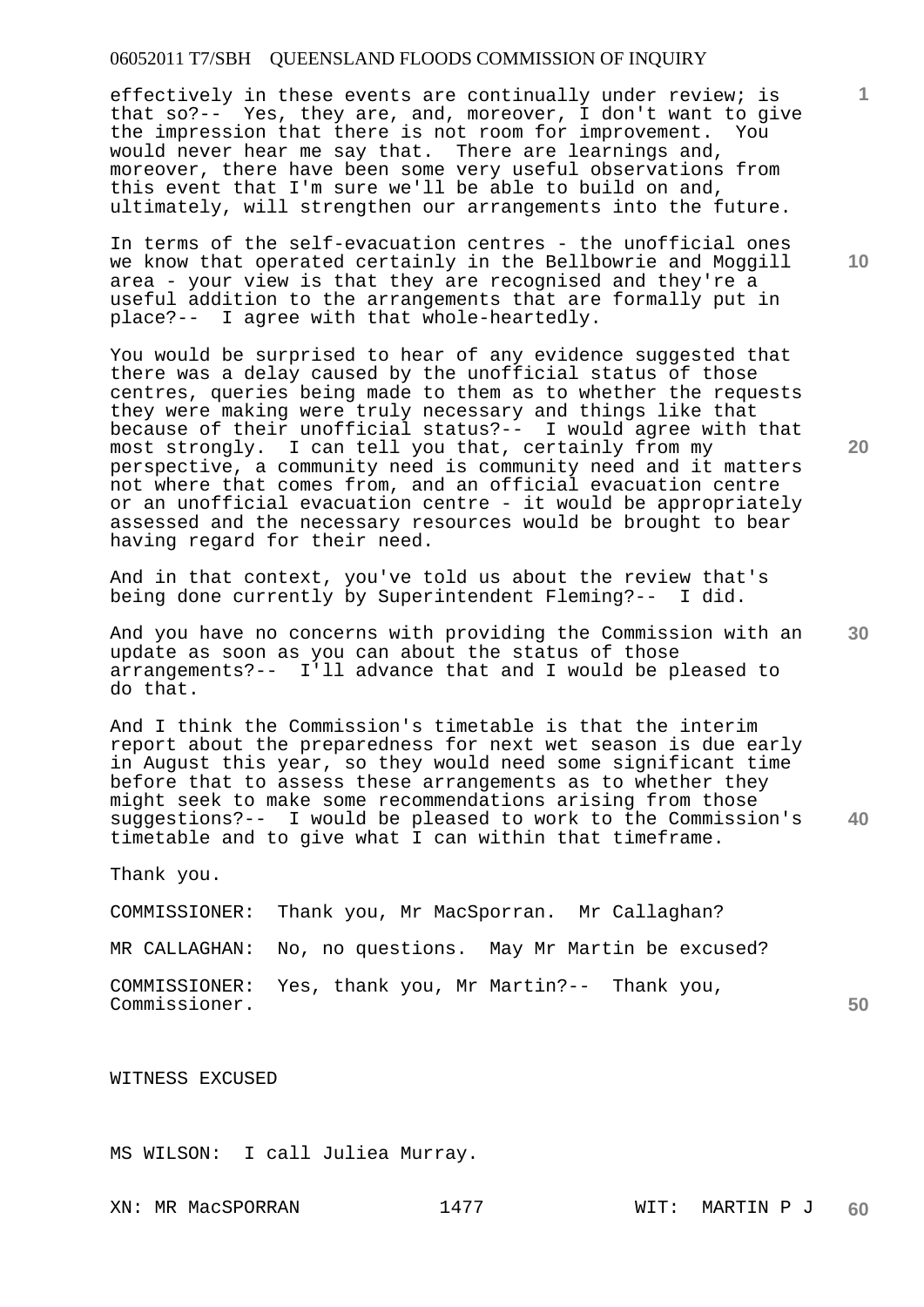effectively in these events are continually under review; is that so?-- Yes, they are, and, moreover, I don't want to give the impression that there is not room for improvement. You would never hear me say that. There are learnings and, moreover, there have been some very useful observations from this event that I'm sure we'll be able to build on and, ultimately, will strengthen our arrangements into the future.

In terms of the self-evacuation centres - the unofficial ones we know that operated certainly in the Bellbowrie and Moggill area - your view is that they are recognised and they're a useful addition to the arrangements that are formally put in place?-- I agree with that whole-heartedly.

You would be surprised to hear of any evidence suggested that there was a delay caused by the unofficial status of those centres, queries being made to them as to whether the requests they were making were truly necessary and things like that because of their unofficial status?-- I would agree with that most strongly. I can tell you that, certainly from my perspective, a community need is community need and it matters not where that comes from, and an official evacuation centre or an unofficial evacuation centre - it would be appropriately assessed and the necessary resources would be brought to bear having regard for their need.

And in that context, you've told us about the review that's being done currently by Superintendent Fleming?-- I did.

And you have no concerns with providing the Commission with an update as soon as you can about the status of those arrangements?-- I'll advance that and I would be pleased to do that.

And I think the Commission's timetable is that the interim report about the preparedness for next wet season is due early in August this year, so they would need some significant time before that to assess these arrangements as to whether they might seek to make some recommendations arising from those suggestions?-- I would be pleased to work to the Commission's timetable and to give what I can within that timeframe.

Thank you.

COMMISSIONER: Thank you, Mr MacSporran. Mr Callaghan?

MR CALLAGHAN: No, no questions. May Mr Martin be excused?

COMMISSIONER: Yes, thank you, Mr Martin?-- Thank you, Commissioner.

WITNESS EXCUSED

MS WILSON: I call Juliea Murray.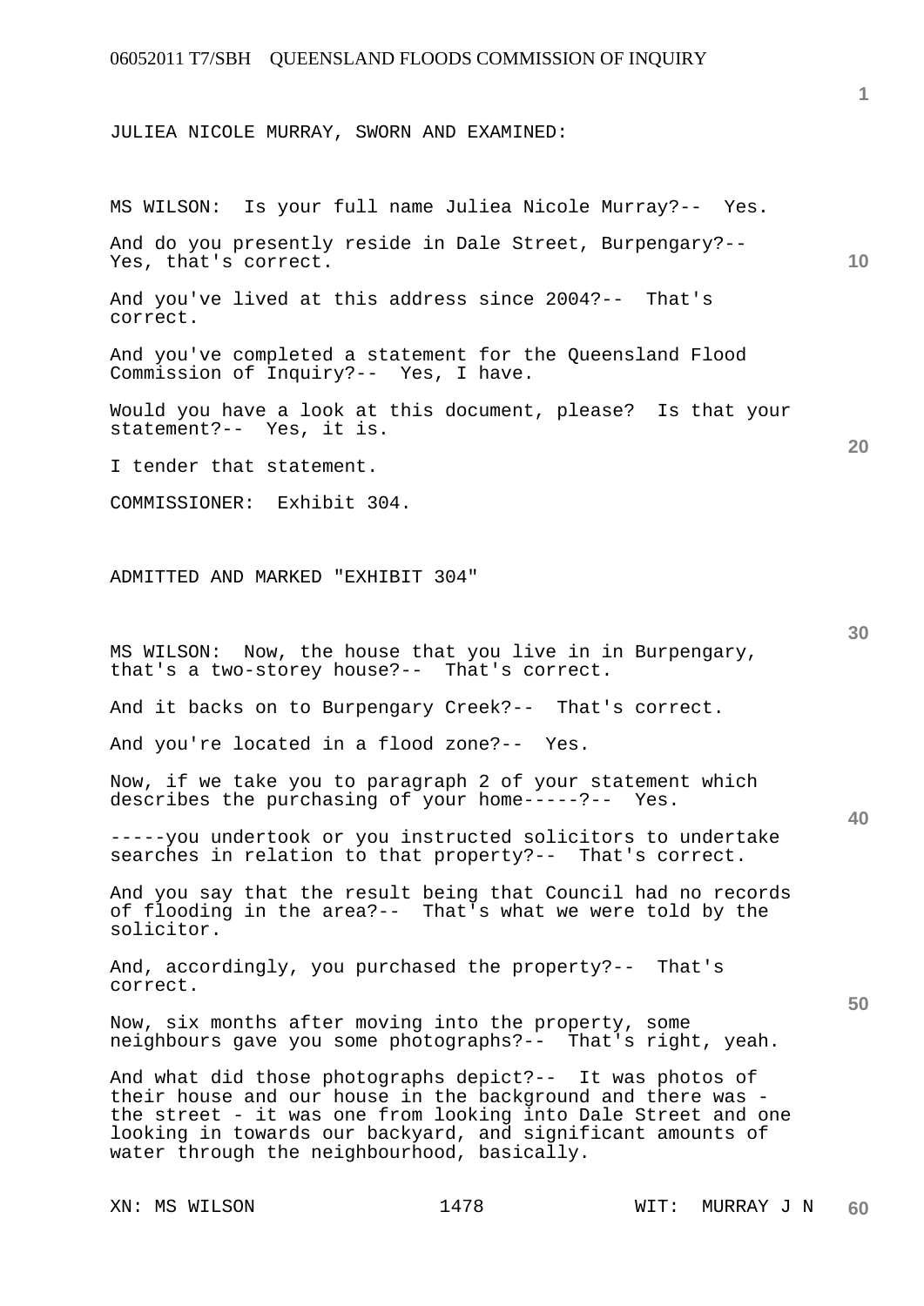JULIEA NICOLE MURRAY, SWORN AND EXAMINED:

MS WILSON: Is your full name Juliea Nicole Murray?-- Yes.

And do you presently reside in Dale Street, Burpengary?-- Yes, that's correct.

And you've lived at this address since 2004?-- That's correct.

And you've completed a statement for the Queensland Flood Commission of Inquiry?-- Yes, I have.

Would you have a look at this document, please? Is that your statement?-- Yes, it is.

I tender that statement.

COMMISSIONER: Exhibit 304.

ADMITTED AND MARKED "EXHIBIT 304"

MS WILSON: Now, the house that you live in in Burpengary, that's a two-storey house?-- That's correct.

And it backs on to Burpengary Creek?-- That's correct.

And you're located in a flood zone?-- Yes.

Now, if we take you to paragraph 2 of your statement which describes the purchasing of your home-----?-- Yes.

-----you undertook or you instructed solicitors to undertake searches in relation to that property?-- That's correct.

And you say that the result being that Council had no records of flooding in the area?-- That's what we were told by the solicitor.

And, accordingly, you purchased the property?-- That's correct.

Now, six months after moving into the property, some neighbours gave you some photographs?-- That's right, yeah.

And what did those photographs depict?-- It was photos of their house and our house in the background and there was - the street - it was one from looking into Dale Street and one looking in towards our backyard, and significant amounts of water through the neighbourhood, basically.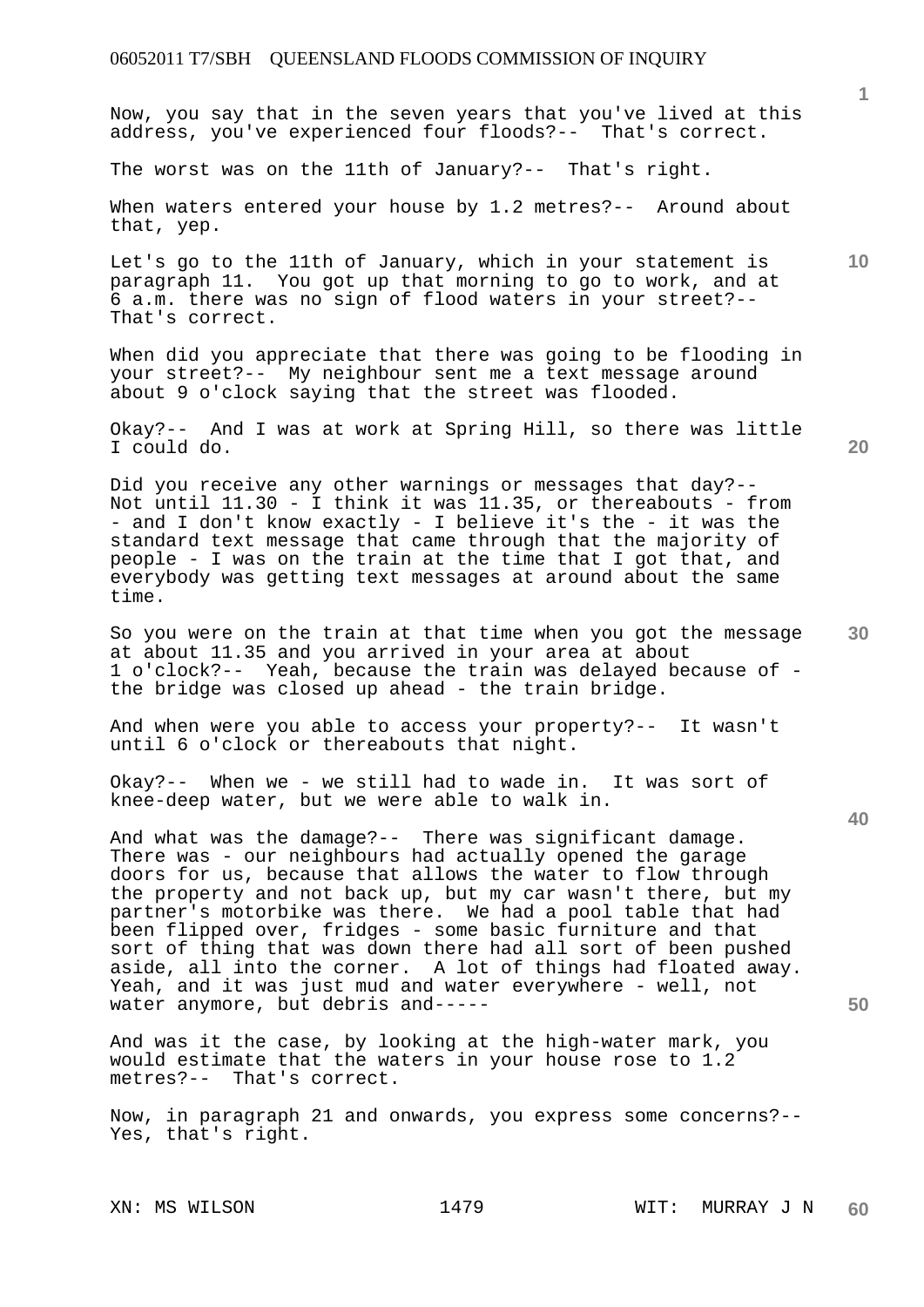Now, you say that in the seven years that you've lived at this address, you've experienced four floods?-- That's correct.

The worst was on the 11th of January?-- That's right.

When waters entered your house by 1.2 metres?-- Around about that, yep.

Let's go to the 11th of January, which in your statement is paragraph 11. You got up that morning to go to work, and at 6 a.m. there was no sign of flood waters in your street?-- That's correct.

When did you appreciate that there was going to be flooding in your street?-- My neighbour sent me a text message around about 9 o'clock saying that the street was flooded.

Okay?-- And I was at work at Spring Hill, so there was little I could do.

Did you receive any other warnings or messages that day?-- Not until 11.30 - I think it was 11.35, or thereabouts - from - and I don't know exactly - I believe it's the - it was the standard text message that came through that the majority of people - I was on the train at the time that I got that, and everybody was getting text messages at around about the same time.

So you were on the train at that time when you got the message at about 11.35 and you arrived in your area at about 1 o'clock?-- Yeah, because the train was delayed because of - the bridge was closed up ahead - the train bridge.

And when were you able to access your property?-- It wasn't until 6 o'clock or thereabouts that night.

Okay?-- When we - we still had to wade in. It was sort of knee-deep water, but we were able to walk in.

And what was the damage?-- There was significant damage. There was - our neighbours had actually opened the garage doors for us, because that allows the water to flow through the property and not back up, but my car wasn't there, but my partner's motorbike was there. We had a pool table that had been flipped over, fridges - some basic furniture and that sort of thing that was down there had all sort of been pushed aside, all into the corner. A lot of things had floated away. Yeah, and it was just mud and water everywhere - well, not water anymore, but debris and-----

And was it the case, by looking at the high-water mark, you would estimate that the waters in your house rose to 1.2 metres?-- That's correct.

Now, in paragraph 21 and onwards, you express some concerns?-- Yes, that's right.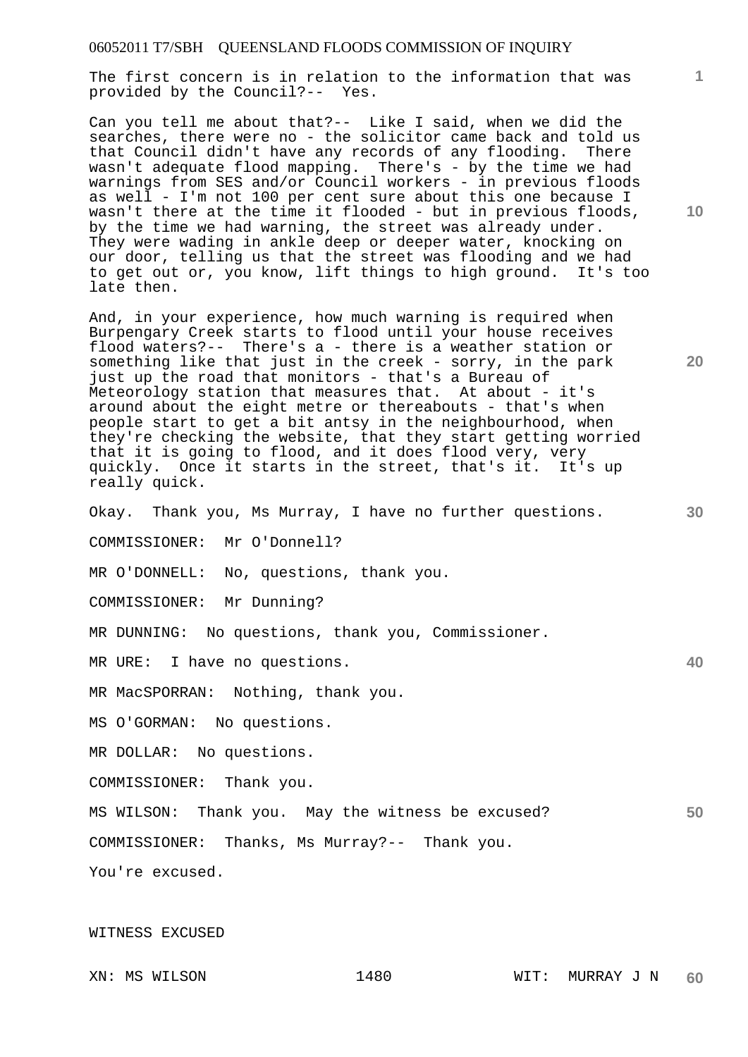The first concern is in relation to the information that was provided by the Council?-- Yes.

Can you tell me about that?-- Like I said, when we did the searches, there were no - the solicitor came back and told us that Council didn't have any records of any flooding. There wasn't adequate flood mapping. There's - by the time we had warnings from SES and/or Council workers - in previous floods as well - I'm not 100 per cent sure about this one because I wasn't there at the time it flooded - but in previous floods, by the time we had warning, the street was already under. They were wading in ankle deep or deeper water, knocking on our door, telling us that the street was flooding and we had to get out or, you know, lift things to high ground. It's too late then.

And, in your experience, how much warning is required when Burpengary Creek starts to flood until your house receives flood waters?-- There's a - there is a weather station or something like that just in the creek - sorry, in the park just up the road that monitors - that's a Bureau of Meteorology station that measures that. At about - it's around about the eight metre or thereabouts - that's when people start to get a bit antsy in the neighbourhood, when they're checking the website, that they start getting worried that it is going to flood, and it does flood very, very quickly. Once it starts in the street, that's it. It's up really quick.

Okay. Thank you, Ms Murray, I have no further questions.

COMMISSIONER: Mr O'Donnell?

MR O'DONNELL: No, questions, thank you.

COMMISSIONER: Mr Dunning?

MR DUNNING: No questions, thank you, Commissioner.

MR URE: I have no questions.

MR MacSPORRAN: Nothing, thank you.

MS O'GORMAN: No questions.

MR DOLLAR: No questions.

COMMISSIONER: Thank you.

MS WILSON: Thank you. May the witness be excused?

COMMISSIONER: Thanks, Ms Murray?-- Thank you.

You're excused.

WITNESS EXCUSED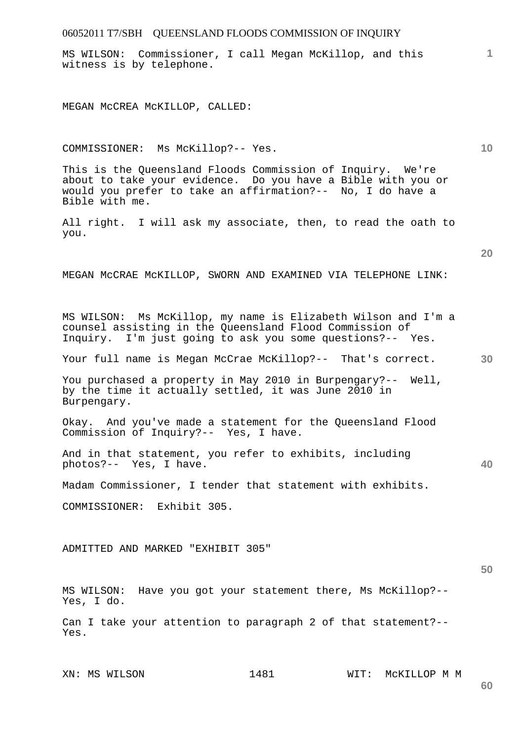MS WILSON: Commissioner, I call Megan McKillop, and this witness is by telephone.

MEGAN McCREA McKILLOP, CALLED:

COMMISSIONER: Ms McKillop?-- Yes.

This is the Queensland Floods Commission of Inquiry. We're about to take your evidence. Do you have a Bible with you or would you prefer to take an affirmation?-- No, I do have a Bible with me.

All right. I will ask my associate, then, to read the oath to you.

MEGAN McCRAE McKILLOP, SWORN AND EXAMINED VIA TELEPHONE LINK:

MS WILSON: Ms McKillop, my name is Elizabeth Wilson and I'm a counsel assisting in the Queensland Flood Commission of Inquiry. I'm just going to ask you some questions?-- Yes.

Your full name is Megan McCrae McKillop?-- That's correct.

You purchased a property in May 2010 in Burpengary?-- Well, by the time it actually settled, it was June 2010 in Burpengary.

Okay. And you've made a statement for the Queensland Flood Commission of Inquiry?-- Yes, I have.

And in that statement, you refer to exhibits, including photos?-- Yes, I have.

Madam Commissioner, I tender that statement with exhibits.

COMMISSIONER: Exhibit 305.

ADMITTED AND MARKED "EXHIBIT 305"

MS WILSON: Have you got your statement there, Ms McKillop?-- Yes, I do.

Can I take your attention to paragraph 2 of that statement?-- Yes.

XN: MS WILSON WIT: McKILLOP M M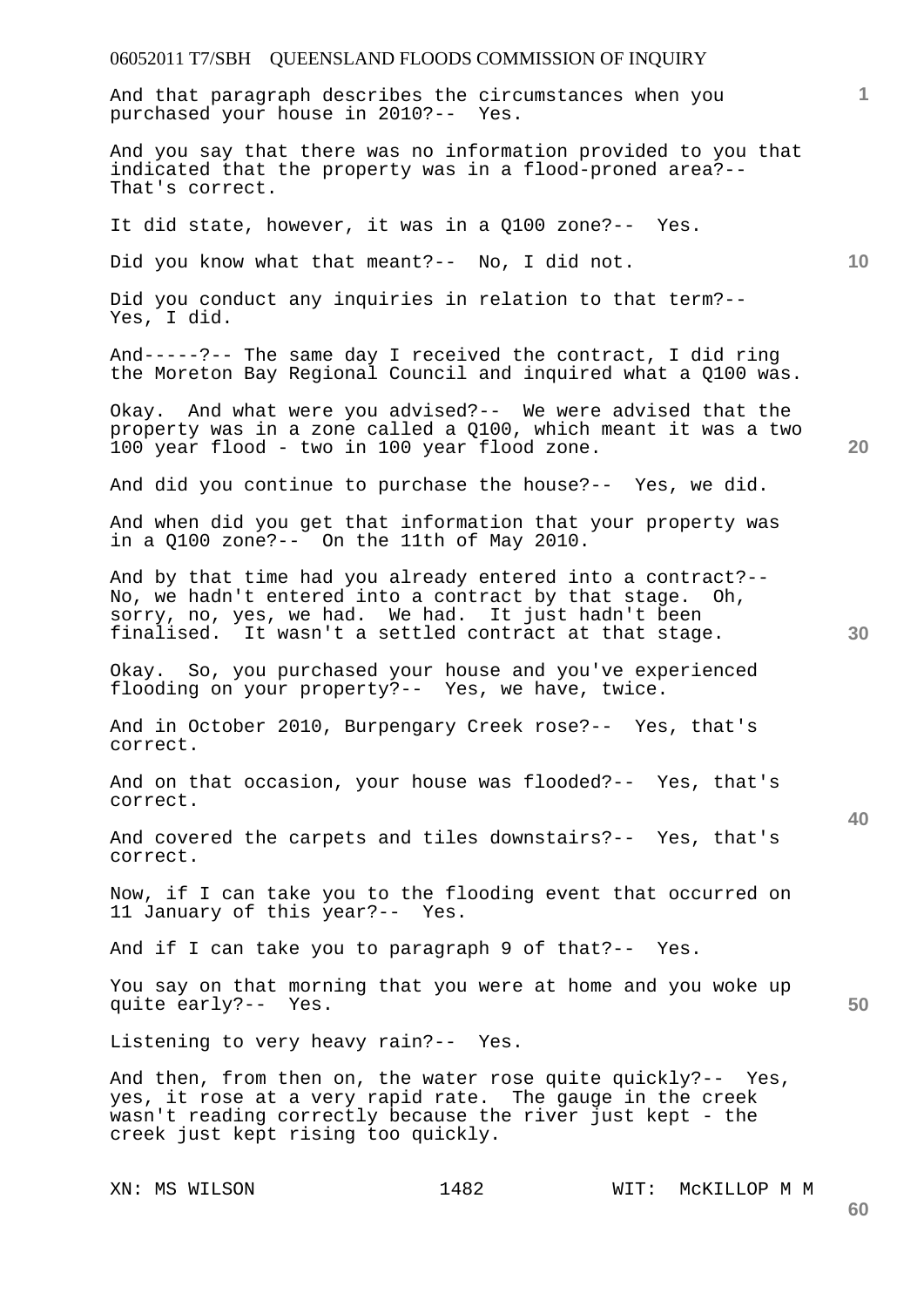And that paragraph describes the circumstances when you purchased your house in 2010?-- Yes.

And you say that there was no information provided to you that indicated that the property was in a flood-proned area?-- That's correct.

It did state, however, it was in a Q100 zone?-- Yes.

Did you know what that meant?-- No, I did not.

Did you conduct any inquiries in relation to that term?-- Yes, I did.

And-----?-- The same day I received the contract, I did ring the Moreton Bay Regional Council and inquired what a Q100 was.

Okay. And what were you advised?-- We were advised that the property was in a zone called a Q100, which meant it was a two 100 year flood - two in 100 year flood zone.

And did you continue to purchase the house?-- Yes, we did.

And when did you get that information that your property was in a Q100 zone?-- On the 11th of May 2010.

And by that time had you already entered into a contract?-- No, we hadn't entered into a contract by that stage. Oh, sorry, no, yes, we had. We had. It just hadn't been finalised. It wasn't a settled contract at that stage.

Okay. So, you purchased your house and you've experienced flooding on your property?-- Yes, we have, twice.

And in October 2010, Burpengary Creek rose?-- Yes, that's correct.

And on that occasion, your house was flooded?-- Yes, that's correct.

And covered the carpets and tiles downstairs?-- Yes, that's correct.

Now, if I can take you to the flooding event that occurred on 11 January of this year?-- Yes.

And if I can take you to paragraph 9 of that?-- Yes.

You say on that morning that you were at home and you woke up quite early?-- Yes.

Listening to very heavy rain?-- Yes.

And then, from then on, the water rose quite quickly?-- Yes, yes, it rose at a very rapid rate. The gauge in the creek wasn't reading correctly because the river just kept - the creek just kept rising too quickly.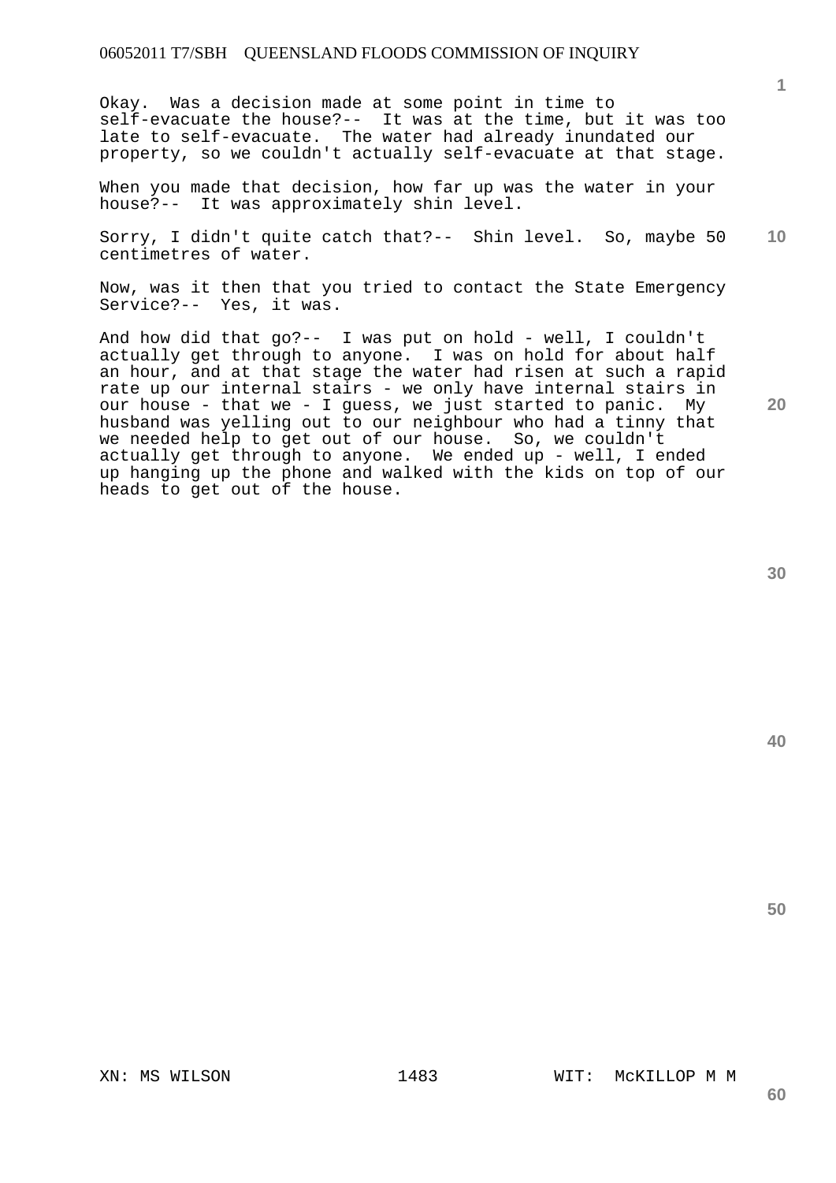Okay. Was a decision made at some point in time to self-evacuate the house?-- It was at the time, but it was too late to self-evacuate. The water had already inundated our property, so we couldn't actually self-evacuate at that stage.

When you made that decision, how far up was the water in your house?-- It was approximately shin level.

Sorry, I didn't quite catch that?-- Shin level. So, maybe 50 centimetres of water.

Now, was it then that you tried to contact the State Emergency Service?-- Yes, it was.

And how did that go?-- I was put on hold - well, I couldn't actually get through to anyone. I was on hold for about half an hour, and at that stage the water had risen at such a rapid rate up our internal stairs - we only have internal stairs in our house - that we - I guess, we just started to panic. My husband was yelling out to our neighbour who had a tinny that we needed help to get out of our house. So, we couldn't actually get through to anyone. We ended up - well, I ended up hanging up the phone and walked with the kids on top of our heads to get out of the house.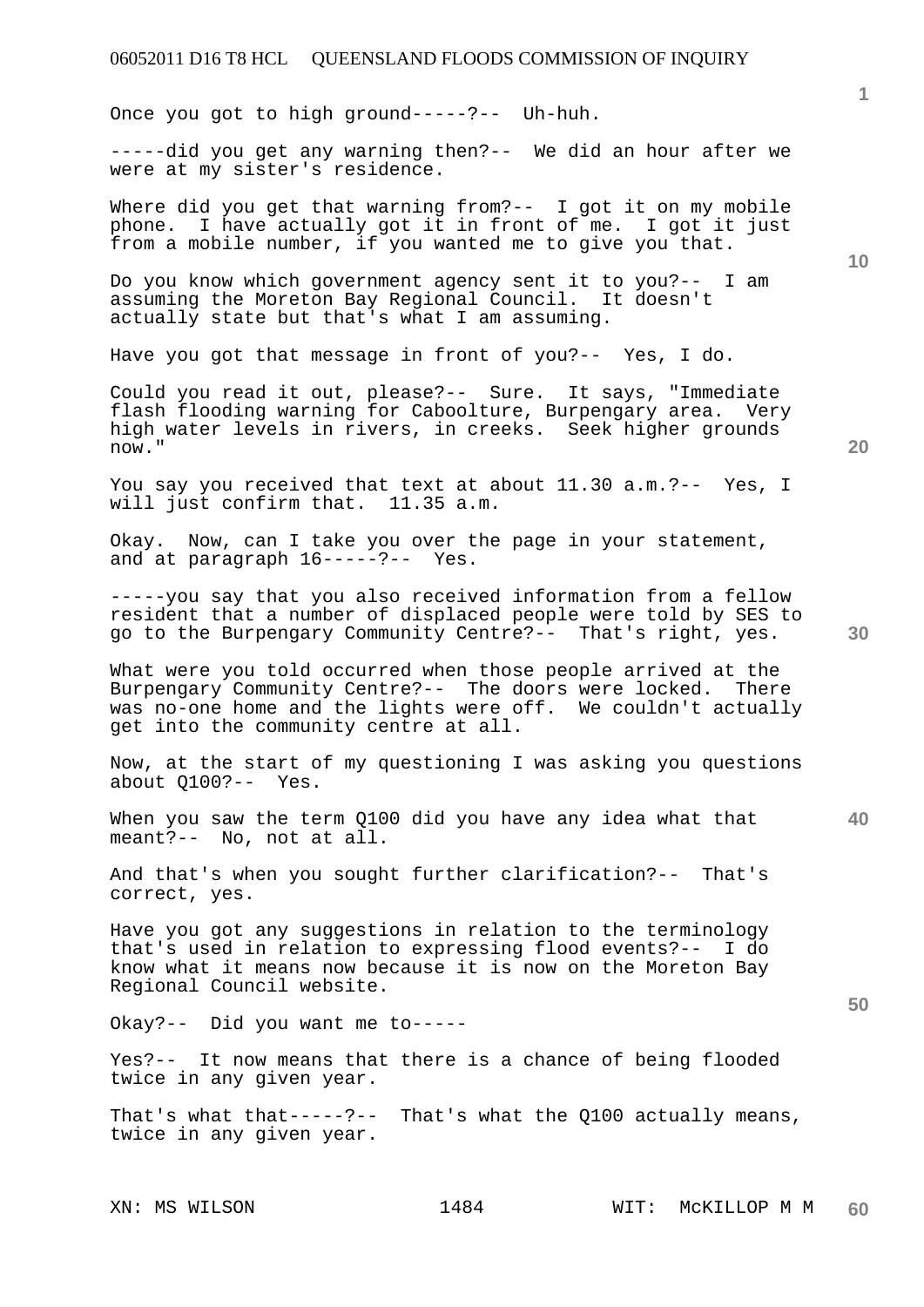Once you got to high ground-----?-- Uh-huh.

-----did you get any warning then?-- We did an hour after we were at my sister's residence.

Where did you get that warning from?-- I got it on my mobile phone. I have actually got it in front of me. I got it just from a mobile number, if you wanted me to give you that.

Do you know which government agency sent it to you?-- I am assuming the Moreton Bay Regional Council. It doesn't actually state but that's what I am assuming.

Have you got that message in front of you?-- Yes, I do.

Could you read it out, please?-- Sure. It says, "Immediate flash flooding warning for Caboolture, Burpengary area. Very high water levels in rivers, in creeks. Seek higher grounds now."

You say you received that text at about 11.30 a.m.?-- Yes, I will just confirm that. 11.35 a.m.

Okay. Now, can I take you over the page in your statement, and at paragraph 16-----?-- Yes.

-----you say that you also received information from a fellow resident that a number of displaced people were told by SES to go to the Burpengary Community Centre?-- That's right, yes.

What were you told occurred when those people arrived at the Burpengary Community Centre?-- The doors were locked. There was no-one home and the lights were off. We couldn't actually get into the community centre at all.

Now, at the start of my questioning I was asking you questions about Q100?-- Yes.

When you saw the term Q100 did you have any idea what that meant?-- No, not at all.

And that's when you sought further clarification?-- That's correct, yes.

Have you got any suggestions in relation to the terminology that's used in relation to expressing flood events?-- I do know what it means now because it is now on the Moreton Bay Regional Council website.

Okay?-- Did you want me to-----

Yes?-- It now means that there is a chance of being flooded twice in any given year.

That's what that-----?-- That's what the Q100 actually means, twice in any given year.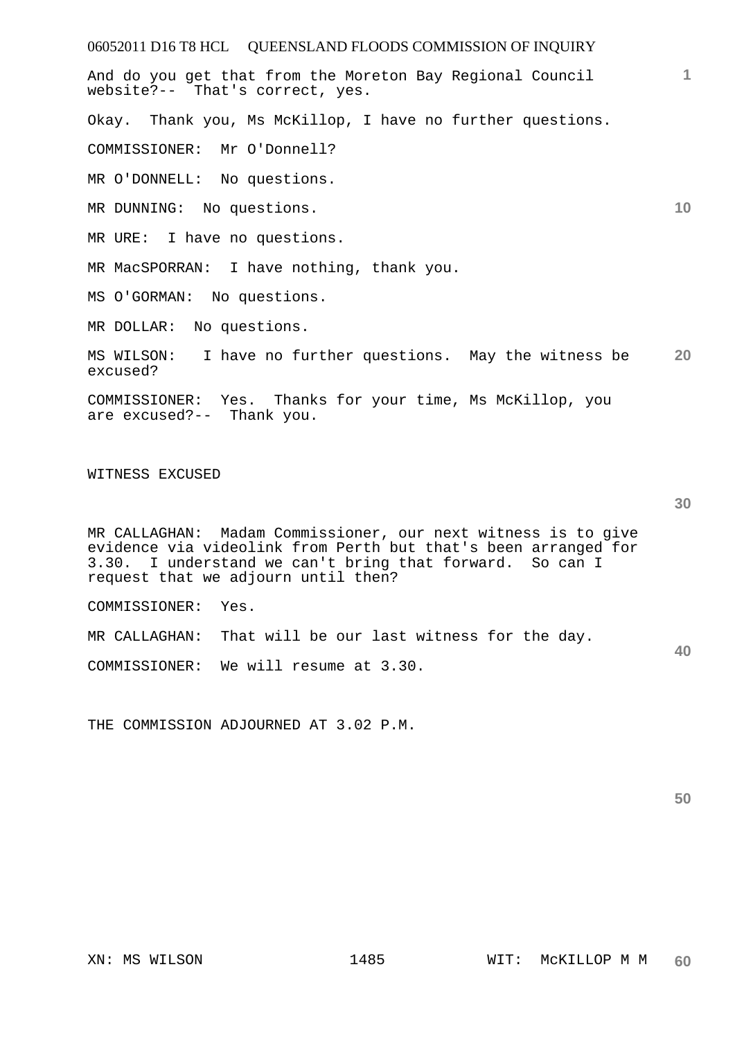And do you get that from the Moreton Bay Regional Council website?-- That's correct, yes.

Okay. Thank you, Ms McKillop, I have no further questions.

COMMISSIONER: Mr O'Donnell?

MR O'DONNELL: No questions.

MR DUNNING: No questions.

MR URE: I have no questions.

MR MacSPORRAN: I have nothing, thank you.

MS O'GORMAN: No questions.

MR DOLLAR: No questions.

MS WILSON: I have no further questions. May the witness be excused?

COMMISSIONER: Yes. Thanks for your time, Ms McKillop, you are excused?-- Thank you.

WITNESS EXCUSED

MR CALLAGHAN: Madam Commissioner, our next witness is to give evidence via videolink from Perth but that's been arranged for 3.30. I understand we can't bring that forward. So can I request that we adjourn until then?

COMMISSIONER: Yes.

MR CALLAGHAN: That will be our last witness for the day.

COMMISSIONER: We will resume at 3.30.

THE COMMISSION ADJOURNED AT 3.02 P.M.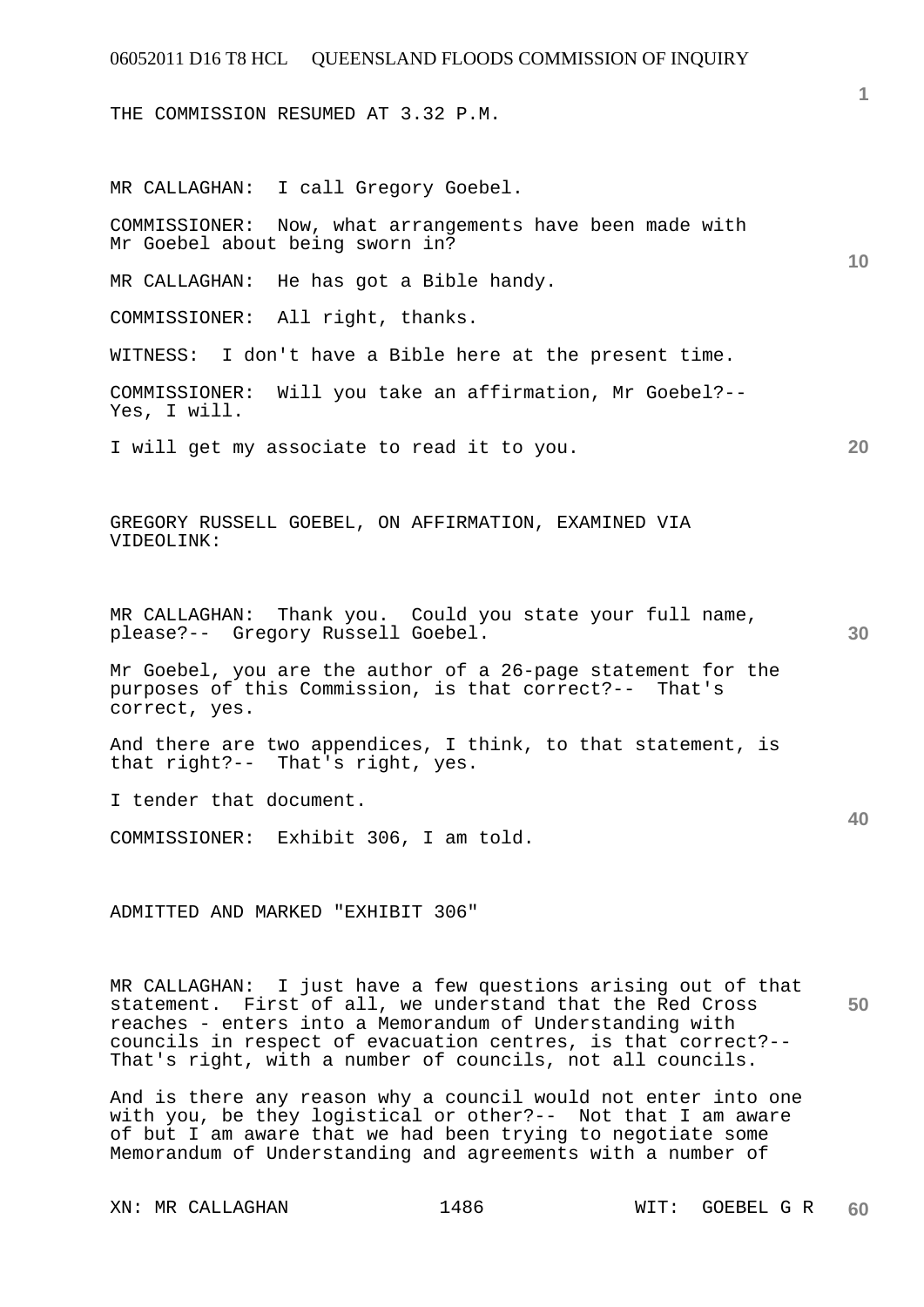THE COMMISSION RESUMED AT 3.32 P.M.

MR CALLAGHAN: I call Gregory Goebel.

COMMISSIONER: Now, what arrangements have been made with Mr Goebel about being sworn in?

MR CALLAGHAN: He has got a Bible handy.

COMMISSIONER: All right, thanks.

WITNESS: I don't have a Bible here at the present time.

COMMISSIONER: Will you take an affirmation, Mr Goebel?-- Yes, I will.

I will get my associate to read it to you.

GREGORY RUSSELL GOEBEL, ON AFFIRMATION, EXAMINED VIA VIDEOLINK:

MR CALLAGHAN: Thank you. Could you state your full name, please?-- Gregory Russell Goebel.

Mr Goebel, you are the author of a 26-page statement for the purposes of this Commission, is that correct?-- That's correct, yes.

And there are two appendices, I think, to that statement, is that right?-- That's right, yes.

I tender that document.

COMMISSIONER: Exhibit 306, I am told.

ADMITTED AND MARKED "EXHIBIT 306"

MR CALLAGHAN: I just have a few questions arising out of that statement. First of all, we understand that the Red Cross reaches - enters into a Memorandum of Understanding with councils in respect of evacuation centres, is that correct?-- That's right, with a number of councils, not all councils.

And is there any reason why a council would not enter into one with you, be they logistical or other?-- Not that I am aware of but I am aware that we had been trying to negotiate some Memorandum of Understanding and agreements with a number of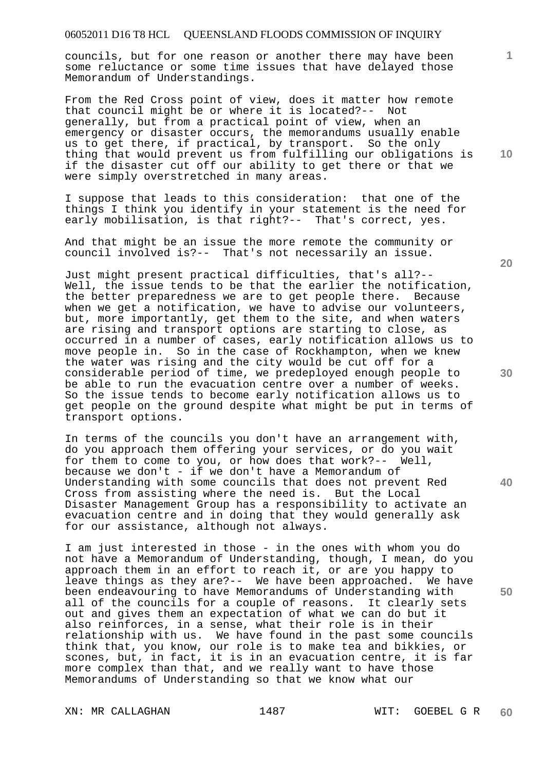councils, but for one reason or another there may have been some reluctance or some time issues that have delayed those Memorandum of Understandings.

From the Red Cross point of view, does it matter how remote that council might be or where it is located?-- Not generally, but from a practical point of view, when an emergency or disaster occurs, the memorandums usually enable us to get there, if practical, by transport. So the only thing that would prevent us from fulfilling our obligations is if the disaster cut off our ability to get there or that we were simply overstretched in many areas.

I suppose that leads to this consideration: that one of the things I think you identify in your statement is the need for early mobilisation, is that right?-- That's correct, yes.

And that might be an issue the more remote the community or council involved is?-- That's not necessarily an issue.

Just might present practical difficulties, that's all?-- Well, the issue tends to be that the earlier the notification, the better preparedness we are to get people there. Because when we get a notification, we have to advise our volunteers, but, more importantly, get them to the site, and when waters are rising and transport options are starting to close, as occurred in a number of cases, early notification allows us to move people in. So in the case of Rockhampton, when we knew the water was rising and the city would be cut off for a considerable period of time, we predeployed enough people to be able to run the evacuation centre over a number of weeks. So the issue tends to become early notification allows us to get people on the ground despite what might be put in terms of transport options.

In terms of the councils you don't have an arrangement with, do you approach them offering your services, or do you wait for them to come to you, or how does that work?-- Well, because we don't - if we don't have a Memorandum of Understanding with some councils that does not prevent Red Cross from assisting where the need is. But the Local Disaster Management Group has a responsibility to activate an evacuation centre and in doing that they would generally ask for our assistance, although not always.

I am just interested in those - in the ones with whom you do not have a Memorandum of Understanding, though, I mean, do you approach them in an effort to reach it, or are you happy to leave things as they are?-- We have been approached. We have been endeavouring to have Memorandums of Understanding with all of the councils for a couple of reasons. It clearly sets out and gives them an expectation of what we can do but it also reinforces, in a sense, what their role is in their relationship with us. We have found in the past some councils think that, you know, our role is to make tea and bikkies, or scones, but, in fact, it is in an evacuation centre, it is far more complex than that, and we really want to have those Memorandums of Understanding so that we know what our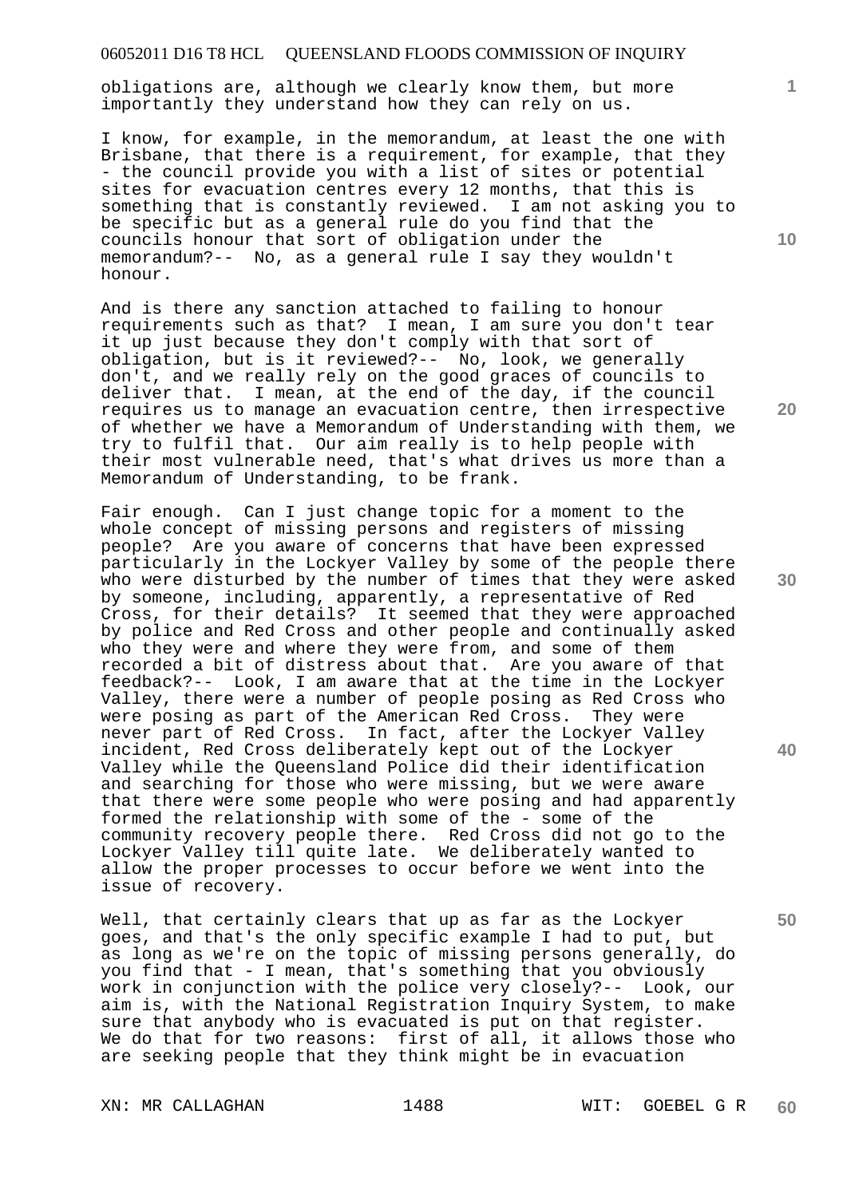obligations are, although we clearly know them, but more importantly they understand how they can rely on us.

I know, for example, in the memorandum, at least the one with Brisbane, that there is a requirement, for example, that they - the council provide you with a list of sites or potential sites for evacuation centres every 12 months, that this is something that is constantly reviewed. I am not asking you to be specific but as a general rule do you find that the councils honour that sort of obligation under the memorandum?-- No, as a general rule I say they wouldn't honour.

And is there any sanction attached to failing to honour requirements such as that? I mean, I am sure you don't tear it up just because they don't comply with that sort of obligation, but is it reviewed?-- No, look, we generally don't, and we really rely on the good graces of councils to deliver that. I mean, at the end of the day, if the council requires us to manage an evacuation centre, then irrespective of whether we have a Memorandum of Understanding with them, we try to fulfil that. Our aim really is to help people with their most vulnerable need, that's what drives us more than a Memorandum of Understanding, to be frank.

Fair enough. Can I just change topic for a moment to the whole concept of missing persons and registers of missing people? Are you aware of concerns that have been expressed particularly in the Lockyer Valley by some of the people there who were disturbed by the number of times that they were asked by someone, including, apparently, a representative of Red Cross, for their details? It seemed that they were approached by police and Red Cross and other people and continually asked who they were and where they were from, and some of them recorded a bit of distress about that. Are you aware of that feedback?-- Look, I am aware that at the time in the Lockyer Valley, there were a number of people posing as Red Cross who were posing as part of the American Red Cross. They were never part of Red Cross. In fact, after the Lockyer Valley incident, Red Cross deliberately kept out of the Lockyer Valley while the Queensland Police did their identification and searching for those who were missing, but we were aware that there were some people who were posing and had apparently formed the relationship with some of the - some of the community recovery people there. Red Cross did not go to the Lockyer Valley till quite late. We deliberately wanted to allow the proper processes to occur before we went into the issue of recovery.

Well, that certainly clears that up as far as the Lockyer goes, and that's the only specific example I had to put, but as long as we're on the topic of missing persons generally, do you find that - I mean, that's something that you obviously work in conjunction with the police very closely?-- Look, our aim is, with the National Registration Inquiry System, to make sure that anybody who is evacuated is put on that register. We do that for two reasons: first of all, it allows those who are seeking people that they think might be in evacuation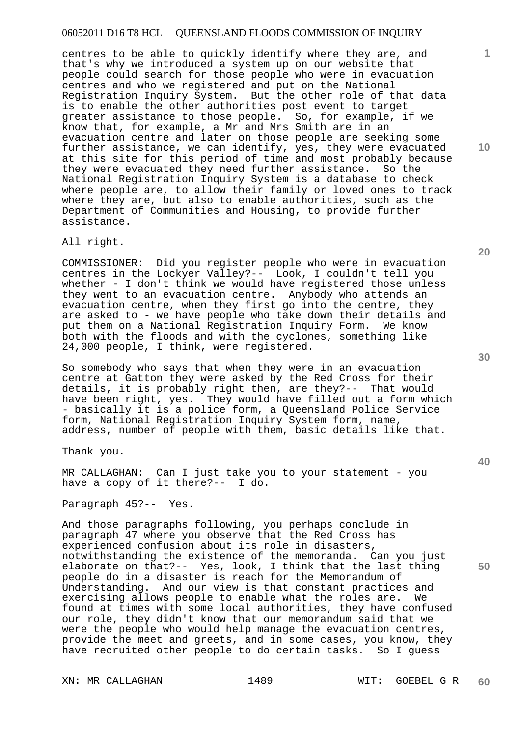centres to be able to quickly identify where they are, and that's why we introduced a system up on our website that people could search for those people who were in evacuation centres and who we registered and put on the National Registration Inquiry System. But the other role of that data is to enable the other authorities post event to target greater assistance to those people. So, for example, if we know that, for example, a Mr and Mrs Smith are in an evacuation centre and later on those people are seeking some further assistance, we can identify, yes, they were evacuated at this site for this period of time and most probably because they were evacuated they need further assistance. So the National Registration Inquiry System is a database to check where people are, to allow their family or loved ones to track where they are, but also to enable authorities, such as the Department of Communities and Housing, to provide further assistance.

All right.

COMMISSIONER: Did you register people who were in evacuation centres in the Lockyer Valley?-- Look, I couldn't tell you whether - I don't think we would have registered those unless they went to an evacuation centre. Anybody who attends an evacuation centre, when they first go into the centre, they are asked to - we have people who take down their details and put them on a National Registration Inquiry Form. We know both with the floods and with the cyclones, something like 24,000 people, I think, were registered.

So somebody who says that when they were in an evacuation centre at Gatton they were asked by the Red Cross for their details, it is probably right then, are they?-- That would have been right, yes. They would have filled out a form which - basically it is a police form, a Queensland Police Service form, National Registration Inquiry System form, name, address, number of people with them, basic details like that.

Thank you.

MR CALLAGHAN: Can I just take you to your statement - you have a copy of it there?-- I do.

Paragraph 45?-- Yes.

And those paragraphs following, you perhaps conclude in paragraph 47 where you observe that the Red Cross has experienced confusion about its role in disasters, notwithstanding the existence of the memoranda. Can you just elaborate on that?-- Yes, look, I think that the last thing people do in a disaster is reach for the Memorandum of Understanding. And our view is that constant practices and exercising allows people to enable what the roles are. We found at times with some local authorities, they have confused our role, they didn't know that our memorandum said that we were the people who would help manage the evacuation centres, provide the meet and greets, and in some cases, you know, they have recruited other people to do certain tasks. So I guess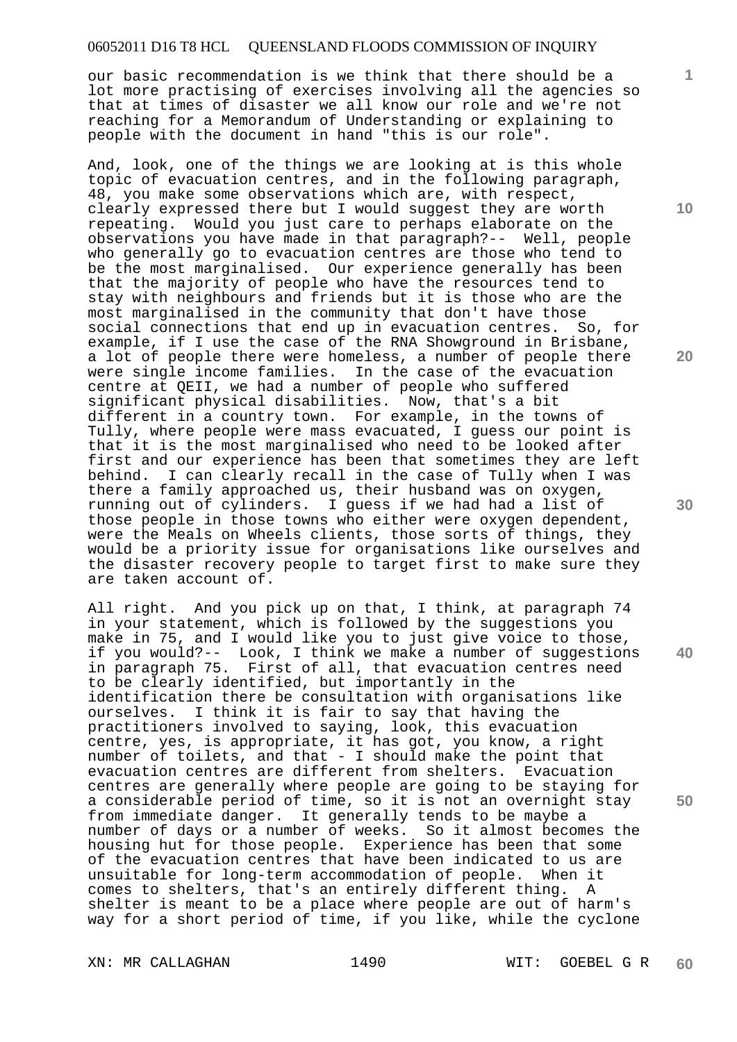our basic recommendation is we think that there should be a lot more practising of exercises involving all the agencies so that at times of disaster we all know our role and we're not reaching for a Memorandum of Understanding or explaining to people with the document in hand "this is our role".

And, look, one of the things we are looking at is this whole topic of evacuation centres, and in the following paragraph, 48, you make some observations which are, with respect, clearly expressed there but I would suggest they are worth repeating. Would you just care to perhaps elaborate on the observations you have made in that paragraph?-- Well, people who generally go to evacuation centres are those who tend to be the most marginalised. Our experience generally has been that the majority of people who have the resources tend to stay with neighbours and friends but it is those who are the most marginalised in the community that don't have those social connections that end up in evacuation centres. So, for example, if I use the case of the RNA Showground in Brisbane, a lot of people there were homeless, a number of people there were single income families. In the case of the evacuation centre at QEII, we had a number of people who suffered significant physical disabilities. Now, that's a bit different in a country town. For example, in the towns of Tully, where people were mass evacuated, I guess our point is that it is the most marginalised who need to be looked after first and our experience has been that sometimes they are left behind. I can clearly recall in the case of Tully when I was there a family approached us, their husband was on oxygen, running out of cylinders. I guess if we had had a list of those people in those towns who either were oxygen dependent, were the Meals on Wheels clients, those sorts of things, they would be a priority issue for organisations like ourselves and the disaster recovery people to target first to make sure they are taken account of.

All right. And you pick up on that, I think, at paragraph 74 in your statement, which is followed by the suggestions you make in 75, and I would like you to just give voice to those, if you would?-- Look, I think we make a number of suggestions in paragraph 75. First of all, that evacuation centres need to be clearly identified, but importantly in the identification there be consultation with organisations like ourselves. I think it is fair to say that having the practitioners involved to saying, look, this evacuation centre, yes, is appropriate, it has got, you know, a right number of toilets, and that - I should make the point that evacuation centres are different from shelters. Evacuation centres are generally where people are going to be staying for a considerable period of time, so it is not an overnight stay from immediate danger. It generally tends to be maybe a number of days or a number of weeks. So it almost becomes the housing hut for those people. Experience has been that some of the evacuation centres that have been indicated to us are unsuitable for long-term accommodation of people. When it comes to shelters, that's an entirely different thing. A shelter is meant to be a place where people are out of harm's way for a short period of time, if you like, while the cyclone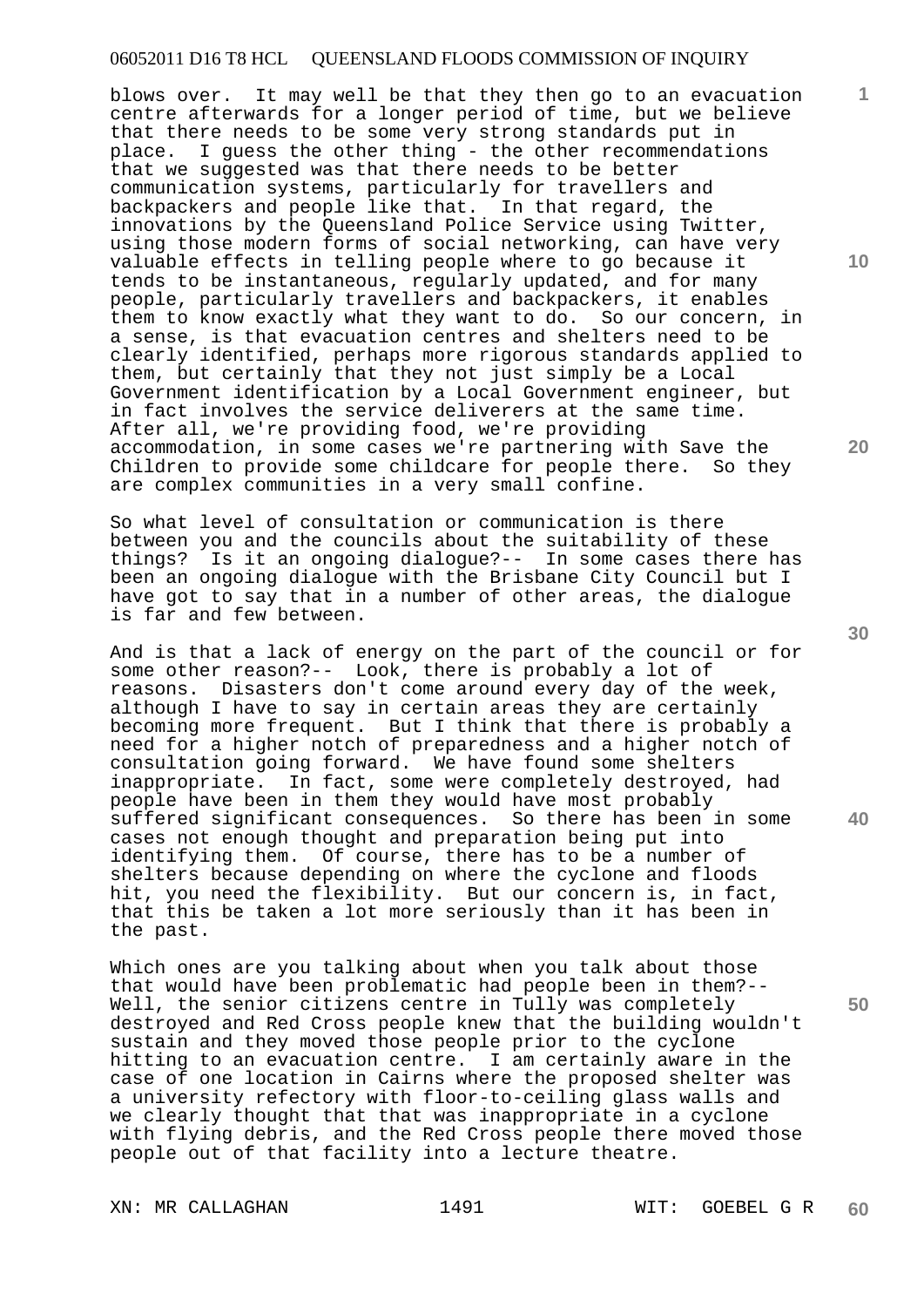blows over. It may well be that they then go to an evacuation centre afterwards for a longer period of time, but we believe that there needs to be some very strong standards put in place. I guess the other thing - the other recommendations that we suggested was that there needs to be better communication systems, particularly for travellers and backpackers and people like that. In that regard, the innovations by the Queensland Police Service using Twitter, using those modern forms of social networking, can have very valuable effects in telling people where to go because it tends to be instantaneous, regularly updated, and for many people, particularly travellers and backpackers, it enables them to know exactly what they want to do. So our concern, in a sense, is that evacuation centres and shelters need to be clearly identified, perhaps more rigorous standards applied to them, but certainly that they not just simply be a Local Government identification by a Local Government engineer, but in fact involves the service deliverers at the same time. After all, we're providing food, we're providing accommodation, in some cases we're partnering with Save the Children to provide some childcare for people there. So they are complex communities in a very small confine.

So what level of consultation or communication is there between you and the councils about the suitability of these things? Is it an ongoing dialogue?-- In some cases there has been an ongoing dialogue with the Brisbane City Council but I have got to say that in a number of other areas, the dialogue is far and few between.

And is that a lack of energy on the part of the council or for some other reason?-- Look, there is probably a lot of reasons. Disasters don't come around every day of the week, although I have to say in certain areas they are certainly becoming more frequent. But I think that there is probably a need for a higher notch of preparedness and a higher notch of consultation going forward. We have found some shelters inappropriate. In fact, some were completely destroyed, had people have been in them they would have most probably suffered significant consequences. So there has been in some cases not enough thought and preparation being put into identifying them. Of course, there has to be a number of shelters because depending on where the cyclone and floods hit, you need the flexibility. But our concern is, in fact, that this be taken a lot more seriously than it has been in the past.

Which ones are you talking about when you talk about those that would have been problematic had people been in them?-- Well, the senior citizens centre in Tully was completely destroyed and Red Cross people knew that the building wouldn't sustain and they moved those people prior to the cyclone hitting to an evacuation centre. I am certainly aware in the case of one location in Cairns where the proposed shelter was a university refectory with floor-to-ceiling glass walls and we clearly thought that that was inappropriate in a cyclone with flying debris, and the Red Cross people there moved those people out of that facility into a lecture theatre.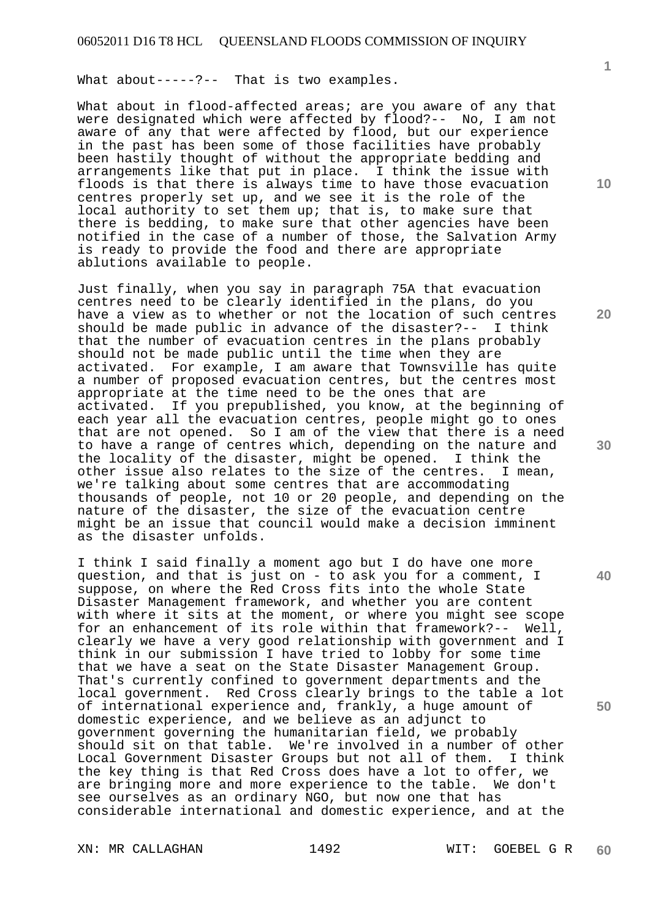What about-----?-- That is two examples.

What about in flood-affected areas; are you aware of any that were designated which were affected by flood?-- No, I am not aware of any that were affected by flood, but our experience in the past has been some of those facilities have probably been hastily thought of without the appropriate bedding and arrangements like that put in place. I think the issue with floods is that there is always time to have those evacuation centres properly set up, and we see it is the role of the local authority to set them up; that is, to make sure that there is bedding, to make sure that other agencies have been notified in the case of a number of those, the Salvation Army is ready to provide the food and there are appropriate ablutions available to people.

Just finally, when you say in paragraph 75A that evacuation centres need to be clearly identified in the plans, do you have a view as to whether or not the location of such centres should be made public in advance of the disaster?-- I think that the number of evacuation centres in the plans probably should not be made public until the time when they are activated. For example, I am aware that Townsville has quite a number of proposed evacuation centres, but the centres most appropriate at the time need to be the ones that are activated. If you prepublished, you know, at the beginning of each year all the evacuation centres, people might go to ones that are not opened. So I am of the view that there is a need to have a range of centres which, depending on the nature and the locality of the disaster, might be opened. I think the other issue also relates to the size of the centres. I mean, we're talking about some centres that are accommodating thousands of people, not 10 or 20 people, and depending on the nature of the disaster, the size of the evacuation centre might be an issue that council would make a decision imminent as the disaster unfolds.

I think I said finally a moment ago but I do have one more question, and that is just on - to ask you for a comment, I suppose, on where the Red Cross fits into the whole State Disaster Management framework, and whether you are content with where it sits at the moment, or where you might see scope for an enhancement of its role within that framework?-- Well, clearly we have a very good relationship with government and I think in our submission I have tried to lobby for some time that we have a seat on the State Disaster Management Group. That's currently confined to government departments and the local government. Red Cross clearly brings to the table a lot of international experience and, frankly, a huge amount of domestic experience, and we believe as an adjunct to government governing the humanitarian field, we probably should sit on that table. We're involved in a number of other Local Government Disaster Groups but not all of them. I think the key thing is that Red Cross does have a lot to offer, we are bringing more and more experience to the table. We don't see ourselves as an ordinary NGO, but now one that has considerable international and domestic experience, and at the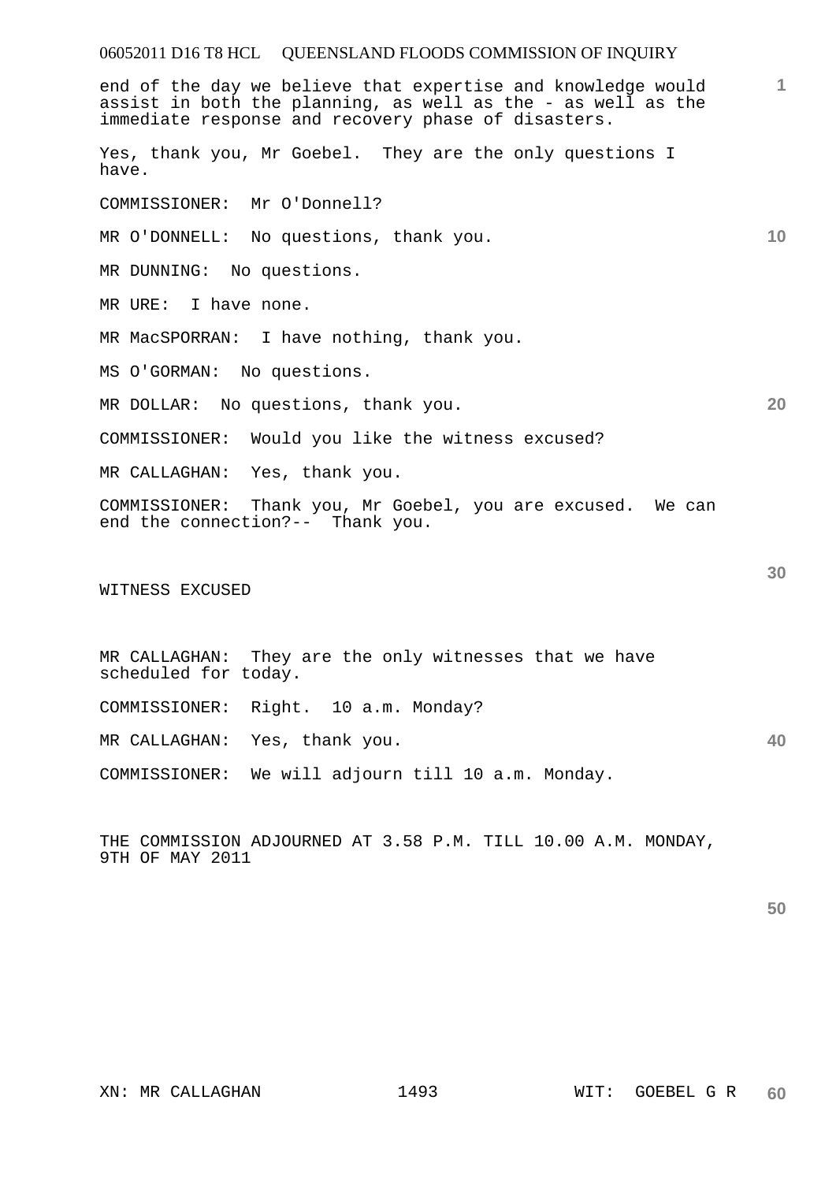end of the day we believe that expertise and knowledge would assist in both the planning, as well as the - as well as the immediate response and recovery phase of disasters.

Yes, thank you, Mr Goebel. They are the only questions I have.

COMMISSIONER: Mr O'Donnell?

MR O'DONNELL: No questions, thank you.

MR DUNNING: No questions.

MR URE: I have none.

MR MacSPORRAN: I have nothing, thank you.

MS O'GORMAN: No questions.

MR DOLLAR: No questions, thank you.

COMMISSIONER: Would you like the witness excused?

MR CALLAGHAN: Yes, thank you.

COMMISSIONER: Thank you, Mr Goebel, you are excused. We can end the connection?-- Thank you.

WITNESS EXCUSED

MR CALLAGHAN: They are the only witnesses that we have scheduled for today.

COMMISSIONER: Right. 10 a.m. Monday?

MR CALLAGHAN: Yes, thank you.

COMMISSIONER: We will adjourn till 10 a.m. Monday.

THE COMMISSION ADJOURNED AT 3.58 P.M. TILL 10.00 A.M. MONDAY, 9TH OF MAY 2011